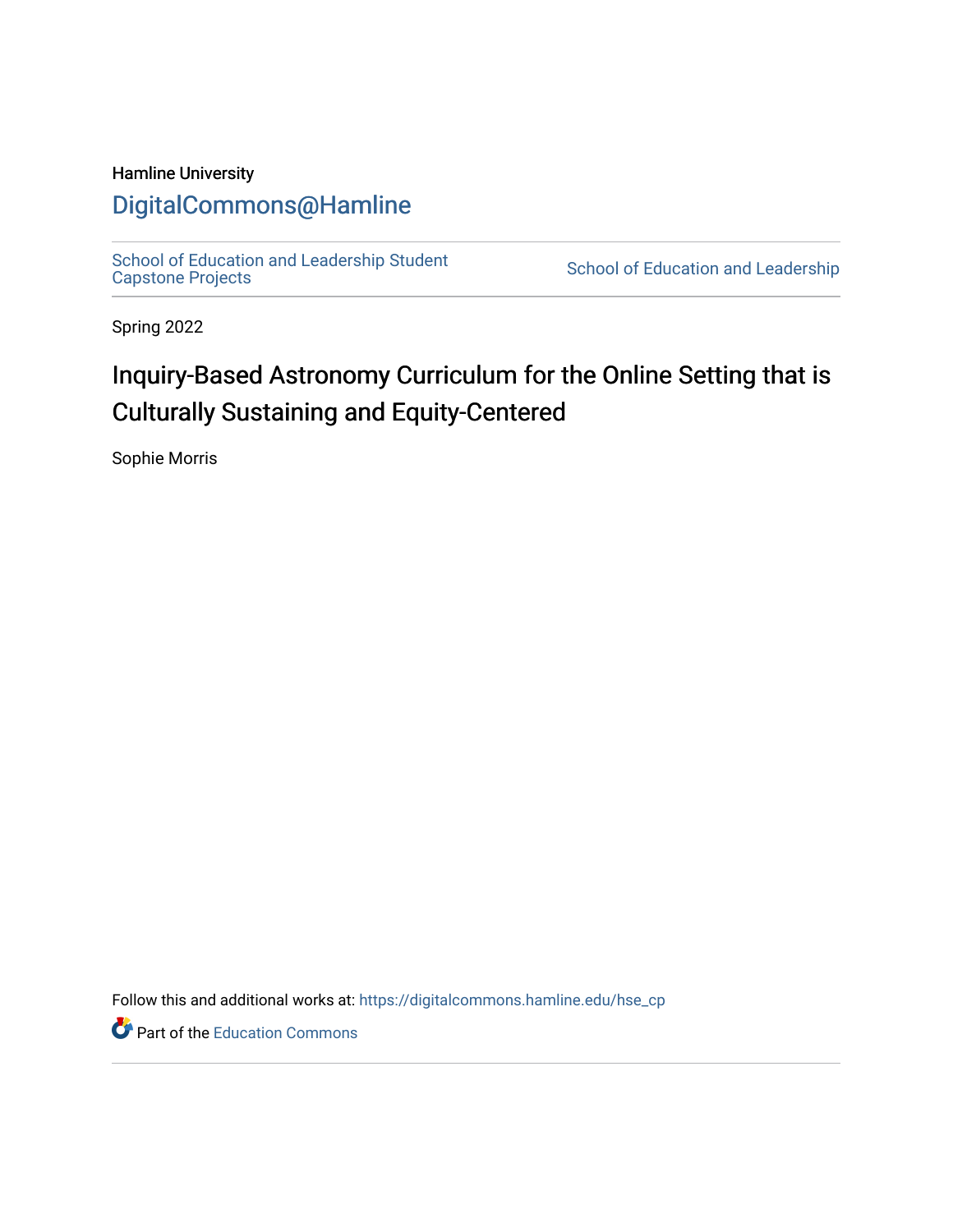Hamline University

# DigitalCommons@Hamline

School of Education and Leadership Student Capstone Projects | School of Education and Leadership

Spring 2022

## Inquiry-Based Astronomy Curriculum for the Online Setting that is Culturally Sustaining and Equity-Centered

Sophie Morris

Follow this and additional works at: https://digitalcommons.hamline.edu/hse_cp

Part of the Education Commons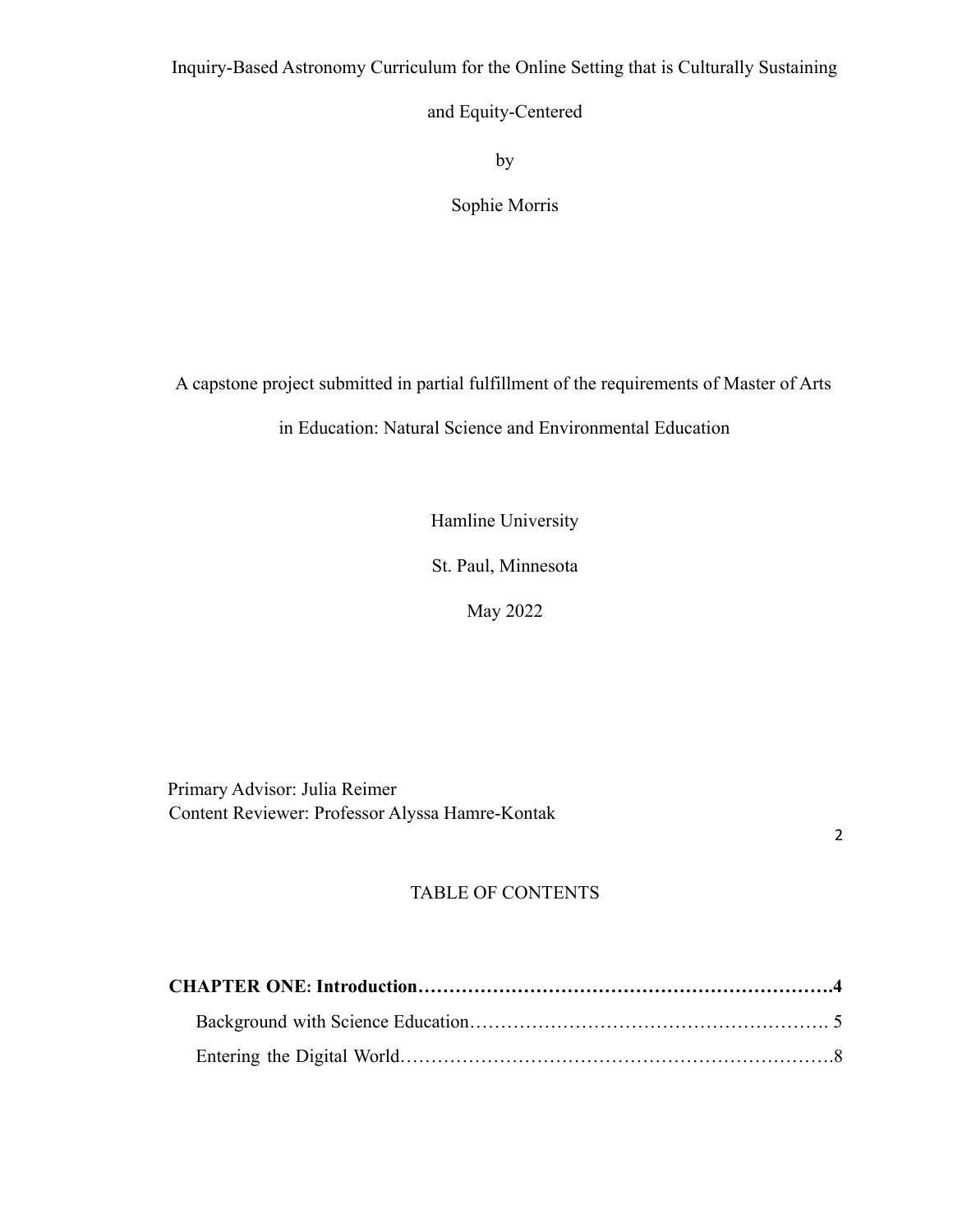Inquiry-Based Astronomy Curriculum for the Online Setting that is Culturally Sustaining and Equity-Centered

by

Sophie Morris

A capstone project submitted in partial fulfillment of the requirements of Master of Arts in Education: Natural Science and Environmental Education

Hamline University

St. Paul, Minnesota

May 2022

Primary Advisor: Julia Reimer
Content Reviewer: Professor Alyssa Hamre-Kontak

## TABLE OF CONTENTS

**CHAPTER ONE: Introduction……………………………………………………………4**

Background with Science Education…………………………………………………. 5

Entering the Digital World………………………………………………………………8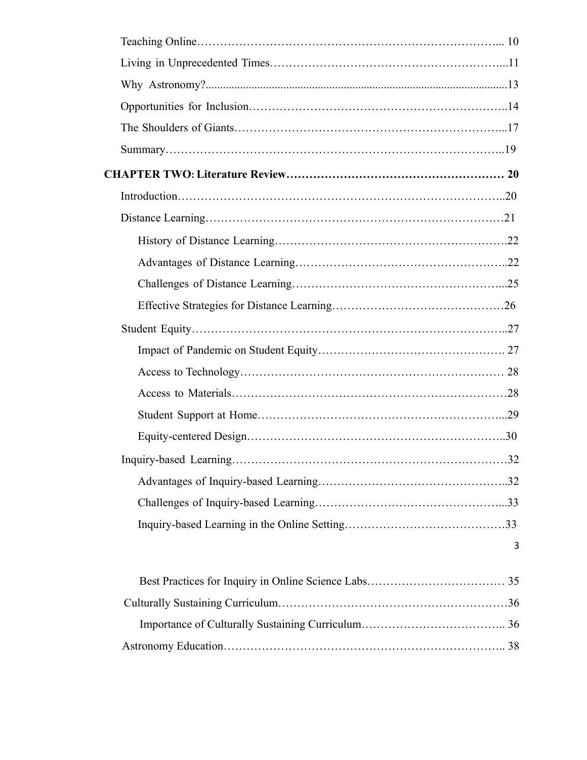Teaching Online………………………………………………………………….. 10

Living in Unprecedented Times…………………………………………………...11

Why Astronomy?......................................................................................................13

Opportunities for Inclusion………………………………………………………..14

The Shoulders of Giants…………………………………………………………...17

Summary…………………………………………………………………………..19

**CHAPTER TWO: Literature Review……………………………………………… 20**

Introduction………………………………………………………………………..20

Distance Learning…………………………………………………………………21

History of Distance Learning…………………………………………………….22

Advantages of Distance Learning………………………………………………..22

Challenges of Distance Learning………………………………………………...25

Effective Strategies for Distance Learning……………………………………26

Student Equity……………………………………………………………………..27

Impact of Pandemic on Student Equity…………………………………………. 27

Access to Technology……………………………………………………… 28

Access to Materials…………………………………………………………28

Student Support at Home…………………………………………………...29

Equity-centered Design……………………………………………………..30

Inquiry-based Learning……………………………………………………………32

Advantages of Inquiry-based Learning…………………………………………..32

Challenges of Inquiry-based Learning…………………………………………...33

Inquiry-based Learning in the Online Setting……………………………………33

Best Practices for Inquiry in Online Science Labs……………………………… 35

Culturally Sustaining Curriculum…………………………………………………36

Importance of Culturally Sustaining Curriculum……………………………….. 36

Astronomy Education…………………………………………………………….. 38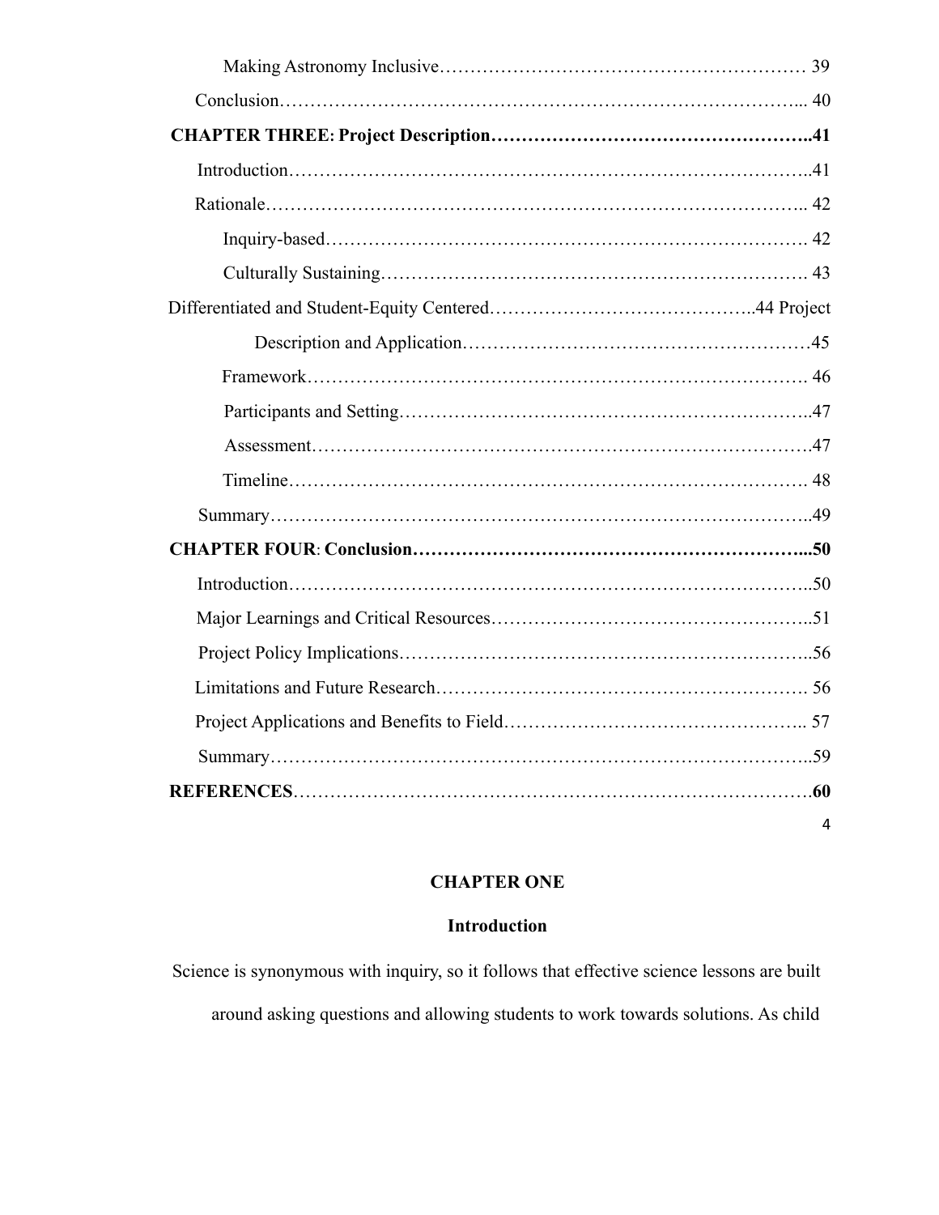Making Astronomy Inclusive…………………………………………………… 39

Conclusion……………………………………………………………………... 40

**CHAPTER THREE: Project Description……………………………………………..41**

Introduction…………………………………………………………………..41

Rationale…………………………………………………………………….. 42

Inquiry-based………………………………………………………………. 42

Culturally Sustaining………………………………………………………. 43

Differentiated and Student-Equity Centered…………………………………..44

Project Description and Application………………………………………………45

Framework…………………………………………………………………. 46

Participants and Setting…………………………………………………………..47

Assessment…………………………………………………………………..47

Timeline……………………………………………………………………. 48

Summary……………………………………………………………………..49

**CHAPTER FOUR: Conclusion………………………………………………………...50**

Introduction…………………………………………………………………..50

Major Learnings and Critical Resources……………………………………………..51

Project Policy Implications…………………………………………………………..56

Limitations and Future Research………………………………………………. 56

Project Applications and Benefits to Field……………………………………….. 57

Summary……………………………………………………………………..59

**REFERENCES…………………………………………………………………….60**

# CHAPTER ONE

## Introduction

Science is synonymous with inquiry, so it follows that effective science lessons are built around asking questions and allowing students to work towards solutions. As child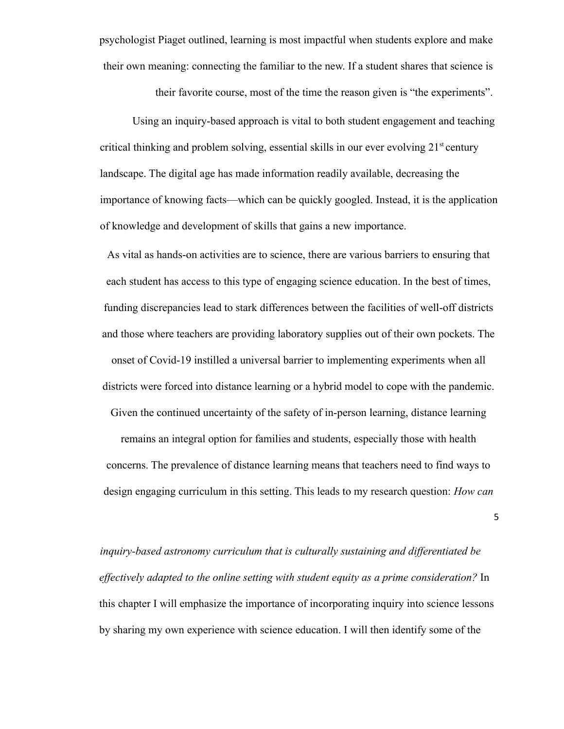psychologist Piaget outlined, learning is most impactful when students explore and make their own meaning: connecting the familiar to the new. If a student shares that science is their favorite course, most of the time the reason given is "the experiments".

Using an inquiry-based approach is vital to both student engagement and teaching critical thinking and problem solving, essential skills in our ever evolving 21st century landscape. The digital age has made information readily available, decreasing the importance of knowing facts—which can be quickly googled. Instead, it is the application of knowledge and development of skills that gains a new importance.

As vital as hands-on activities are to science, there are various barriers to ensuring that each student has access to this type of engaging science education. In the best of times, funding discrepancies lead to stark differences between the facilities of well-off districts and those where teachers are providing laboratory supplies out of their own pockets. The onset of Covid-19 instilled a universal barrier to implementing experiments when all districts were forced into distance learning or a hybrid model to cope with the pandemic. Given the continued uncertainty of the safety of in-person learning, distance learning remains an integral option for families and students, especially those with health concerns. The prevalence of distance learning means that teachers need to find ways to design engaging curriculum in this setting. This leads to my research question: *How can inquiry-based astronomy curriculum that is culturally sustaining and differentiated be effectively adapted to the online setting with student equity as a prime consideration?* In this chapter I will emphasize the importance of incorporating inquiry into science lessons by sharing my own experience with science education. I will then identify some of the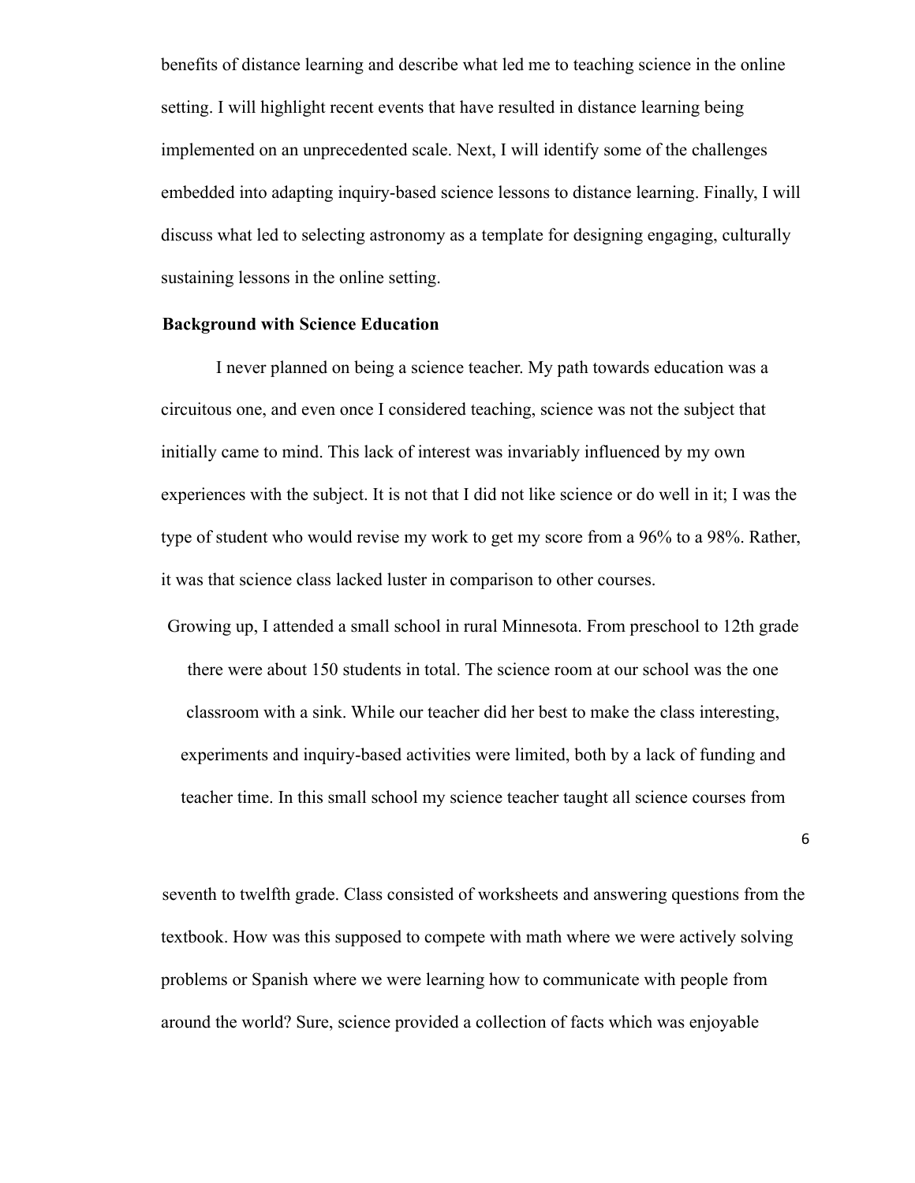benefits of distance learning and describe what led me to teaching science in the online setting. I will highlight recent events that have resulted in distance learning being implemented on an unprecedented scale. Next, I will identify some of the challenges embedded into adapting inquiry-based science lessons to distance learning. Finally, I will discuss what led to selecting astronomy as a template for designing engaging, culturally sustaining lessons in the online setting.

**Background with Science Education**

I never planned on being a science teacher. My path towards education was a circuitous one, and even once I considered teaching, science was not the subject that initially came to mind. This lack of interest was invariably influenced by my own experiences with the subject. It is not that I did not like science or do well in it; I was the type of student who would revise my work to get my score from a 96% to a 98%. Rather, it was that science class lacked luster in comparison to other courses.

Growing up, I attended a small school in rural Minnesota. From preschool to 12th grade there were about 150 students in total. The science room at our school was the one classroom with a sink. While our teacher did her best to make the class interesting, experiments and inquiry-based activities were limited, both by a lack of funding and teacher time. In this small school my science teacher taught all science courses from seventh to twelfth grade. Class consisted of worksheets and answering questions from the textbook. How was this supposed to compete with math where we were actively solving problems or Spanish where we were learning how to communicate with people from around the world? Sure, science provided a collection of facts which was enjoyable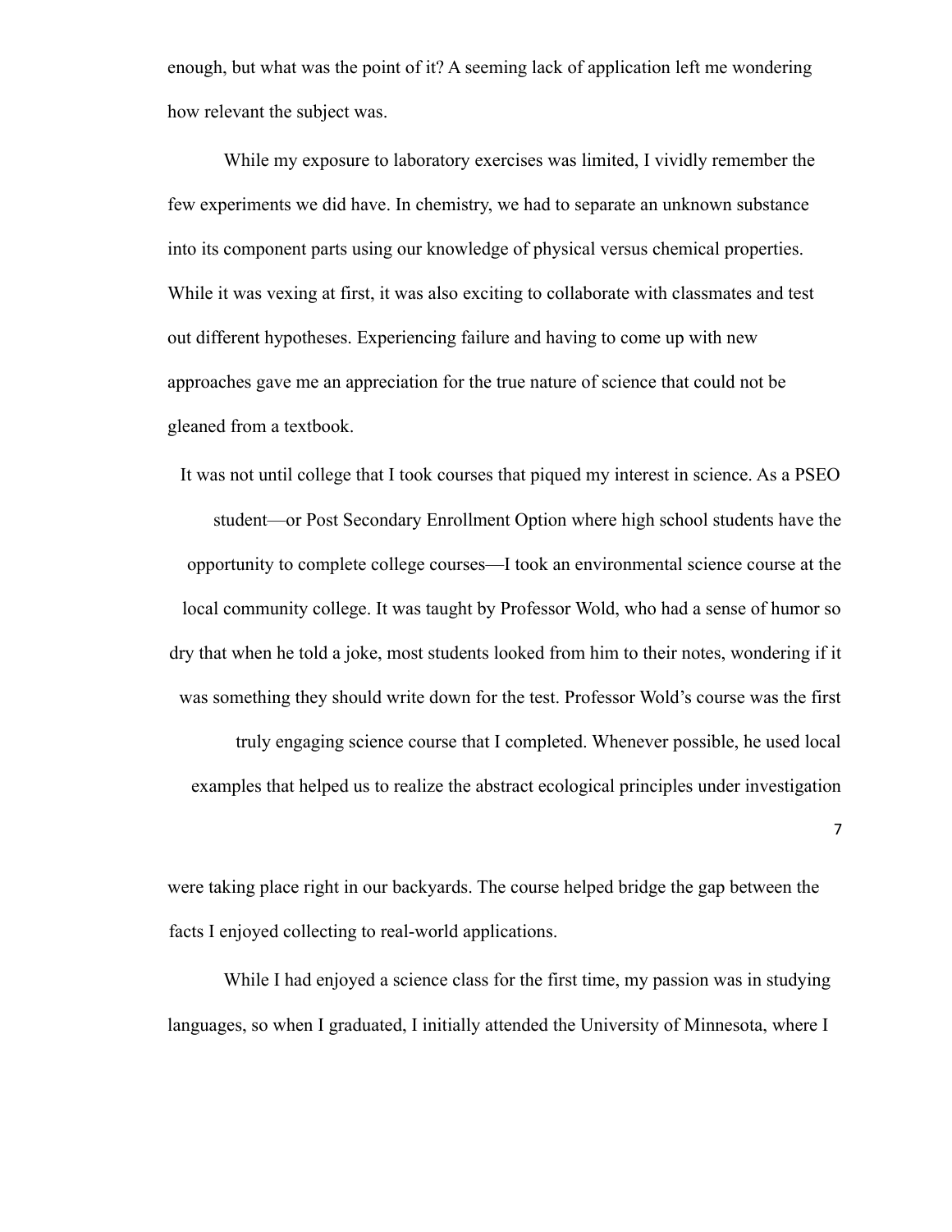enough, but what was the point of it? A seeming lack of application left me wondering how relevant the subject was.

While my exposure to laboratory exercises was limited, I vividly remember the few experiments we did have. In chemistry, we had to separate an unknown substance into its component parts using our knowledge of physical versus chemical properties. While it was vexing at first, it was also exciting to collaborate with classmates and test out different hypotheses. Experiencing failure and having to come up with new approaches gave me an appreciation for the true nature of science that could not be gleaned from a textbook.

It was not until college that I took courses that piqued my interest in science. As a PSEO student—or Post Secondary Enrollment Option where high school students have the opportunity to complete college courses—I took an environmental science course at the local community college. It was taught by Professor Wold, who had a sense of humor so dry that when he told a joke, most students looked from him to their notes, wondering if it was something they should write down for the test. Professor Wold's course was the first truly engaging science course that I completed. Whenever possible, he used local examples that helped us to realize the abstract ecological principles under investigation were taking place right in our backyards. The course helped bridge the gap between the facts I enjoyed collecting to real-world applications.

While I had enjoyed a science class for the first time, my passion was in studying languages, so when I graduated, I initially attended the University of Minnesota, where I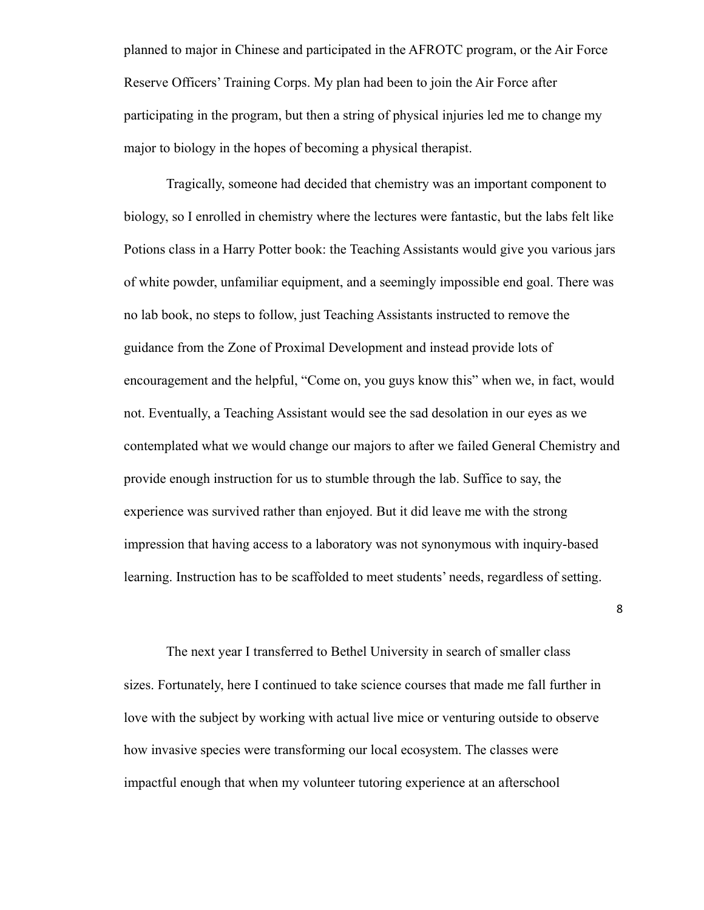planned to major in Chinese and participated in the AFROTC program, or the Air Force Reserve Officers' Training Corps. My plan had been to join the Air Force after participating in the program, but then a string of physical injuries led me to change my major to biology in the hopes of becoming a physical therapist.

Tragically, someone had decided that chemistry was an important component to biology, so I enrolled in chemistry where the lectures were fantastic, but the labs felt like Potions class in a Harry Potter book: the Teaching Assistants would give you various jars of white powder, unfamiliar equipment, and a seemingly impossible end goal. There was no lab book, no steps to follow, just Teaching Assistants instructed to remove the guidance from the Zone of Proximal Development and instead provide lots of encouragement and the helpful, "Come on, you guys know this" when we, in fact, would not. Eventually, a Teaching Assistant would see the sad desolation in our eyes as we contemplated what we would change our majors to after we failed General Chemistry and provide enough instruction for us to stumble through the lab. Suffice to say, the experience was survived rather than enjoyed. But it did leave me with the strong impression that having access to a laboratory was not synonymous with inquiry-based learning. Instruction has to be scaffolded to meet students' needs, regardless of setting.

The next year I transferred to Bethel University in search of smaller class sizes. Fortunately, here I continued to take science courses that made me fall further in love with the subject by working with actual live mice or venturing outside to observe how invasive species were transforming our local ecosystem. The classes were impactful enough that when my volunteer tutoring experience at an afterschool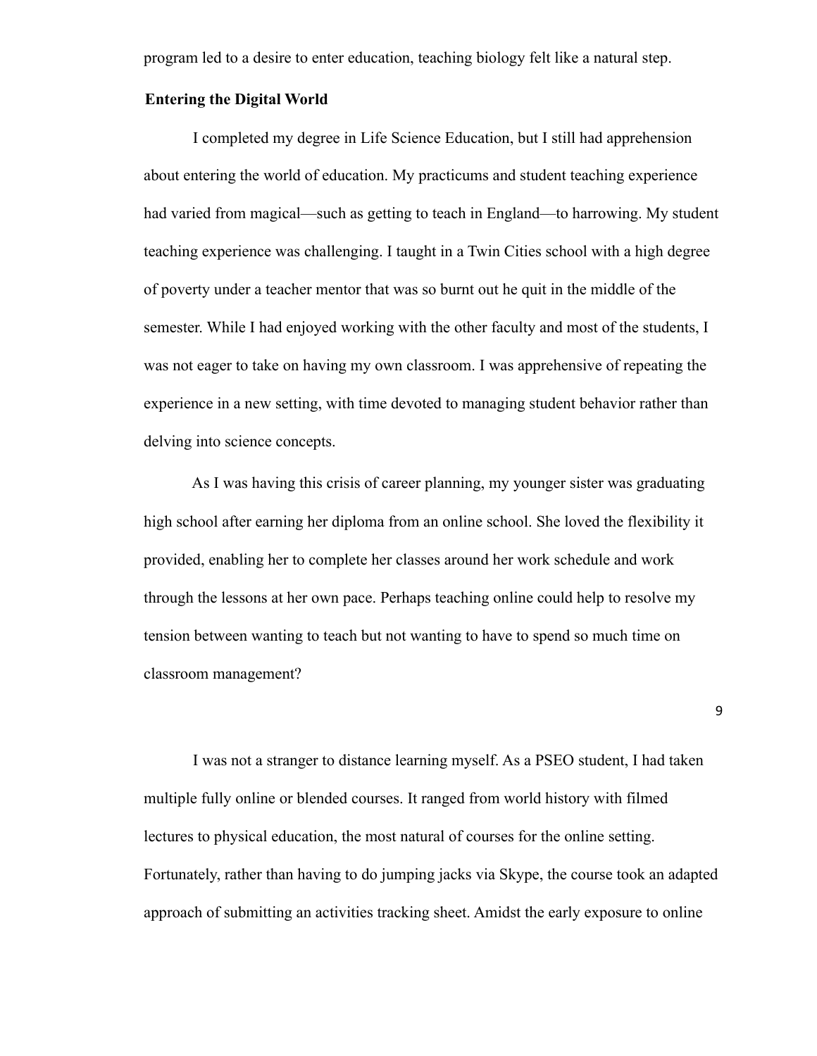program led to a desire to enter education, teaching biology felt like a natural step.

**Entering the Digital World**

I completed my degree in Life Science Education, but I still had apprehension about entering the world of education. My practicums and student teaching experience had varied from magical—such as getting to teach in England—to harrowing. My student teaching experience was challenging. I taught in a Twin Cities school with a high degree of poverty under a teacher mentor that was so burnt out he quit in the middle of the semester. While I had enjoyed working with the other faculty and most of the students, I was not eager to take on having my own classroom. I was apprehensive of repeating the experience in a new setting, with time devoted to managing student behavior rather than delving into science concepts.

As I was having this crisis of career planning, my younger sister was graduating high school after earning her diploma from an online school. She loved the flexibility it provided, enabling her to complete her classes around her work schedule and work through the lessons at her own pace. Perhaps teaching online could help to resolve my tension between wanting to teach but not wanting to have to spend so much time on classroom management?

I was not a stranger to distance learning myself. As a PSEO student, I had taken multiple fully online or blended courses. It ranged from world history with filmed lectures to physical education, the most natural of courses for the online setting. Fortunately, rather than having to do jumping jacks via Skype, the course took an adapted approach of submitting an activities tracking sheet. Amidst the early exposure to online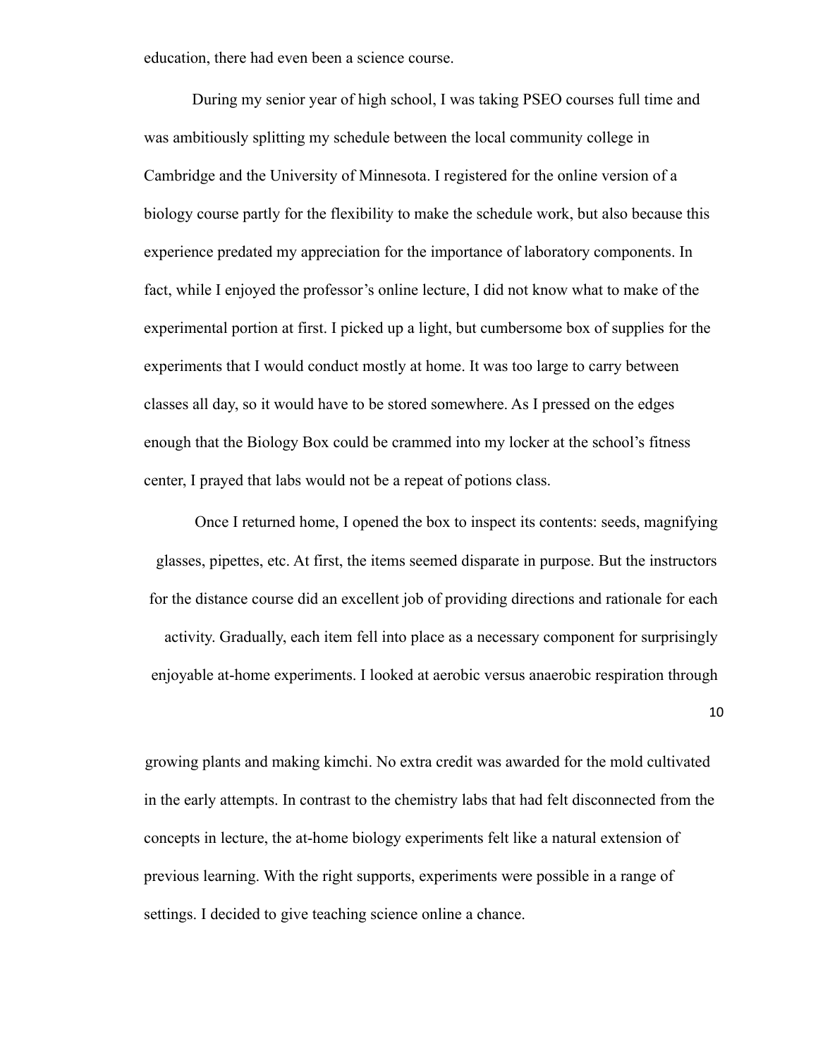education, there had even been a science course.

During my senior year of high school, I was taking PSEO courses full time and was ambitiously splitting my schedule between the local community college in Cambridge and the University of Minnesota. I registered for the online version of a biology course partly for the flexibility to make the schedule work, but also because this experience predated my appreciation for the importance of laboratory components. In fact, while I enjoyed the professor's online lecture, I did not know what to make of the experimental portion at first. I picked up a light, but cumbersome box of supplies for the experiments that I would conduct mostly at home. It was too large to carry between classes all day, so it would have to be stored somewhere. As I pressed on the edges enough that the Biology Box could be crammed into my locker at the school's fitness center, I prayed that labs would not be a repeat of potions class.

Once I returned home, I opened the box to inspect its contents: seeds, magnifying glasses, pipettes, etc. At first, the items seemed disparate in purpose. But the instructors for the distance course did an excellent job of providing directions and rationale for each activity. Gradually, each item fell into place as a necessary component for surprisingly enjoyable at-home experiments. I looked at aerobic versus anaerobic respiration through growing plants and making kimchi. No extra credit was awarded for the mold cultivated in the early attempts. In contrast to the chemistry labs that had felt disconnected from the concepts in lecture, the at-home biology experiments felt like a natural extension of previous learning. With the right supports, experiments were possible in a range of settings. I decided to give teaching science online a chance.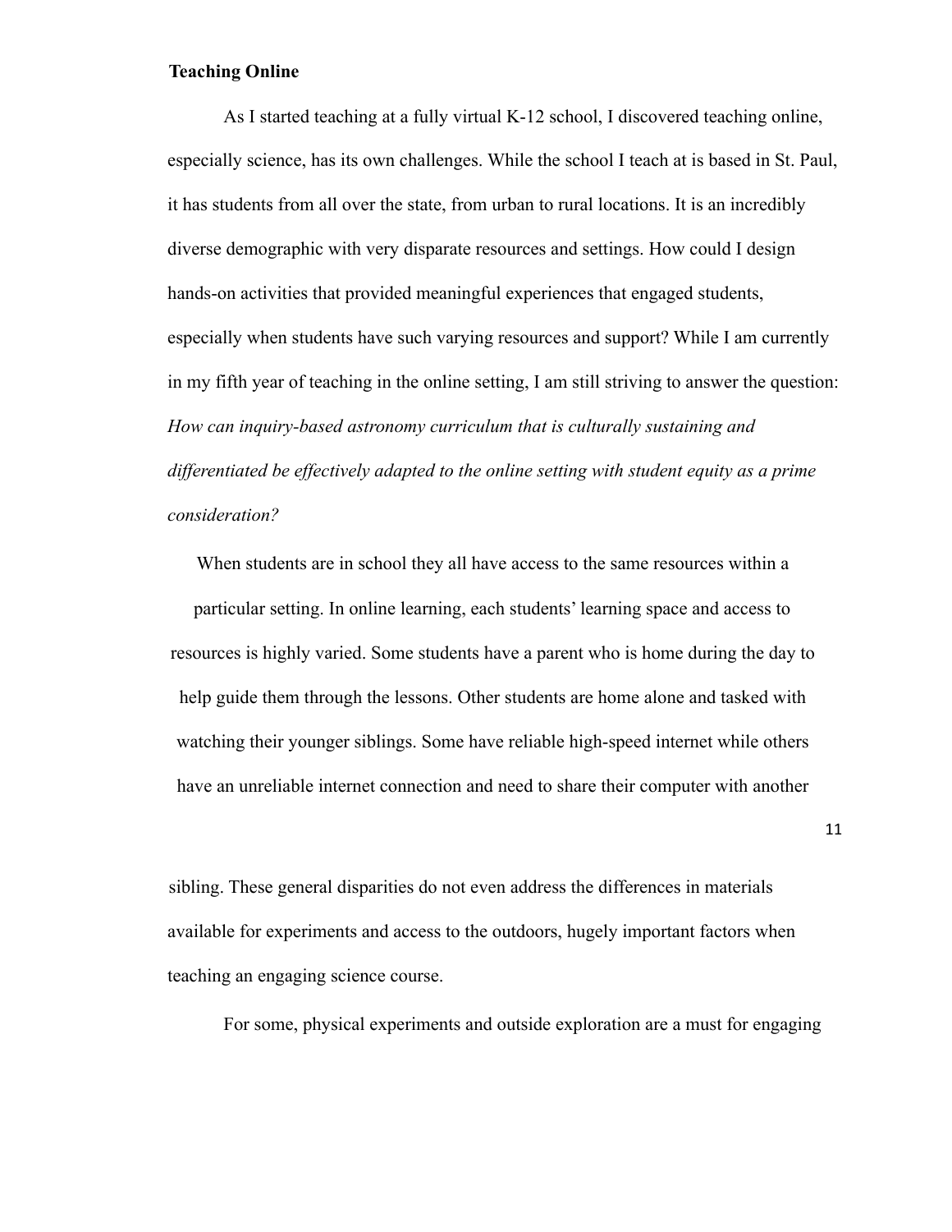## Teaching Online

As I started teaching at a fully virtual K-12 school, I discovered teaching online, especially science, has its own challenges. While the school I teach at is based in St. Paul, it has students from all over the state, from urban to rural locations. It is an incredibly diverse demographic with very disparate resources and settings. How could I design hands-on activities that provided meaningful experiences that engaged students, especially when students have such varying resources and support? While I am currently in my fifth year of teaching in the online setting, I am still striving to answer the question: *How can inquiry-based astronomy curriculum that is culturally sustaining and differentiated be effectively adapted to the online setting with student equity as a prime consideration?*

When students are in school they all have access to the same resources within a particular setting. In online learning, each students' learning space and access to resources is highly varied. Some students have a parent who is home during the day to help guide them through the lessons. Other students are home alone and tasked with watching their younger siblings. Some have reliable high-speed internet while others have an unreliable internet connection and need to share their computer with another sibling. These general disparities do not even address the differences in materials available for experiments and access to the outdoors, hugely important factors when teaching an engaging science course.

For some, physical experiments and outside exploration are a must for engaging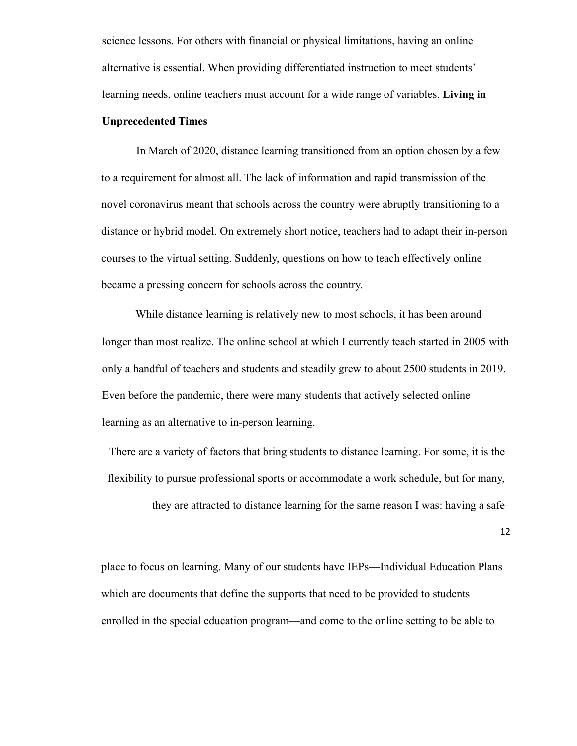science lessons. For others with financial or physical limitations, having an online alternative is essential. When providing differentiated instruction to meet students' learning needs, online teachers must account for a wide range of variables.

## Living in Unprecedented Times

In March of 2020, distance learning transitioned from an option chosen by a few to a requirement for almost all. The lack of information and rapid transmission of the novel coronavirus meant that schools across the country were abruptly transitioning to a distance or hybrid model. On extremely short notice, teachers had to adapt their in-person courses to the virtual setting. Suddenly, questions on how to teach effectively online became a pressing concern for schools across the country.

While distance learning is relatively new to most schools, it has been around longer than most realize. The online school at which I currently teach started in 2005 with only a handful of teachers and students and steadily grew to about 2500 students in 2019. Even before the pandemic, there were many students that actively selected online learning as an alternative to in-person learning.

There are a variety of factors that bring students to distance learning. For some, it is the flexibility to pursue professional sports or accommodate a work schedule, but for many, they are attracted to distance learning for the same reason I was: having a safe place to focus on learning. Many of our students have IEPs—Individual Education Plans which are documents that define the supports that need to be provided to students enrolled in the special education program—and come to the online setting to be able to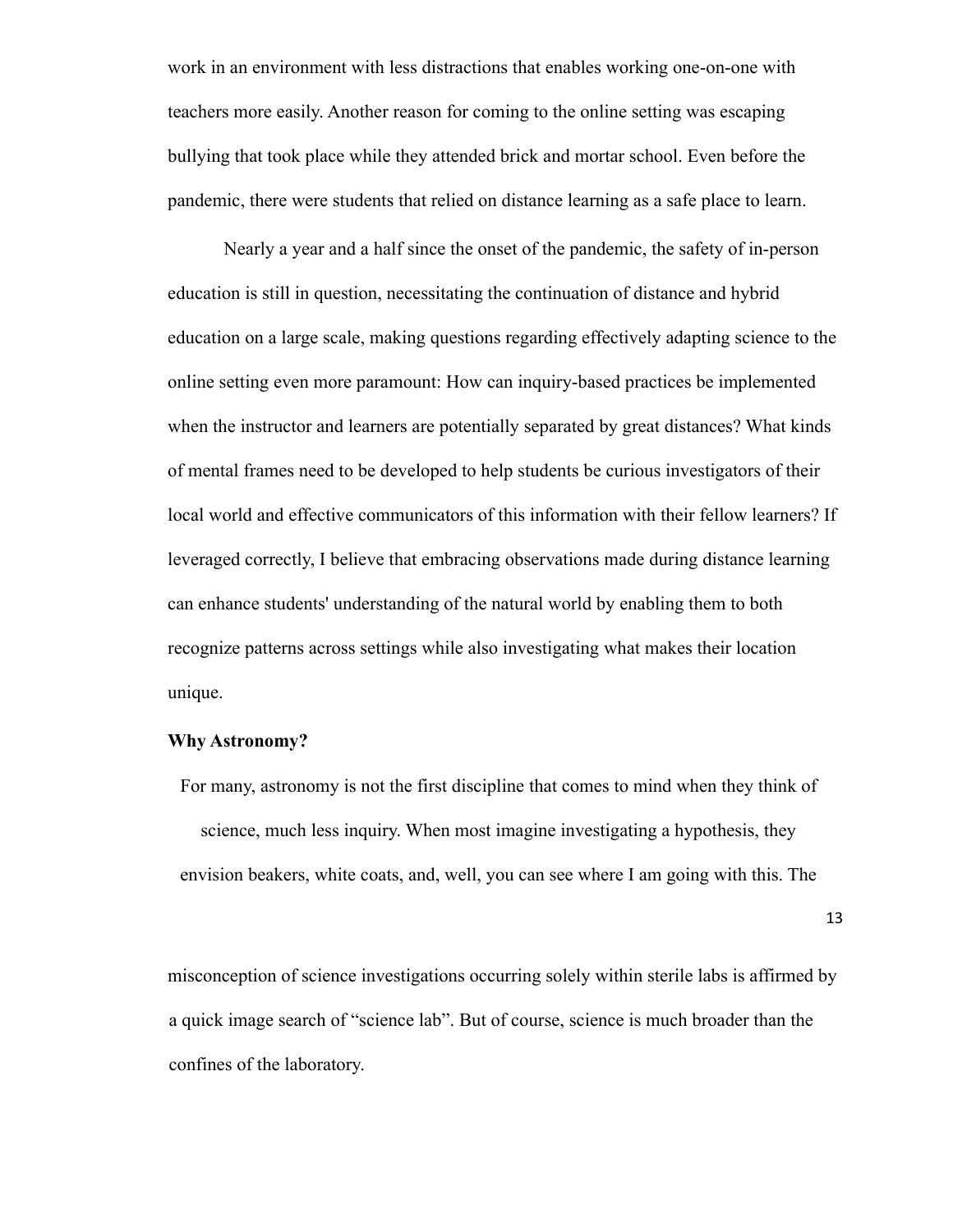work in an environment with less distractions that enables working one-on-one with teachers more easily. Another reason for coming to the online setting was escaping bullying that took place while they attended brick and mortar school. Even before the pandemic, there were students that relied on distance learning as a safe place to learn.

Nearly a year and a half since the onset of the pandemic, the safety of in-person education is still in question, necessitating the continuation of distance and hybrid education on a large scale, making questions regarding effectively adapting science to the online setting even more paramount: How can inquiry-based practices be implemented when the instructor and learners are potentially separated by great distances? What kinds of mental frames need to be developed to help students be curious investigators of their local world and effective communicators of this information with their fellow learners? If leveraged correctly, I believe that embracing observations made during distance learning can enhance students' understanding of the natural world by enabling them to both recognize patterns across settings while also investigating what makes their location unique.

**Why Astronomy?**

For many, astronomy is not the first discipline that comes to mind when they think of science, much less inquiry. When most imagine investigating a hypothesis, they envision beakers, white coats, and, well, you can see where I am going with this. The misconception of science investigations occurring solely within sterile labs is affirmed by a quick image search of "science lab". But of course, science is much broader than the confines of the laboratory.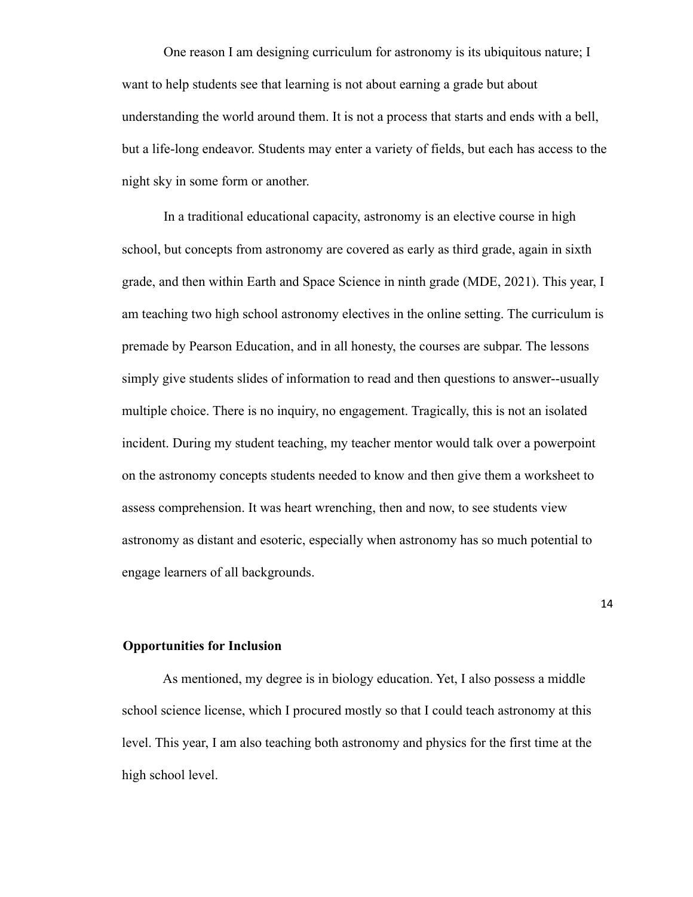One reason I am designing curriculum for astronomy is its ubiquitous nature; I want to help students see that learning is not about earning a grade but about understanding the world around them. It is not a process that starts and ends with a bell, but a life-long endeavor. Students may enter a variety of fields, but each has access to the night sky in some form or another.

In a traditional educational capacity, astronomy is an elective course in high school, but concepts from astronomy are covered as early as third grade, again in sixth grade, and then within Earth and Space Science in ninth grade (MDE, 2021). This year, I am teaching two high school astronomy electives in the online setting. The curriculum is premade by Pearson Education, and in all honesty, the courses are subpar. The lessons simply give students slides of information to read and then questions to answer--usually multiple choice. There is no inquiry, no engagement. Tragically, this is not an isolated incident. During my student teaching, my teacher mentor would talk over a powerpoint on the astronomy concepts students needed to know and then give them a worksheet to assess comprehension. It was heart wrenching, then and now, to see students view astronomy as distant and esoteric, especially when astronomy has so much potential to engage learners of all backgrounds.

## Opportunities for Inclusion

As mentioned, my degree is in biology education. Yet, I also possess a middle school science license, which I procured mostly so that I could teach astronomy at this level. This year, I am also teaching both astronomy and physics for the first time at the high school level.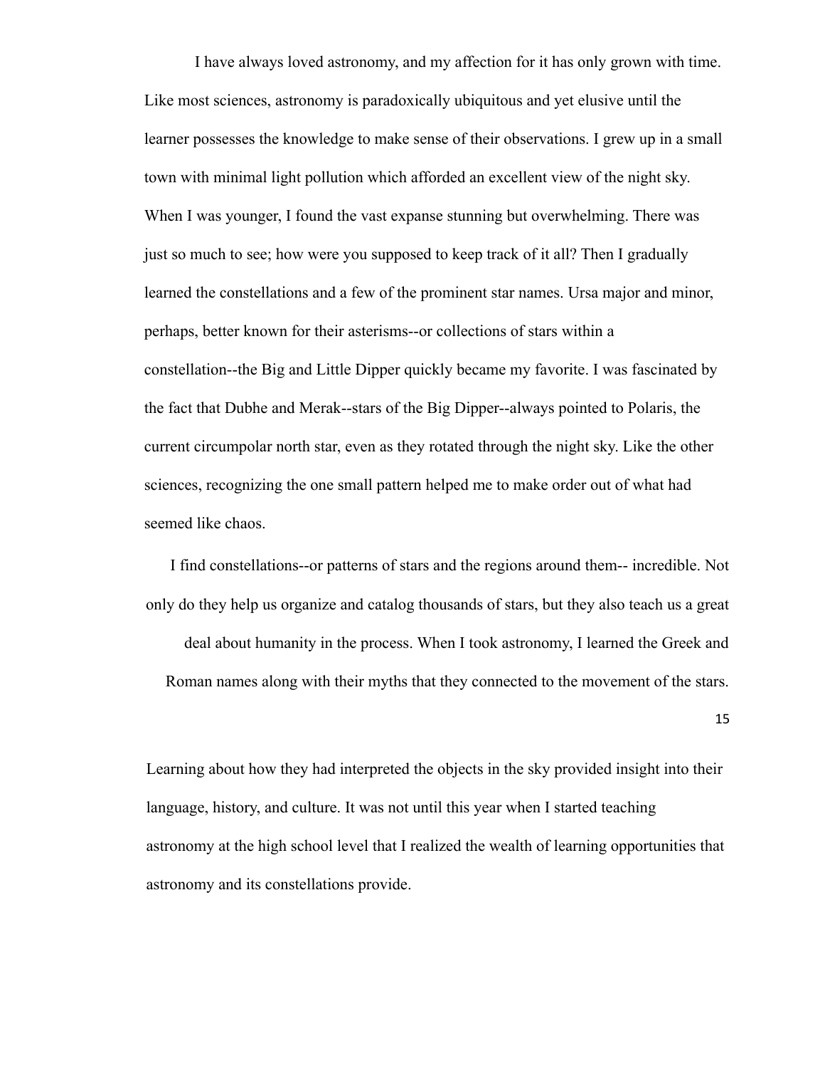I have always loved astronomy, and my affection for it has only grown with time. Like most sciences, astronomy is paradoxically ubiquitous and yet elusive until the learner possesses the knowledge to make sense of their observations. I grew up in a small town with minimal light pollution which afforded an excellent view of the night sky. When I was younger, I found the vast expanse stunning but overwhelming. There was just so much to see; how were you supposed to keep track of it all? Then I gradually learned the constellations and a few of the prominent star names. Ursa major and minor, perhaps, better known for their asterisms--or collections of stars within a constellation--the Big and Little Dipper quickly became my favorite. I was fascinated by the fact that Dubhe and Merak--stars of the Big Dipper--always pointed to Polaris, the current circumpolar north star, even as they rotated through the night sky. Like the other sciences, recognizing the one small pattern helped me to make order out of what had seemed like chaos.

I find constellations--or patterns of stars and the regions around them-- incredible. Not only do they help us organize and catalog thousands of stars, but they also teach us a great deal about humanity in the process. When I took astronomy, I learned the Greek and Roman names along with their myths that they connected to the movement of the stars. Learning about how they had interpreted the objects in the sky provided insight into their language, history, and culture. It was not until this year when I started teaching astronomy at the high school level that I realized the wealth of learning opportunities that astronomy and its constellations provide.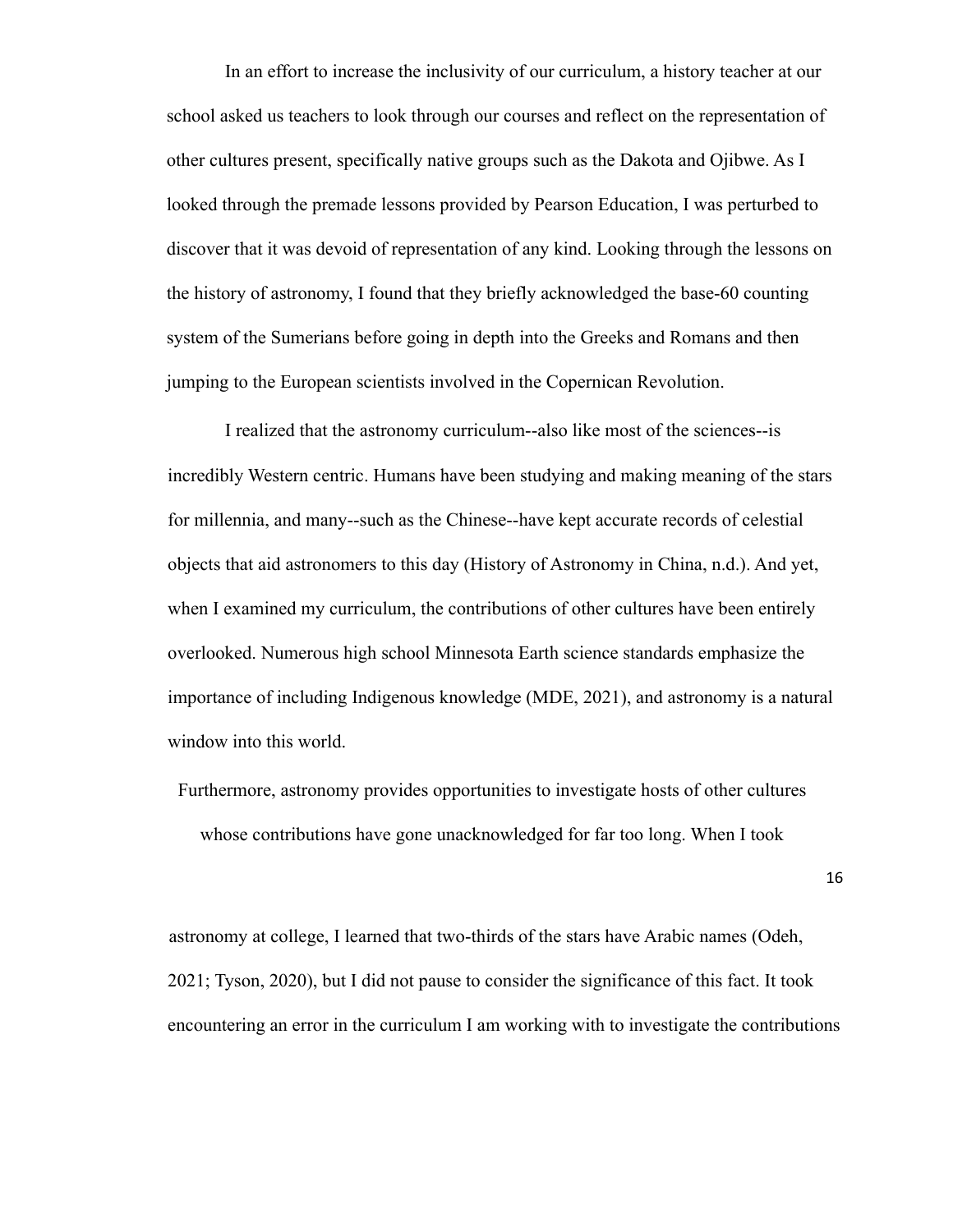In an effort to increase the inclusivity of our curriculum, a history teacher at our school asked us teachers to look through our courses and reflect on the representation of other cultures present, specifically native groups such as the Dakota and Ojibwe. As I looked through the premade lessons provided by Pearson Education, I was perturbed to discover that it was devoid of representation of any kind. Looking through the lessons on the history of astronomy, I found that they briefly acknowledged the base-60 counting system of the Sumerians before going in depth into the Greeks and Romans and then jumping to the European scientists involved in the Copernican Revolution.

I realized that the astronomy curriculum--also like most of the sciences--is incredibly Western centric. Humans have been studying and making meaning of the stars for millennia, and many--such as the Chinese--have kept accurate records of celestial objects that aid astronomers to this day (History of Astronomy in China, n.d.). And yet, when I examined my curriculum, the contributions of other cultures have been entirely overlooked. Numerous high school Minnesota Earth science standards emphasize the importance of including Indigenous knowledge (MDE, 2021), and astronomy is a natural window into this world.

Furthermore, astronomy provides opportunities to investigate hosts of other cultures whose contributions have gone unacknowledged for far too long. When I took astronomy at college, I learned that two-thirds of the stars have Arabic names (Odeh, 2021; Tyson, 2020), but I did not pause to consider the significance of this fact. It took encountering an error in the curriculum I am working with to investigate the contributions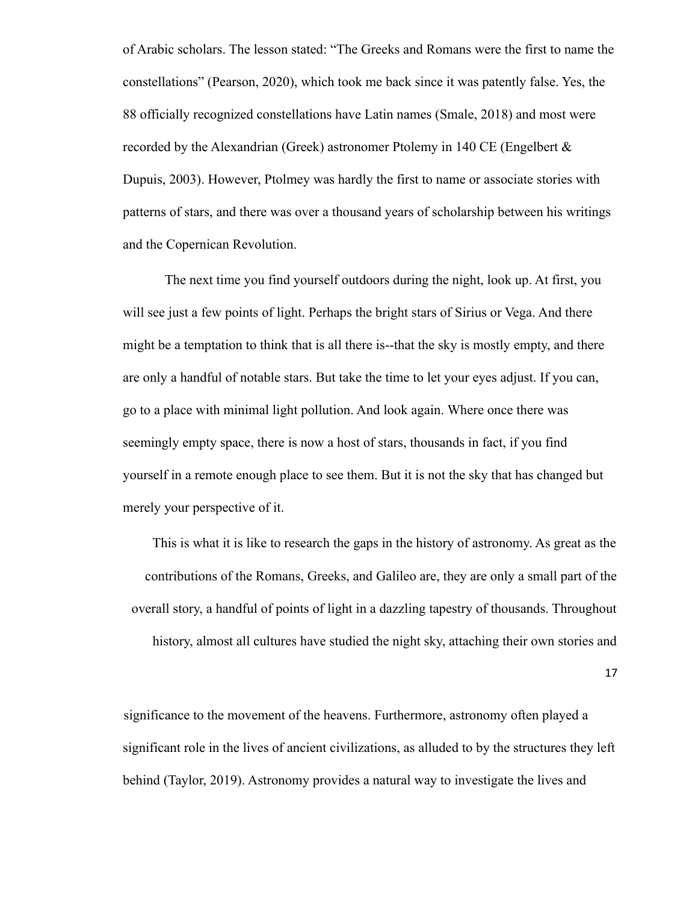of Arabic scholars. The lesson stated: “The Greeks and Romans were the first to name the constellations” (Pearson, 2020), which took me back since it was patently false. Yes, the 88 officially recognized constellations have Latin names (Smale, 2018) and most were recorded by the Alexandrian (Greek) astronomer Ptolemy in 140 CE (Engelbert & Dupuis, 2003). However, Ptolmey was hardly the first to name or associate stories with patterns of stars, and there was over a thousand years of scholarship between his writings and the Copernican Revolution.

The next time you find yourself outdoors during the night, look up. At first, you will see just a few points of light. Perhaps the bright stars of Sirius or Vega. And there might be a temptation to think that is all there is--that the sky is mostly empty, and there are only a handful of notable stars. But take the time to let your eyes adjust. If you can, go to a place with minimal light pollution. And look again. Where once there was seemingly empty space, there is now a host of stars, thousands in fact, if you find yourself in a remote enough place to see them. But it is not the sky that has changed but merely your perspective of it.

This is what it is like to research the gaps in the history of astronomy. As great as the contributions of the Romans, Greeks, and Galileo are, they are only a small part of the overall story, a handful of points of light in a dazzling tapestry of thousands. Throughout history, almost all cultures have studied the night sky, attaching their own stories and significance to the movement of the heavens. Furthermore, astronomy often played a significant role in the lives of ancient civilizations, as alluded to by the structures they left behind (Taylor, 2019). Astronomy provides a natural way to investigate the lives and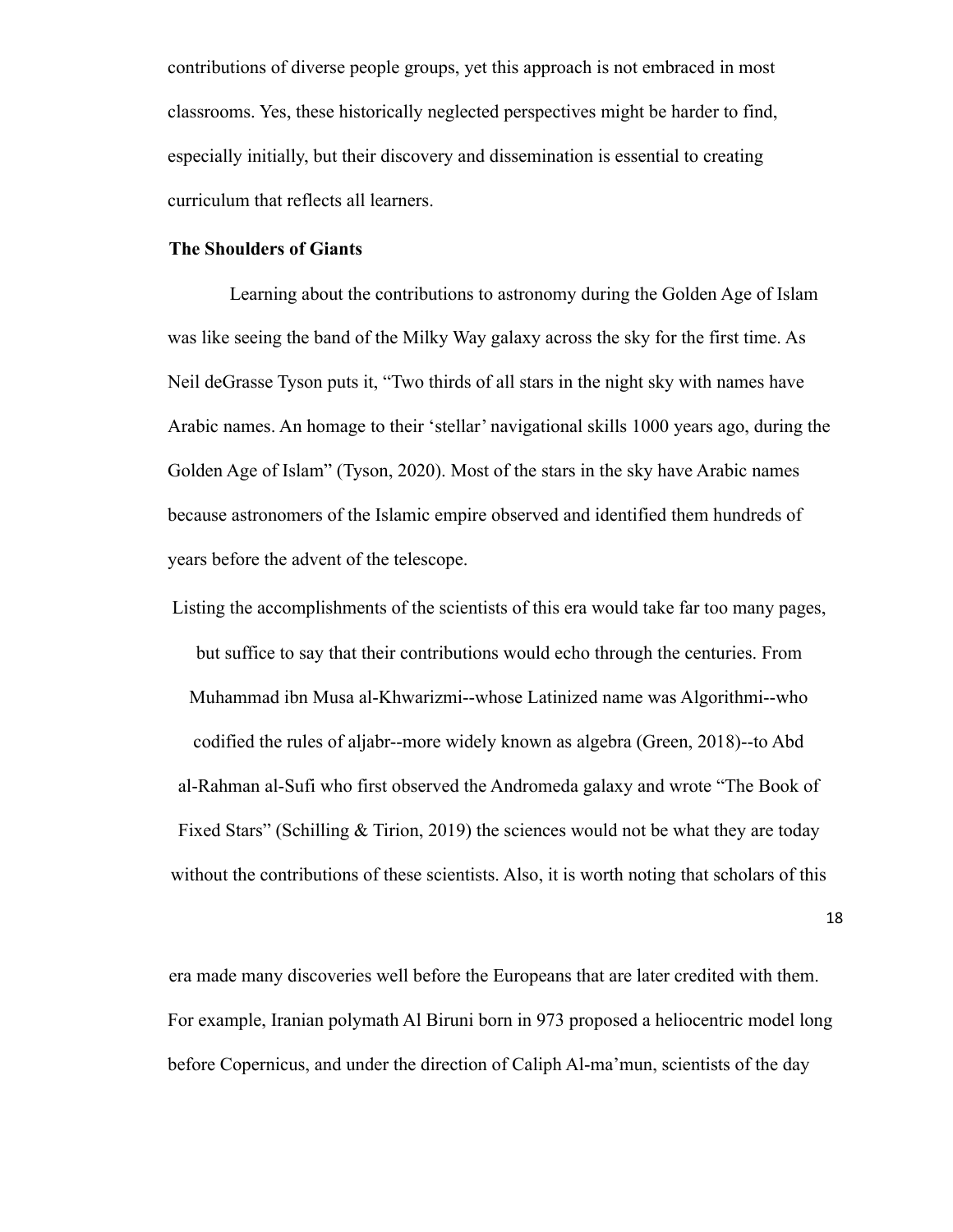contributions of diverse people groups, yet this approach is not embraced in most classrooms. Yes, these historically neglected perspectives might be harder to find, especially initially, but their discovery and dissemination is essential to creating curriculum that reflects all learners.

**The Shoulders of Giants**

Learning about the contributions to astronomy during the Golden Age of Islam was like seeing the band of the Milky Way galaxy across the sky for the first time. As Neil deGrasse Tyson puts it, "Two thirds of all stars in the night sky with names have Arabic names. An homage to their 'stellar' navigational skills 1000 years ago, during the Golden Age of Islam" (Tyson, 2020). Most of the stars in the sky have Arabic names because astronomers of the Islamic empire observed and identified them hundreds of years before the advent of the telescope.

Listing the accomplishments of the scientists of this era would take far too many pages, but suffice to say that their contributions would echo through the centuries. From Muhammad ibn Musa al-Khwarizmi--whose Latinized name was Algorithmi--who codified the rules of aljabr--more widely known as algebra (Green, 2018)--to Abd al-Rahman al-Sufi who first observed the Andromeda galaxy and wrote "The Book of Fixed Stars" (Schilling & Tirion, 2019) the sciences would not be what they are today without the contributions of these scientists. Also, it is worth noting that scholars of this era made many discoveries well before the Europeans that are later credited with them. For example, Iranian polymath Al Biruni born in 973 proposed a heliocentric model long before Copernicus, and under the direction of Caliph Al-ma'mun, scientists of the day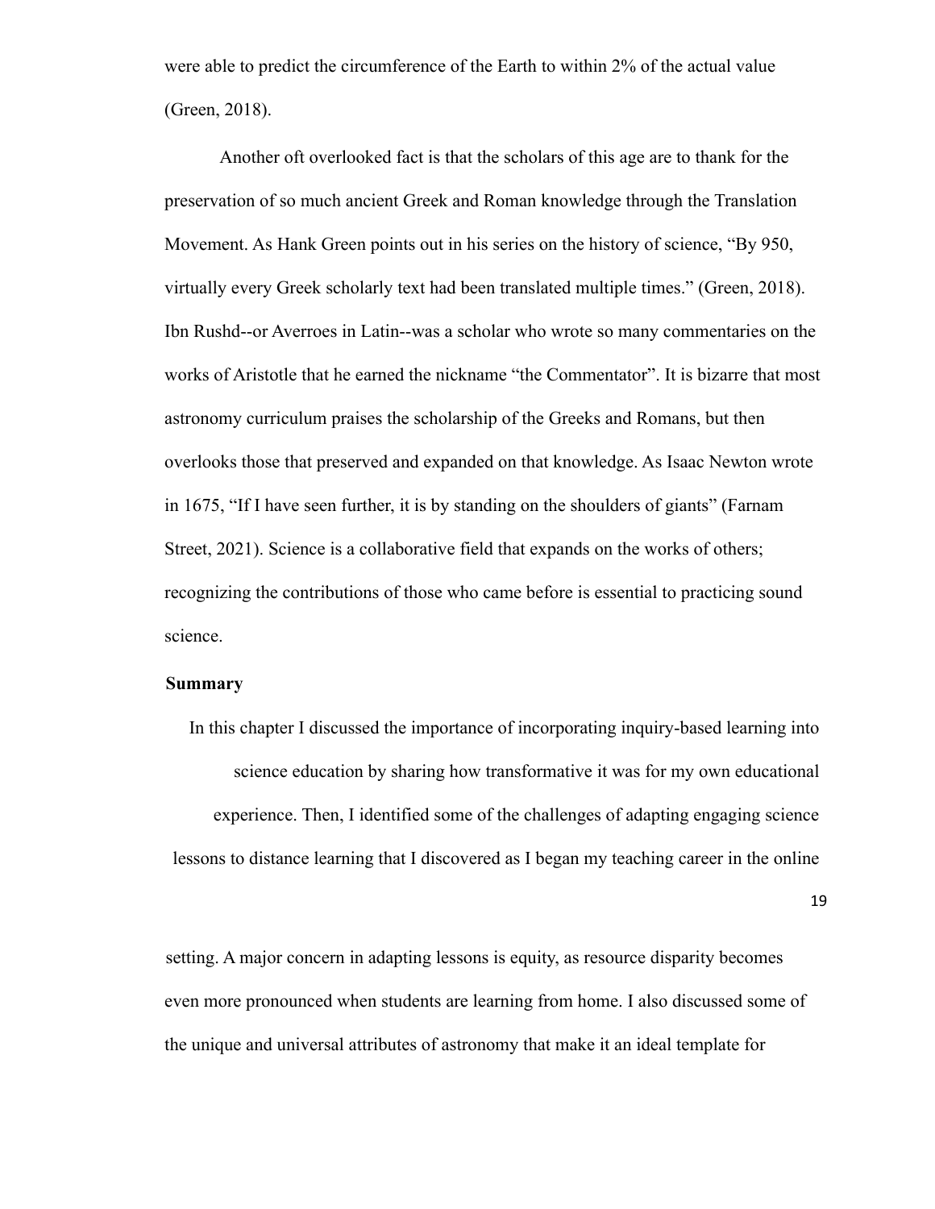were able to predict the circumference of the Earth to within 2% of the actual value (Green, 2018).

Another oft overlooked fact is that the scholars of this age are to thank for the preservation of so much ancient Greek and Roman knowledge through the Translation Movement. As Hank Green points out in his series on the history of science, "By 950, virtually every Greek scholarly text had been translated multiple times." (Green, 2018). Ibn Rushd--or Averroes in Latin--was a scholar who wrote so many commentaries on the works of Aristotle that he earned the nickname "the Commentator". It is bizarre that most astronomy curriculum praises the scholarship of the Greeks and Romans, but then overlooks those that preserved and expanded on that knowledge. As Isaac Newton wrote in 1675, "If I have seen further, it is by standing on the shoulders of giants" (Farnam Street, 2021). Science is a collaborative field that expands on the works of others; recognizing the contributions of those who came before is essential to practicing sound science.

**Summary**

In this chapter I discussed the importance of incorporating inquiry-based learning into science education by sharing how transformative it was for my own educational experience. Then, I identified some of the challenges of adapting engaging science lessons to distance learning that I discovered as I began my teaching career in the online setting. A major concern in adapting lessons is equity, as resource disparity becomes even more pronounced when students are learning from home. I also discussed some of the unique and universal attributes of astronomy that make it an ideal template for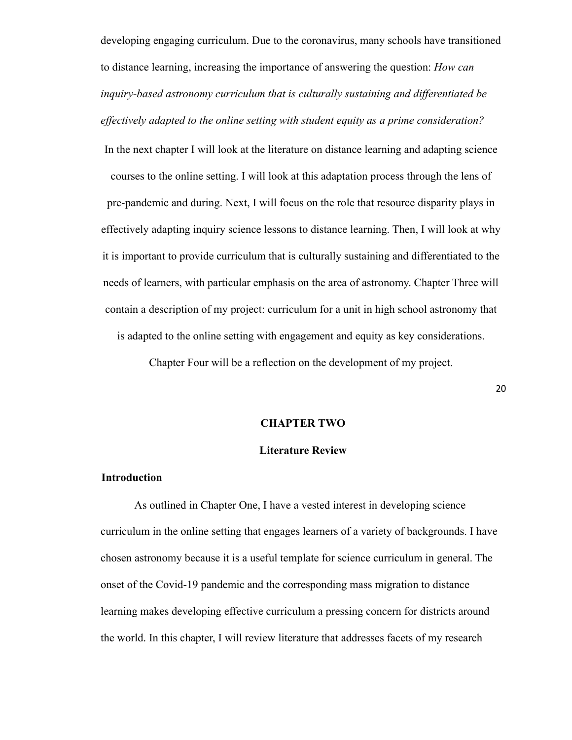developing engaging curriculum. Due to the coronavirus, many schools have transitioned to distance learning, increasing the importance of answering the question: *How can inquiry-based astronomy curriculum that is culturally sustaining and differentiated be effectively adapted to the online setting with student equity as a prime consideration?*

In the next chapter I will look at the literature on distance learning and adapting science courses to the online setting. I will look at this adaptation process through the lens of pre-pandemic and during. Next, I will focus on the role that resource disparity plays in effectively adapting inquiry science lessons to distance learning. Then, I will look at why it is important to provide curriculum that is culturally sustaining and differentiated to the needs of learners, with particular emphasis on the area of astronomy. Chapter Three will contain a description of my project: curriculum for a unit in high school astronomy that is adapted to the online setting with engagement and equity as key considerations. Chapter Four will be a reflection on the development of my project.

# CHAPTER TWO

## Literature Review

### Introduction

As outlined in Chapter One, I have a vested interest in developing science curriculum in the online setting that engages learners of a variety of backgrounds. I have chosen astronomy because it is a useful template for science curriculum in general. The onset of the Covid-19 pandemic and the corresponding mass migration to distance learning makes developing effective curriculum a pressing concern for districts around the world. In this chapter, I will review literature that addresses facets of my research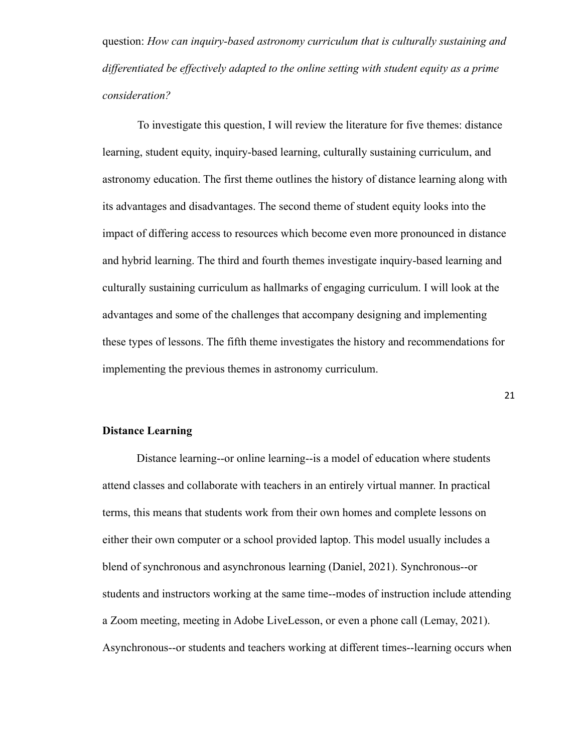question: *How can inquiry-based astronomy curriculum that is culturally sustaining and differentiated be effectively adapted to the online setting with student equity as a prime consideration?*

To investigate this question, I will review the literature for five themes: distance learning, student equity, inquiry-based learning, culturally sustaining curriculum, and astronomy education. The first theme outlines the history of distance learning along with its advantages and disadvantages. The second theme of student equity looks into the impact of differing access to resources which become even more pronounced in distance and hybrid learning. The third and fourth themes investigate inquiry-based learning and culturally sustaining curriculum as hallmarks of engaging curriculum. I will look at the advantages and some of the challenges that accompany designing and implementing these types of lessons. The fifth theme investigates the history and recommendations for implementing the previous themes in astronomy curriculum.

**Distance Learning**

Distance learning--or online learning--is a model of education where students attend classes and collaborate with teachers in an entirely virtual manner. In practical terms, this means that students work from their own homes and complete lessons on either their own computer or a school provided laptop. This model usually includes a blend of synchronous and asynchronous learning (Daniel, 2021). Synchronous--or students and instructors working at the same time--modes of instruction include attending a Zoom meeting, meeting in Adobe LiveLesson, or even a phone call (Lemay, 2021). Asynchronous--or students and teachers working at different times--learning occurs when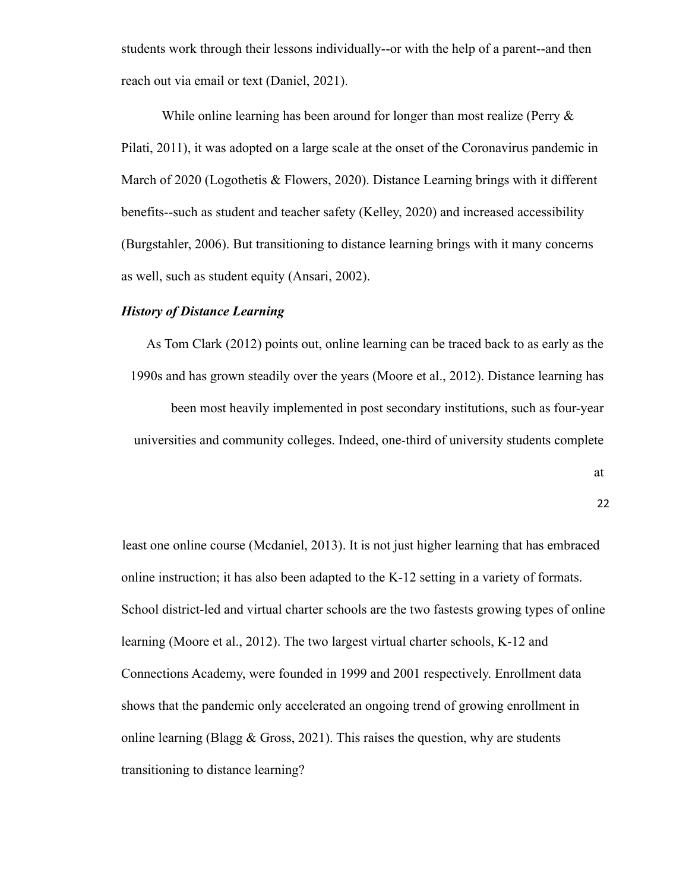students work through their lessons individually--or with the help of a parent--and then reach out via email or text (Daniel, 2021).

While online learning has been around for longer than most realize (Perry & Pilati, 2011), it was adopted on a large scale at the onset of the Coronavirus pandemic in March of 2020 (Logothetis & Flowers, 2020). Distance Learning brings with it different benefits--such as student and teacher safety (Kelley, 2020) and increased accessibility (Burgstahler, 2006). But transitioning to distance learning brings with it many concerns as well, such as student equity (Ansari, 2002).

***History of Distance Learning***

As Tom Clark (2012) points out, online learning can be traced back to as early as the 1990s and has grown steadily over the years (Moore et al., 2012). Distance learning has been most heavily implemented in post secondary institutions, such as four-year universities and community colleges. Indeed, one-third of university students complete at least one online course (Mcdaniel, 2013). It is not just higher learning that has embraced online instruction; it has also been adapted to the K-12 setting in a variety of formats. School district-led and virtual charter schools are the two fastests growing types of online learning (Moore et al., 2012). The two largest virtual charter schools, K-12 and Connections Academy, were founded in 1999 and 2001 respectively. Enrollment data shows that the pandemic only accelerated an ongoing trend of growing enrollment in online learning (Blagg & Gross, 2021). This raises the question, why are students transitioning to distance learning?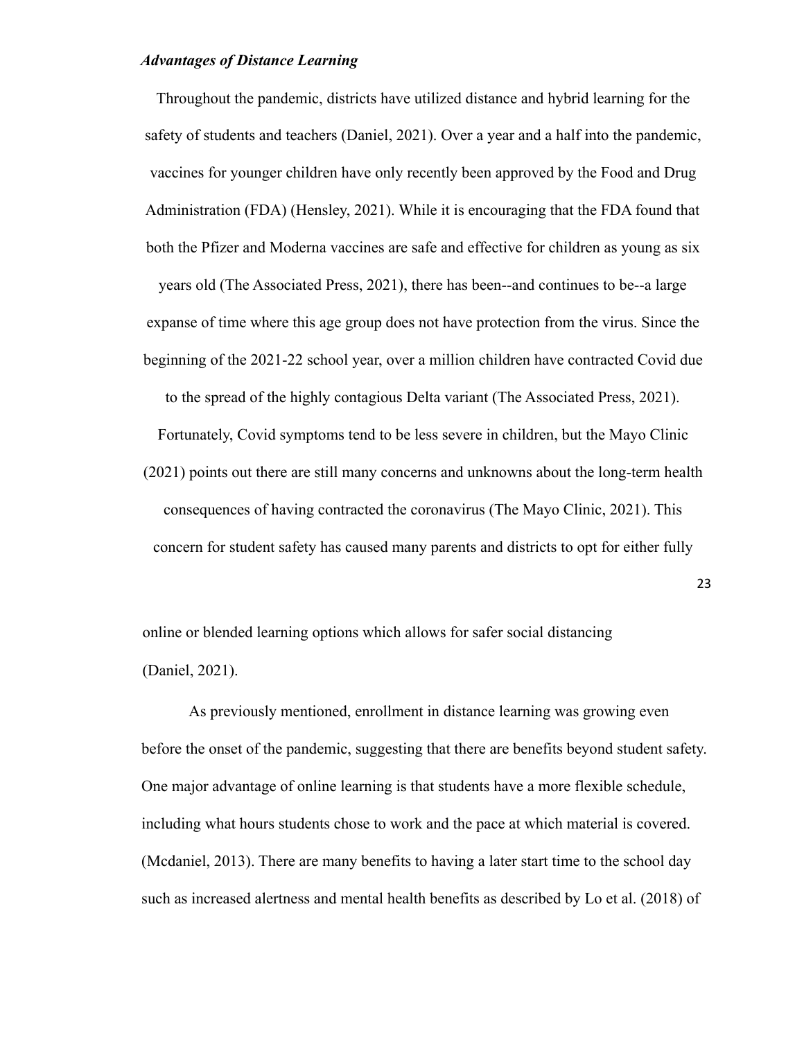### *Advantages of Distance Learning*

Throughout the pandemic, districts have utilized distance and hybrid learning for the safety of students and teachers (Daniel, 2021). Over a year and a half into the pandemic, vaccines for younger children have only recently been approved by the Food and Drug Administration (FDA) (Hensley, 2021). While it is encouraging that the FDA found that both the Pfizer and Moderna vaccines are safe and effective for children as young as six years old (The Associated Press, 2021), there has been--and continues to be--a large expanse of time where this age group does not have protection from the virus. Since the beginning of the 2021-22 school year, over a million children have contracted Covid due to the spread of the highly contagious Delta variant (The Associated Press, 2021). Fortunately, Covid symptoms tend to be less severe in children, but the Mayo Clinic (2021) points out there are still many concerns and unknowns about the long-term health consequences of having contracted the coronavirus (The Mayo Clinic, 2021). This concern for student safety has caused many parents and districts to opt for either fully online or blended learning options which allows for safer social distancing (Daniel, 2021).

As previously mentioned, enrollment in distance learning was growing even before the onset of the pandemic, suggesting that there are benefits beyond student safety. One major advantage of online learning is that students have a more flexible schedule, including what hours students chose to work and the pace at which material is covered. (Mcdaniel, 2013). There are many benefits to having a later start time to the school day such as increased alertness and mental health benefits as described by Lo et al. (2018) of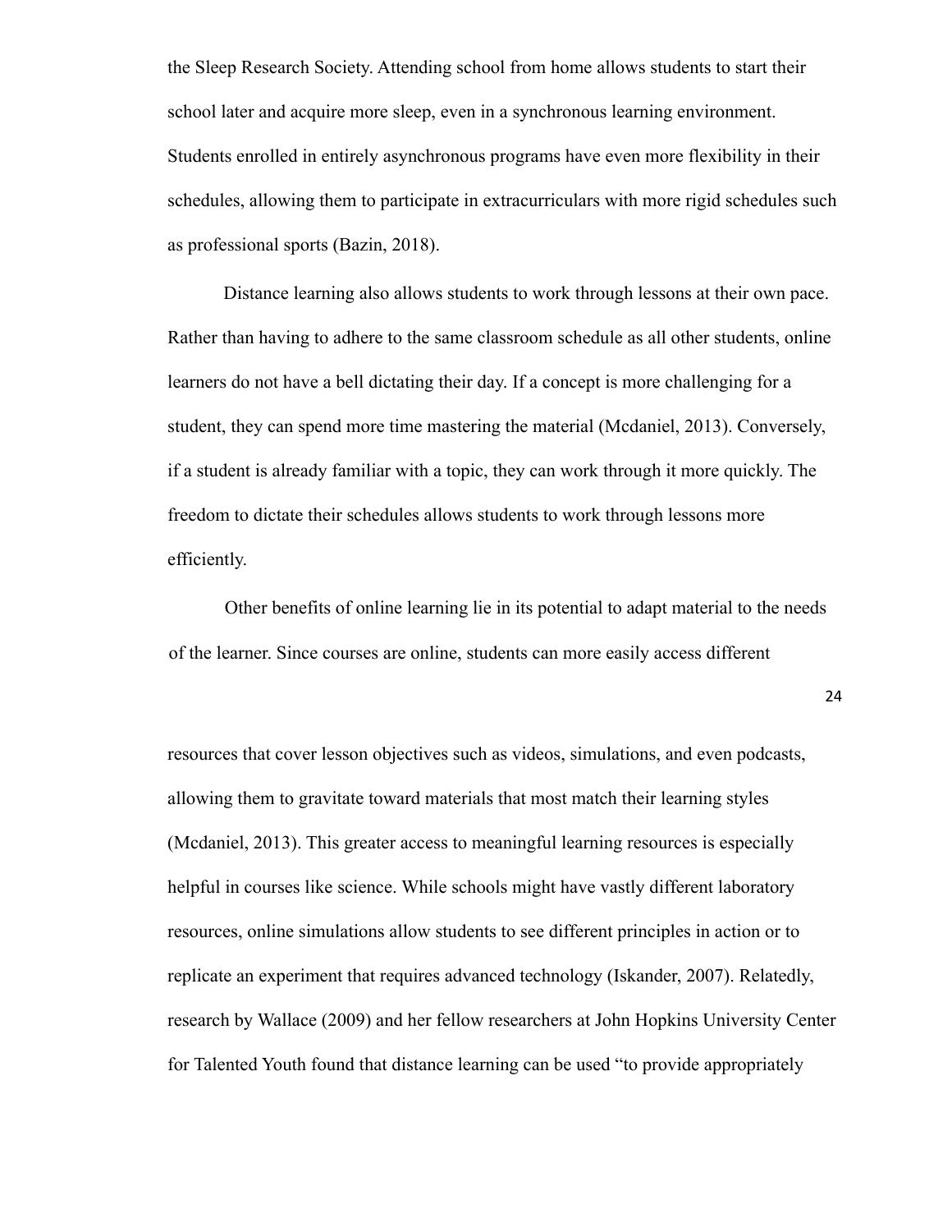the Sleep Research Society. Attending school from home allows students to start their school later and acquire more sleep, even in a synchronous learning environment. Students enrolled in entirely asynchronous programs have even more flexibility in their schedules, allowing them to participate in extracurriculars with more rigid schedules such as professional sports (Bazin, 2018).

Distance learning also allows students to work through lessons at their own pace. Rather than having to adhere to the same classroom schedule as all other students, online learners do not have a bell dictating their day. If a concept is more challenging for a student, they can spend more time mastering the material (Mcdaniel, 2013). Conversely, if a student is already familiar with a topic, they can work through it more quickly. The freedom to dictate their schedules allows students to work through lessons more efficiently.

Other benefits of online learning lie in its potential to adapt material to the needs of the learner. Since courses are online, students can more easily access different resources that cover lesson objectives such as videos, simulations, and even podcasts, allowing them to gravitate toward materials that most match their learning styles (Mcdaniel, 2013). This greater access to meaningful learning resources is especially helpful in courses like science. While schools might have vastly different laboratory resources, online simulations allow students to see different principles in action or to replicate an experiment that requires advanced technology (Iskander, 2007). Relatedly, research by Wallace (2009) and her fellow researchers at John Hopkins University Center for Talented Youth found that distance learning can be used "to provide appropriately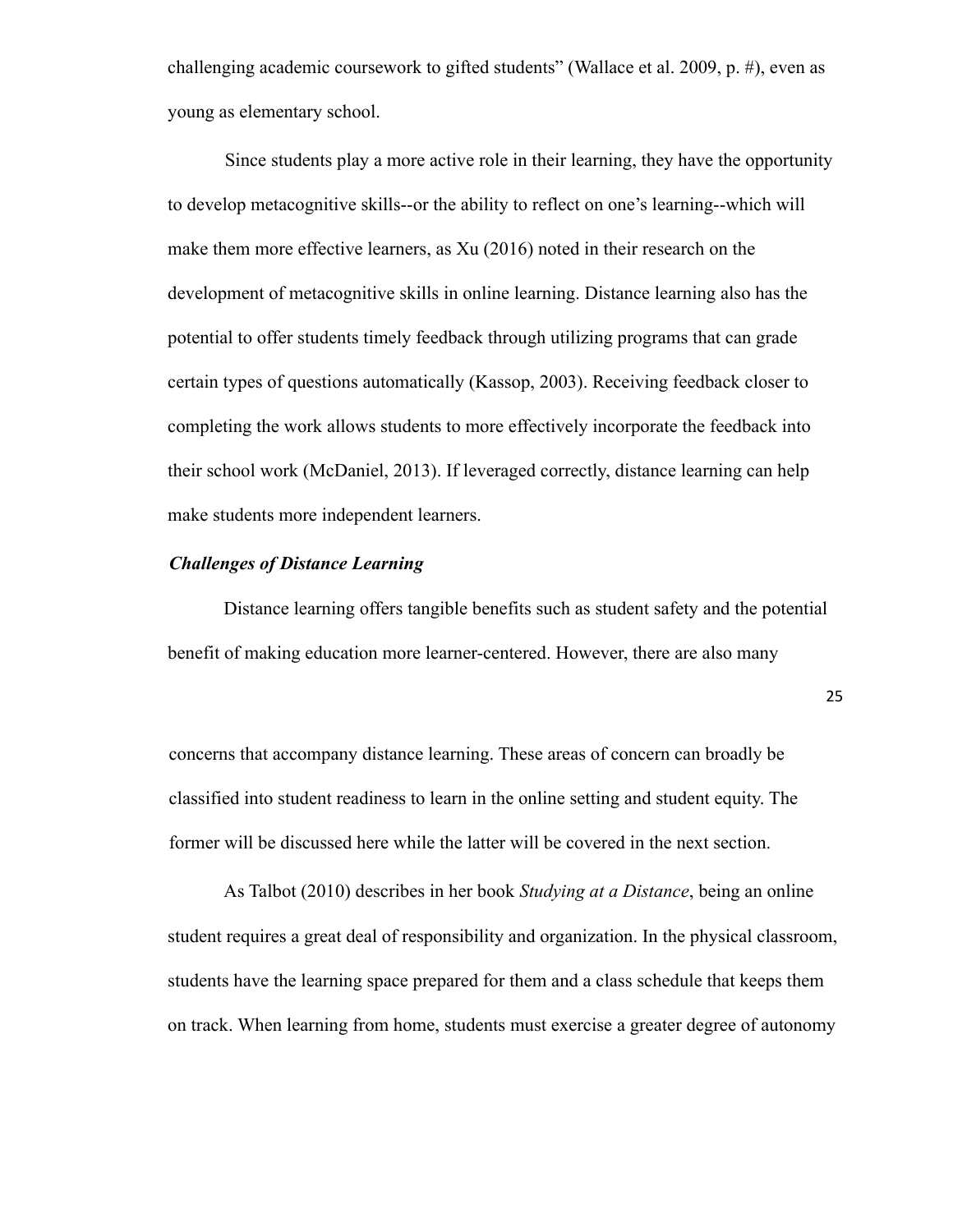challenging academic coursework to gifted students" (Wallace et al. 2009, p. #), even as young as elementary school.

Since students play a more active role in their learning, they have the opportunity to develop metacognitive skills--or the ability to reflect on one's learning--which will make them more effective learners, as Xu (2016) noted in their research on the development of metacognitive skills in online learning. Distance learning also has the potential to offer students timely feedback through utilizing programs that can grade certain types of questions automatically (Kassop, 2003). Receiving feedback closer to completing the work allows students to more effectively incorporate the feedback into their school work (McDaniel, 2013). If leveraged correctly, distance learning can help make students more independent learners.

### *Challenges of Distance Learning*

Distance learning offers tangible benefits such as student safety and the potential benefit of making education more learner-centered. However, there are also many concerns that accompany distance learning. These areas of concern can broadly be classified into student readiness to learn in the online setting and student equity. The former will be discussed here while the latter will be covered in the next section.

As Talbot (2010) describes in her book *Studying at a Distance*, being an online student requires a great deal of responsibility and organization. In the physical classroom, students have the learning space prepared for them and a class schedule that keeps them on track. When learning from home, students must exercise a greater degree of autonomy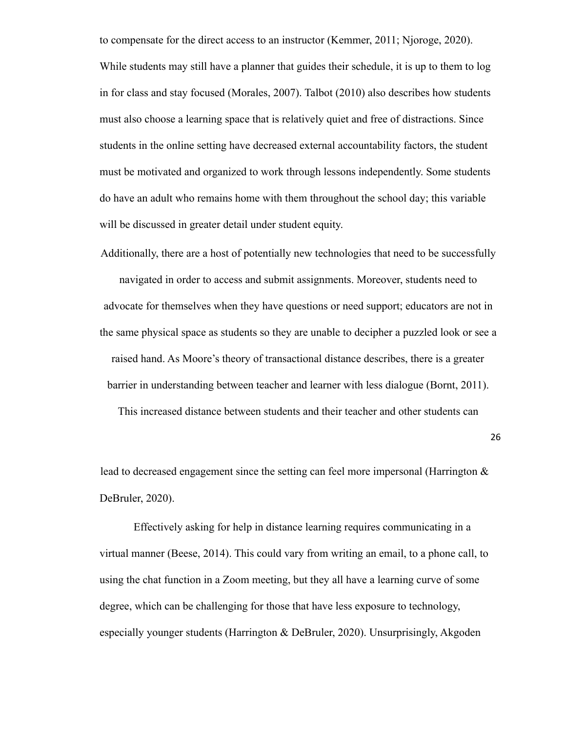to compensate for the direct access to an instructor (Kemmer, 2011; Njoroge, 2020). While students may still have a planner that guides their schedule, it is up to them to log in for class and stay focused (Morales, 2007). Talbot (2010) also describes how students must also choose a learning space that is relatively quiet and free of distractions. Since students in the online setting have decreased external accountability factors, the student must be motivated and organized to work through lessons independently. Some students do have an adult who remains home with them throughout the school day; this variable will be discussed in greater detail under student equity.

Additionally, there are a host of potentially new technologies that need to be successfully navigated in order to access and submit assignments. Moreover, students need to advocate for themselves when they have questions or need support; educators are not in the same physical space as students so they are unable to decipher a puzzled look or see a raised hand. As Moore's theory of transactional distance describes, there is a greater barrier in understanding between teacher and learner with less dialogue (Bornt, 2011). This increased distance between students and their teacher and other students can lead to decreased engagement since the setting can feel more impersonal (Harrington & DeBruler, 2020).

Effectively asking for help in distance learning requires communicating in a virtual manner (Beese, 2014). This could vary from writing an email, to a phone call, to using the chat function in a Zoom meeting, but they all have a learning curve of some degree, which can be challenging for those that have less exposure to technology, especially younger students (Harrington & DeBruler, 2020). Unsurprisingly, Akgoden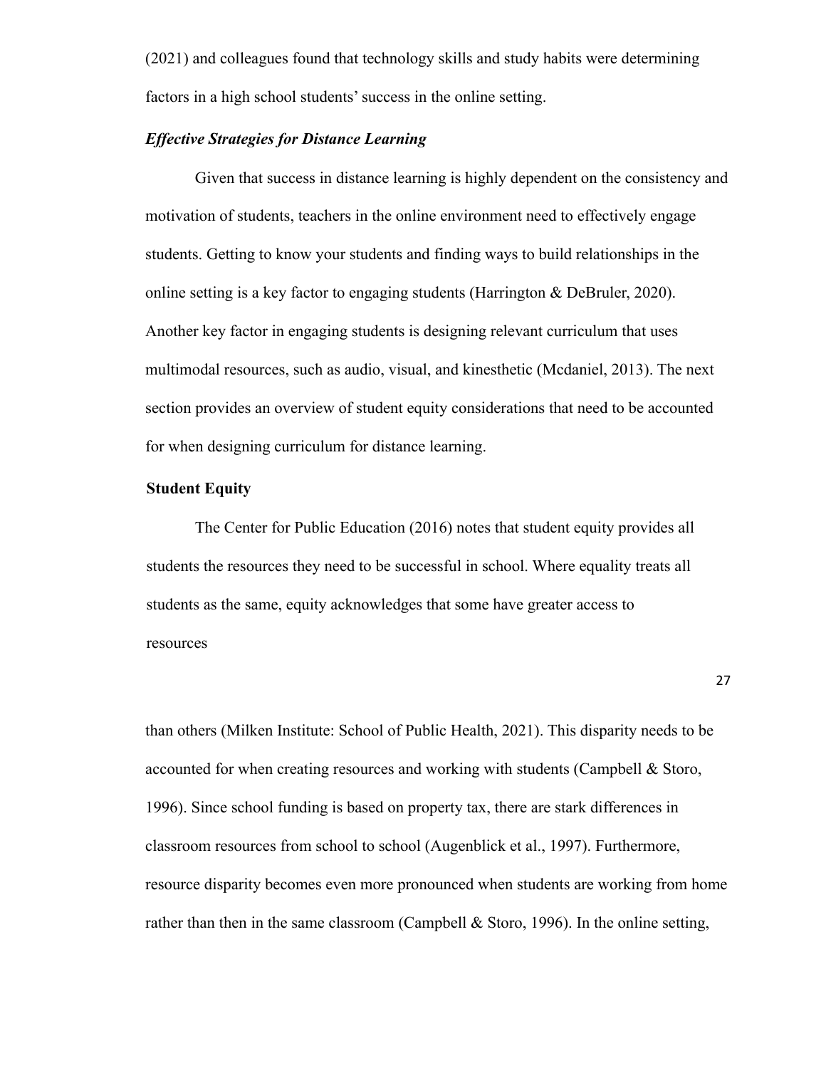(2021) and colleagues found that technology skills and study habits were determining factors in a high school students' success in the online setting.

### *Effective Strategies for Distance Learning*

Given that success in distance learning is highly dependent on the consistency and motivation of students, teachers in the online environment need to effectively engage students. Getting to know your students and finding ways to build relationships in the online setting is a key factor to engaging students (Harrington & DeBruler, 2020). Another key factor in engaging students is designing relevant curriculum that uses multimodal resources, such as audio, visual, and kinesthetic (Mcdaniel, 2013). The next section provides an overview of student equity considerations that need to be accounted for when designing curriculum for distance learning.

## Student Equity

The Center for Public Education (2016) notes that student equity provides all students the resources they need to be successful in school. Where equality treats all students as the same, equity acknowledges that some have greater access to resources than others (Milken Institute: School of Public Health, 2021). This disparity needs to be accounted for when creating resources and working with students (Campbell & Storo, 1996). Since school funding is based on property tax, there are stark differences in classroom resources from school to school (Augenblick et al., 1997). Furthermore, resource disparity becomes even more pronounced when students are working from home rather than then in the same classroom (Campbell & Storo, 1996). In the online setting,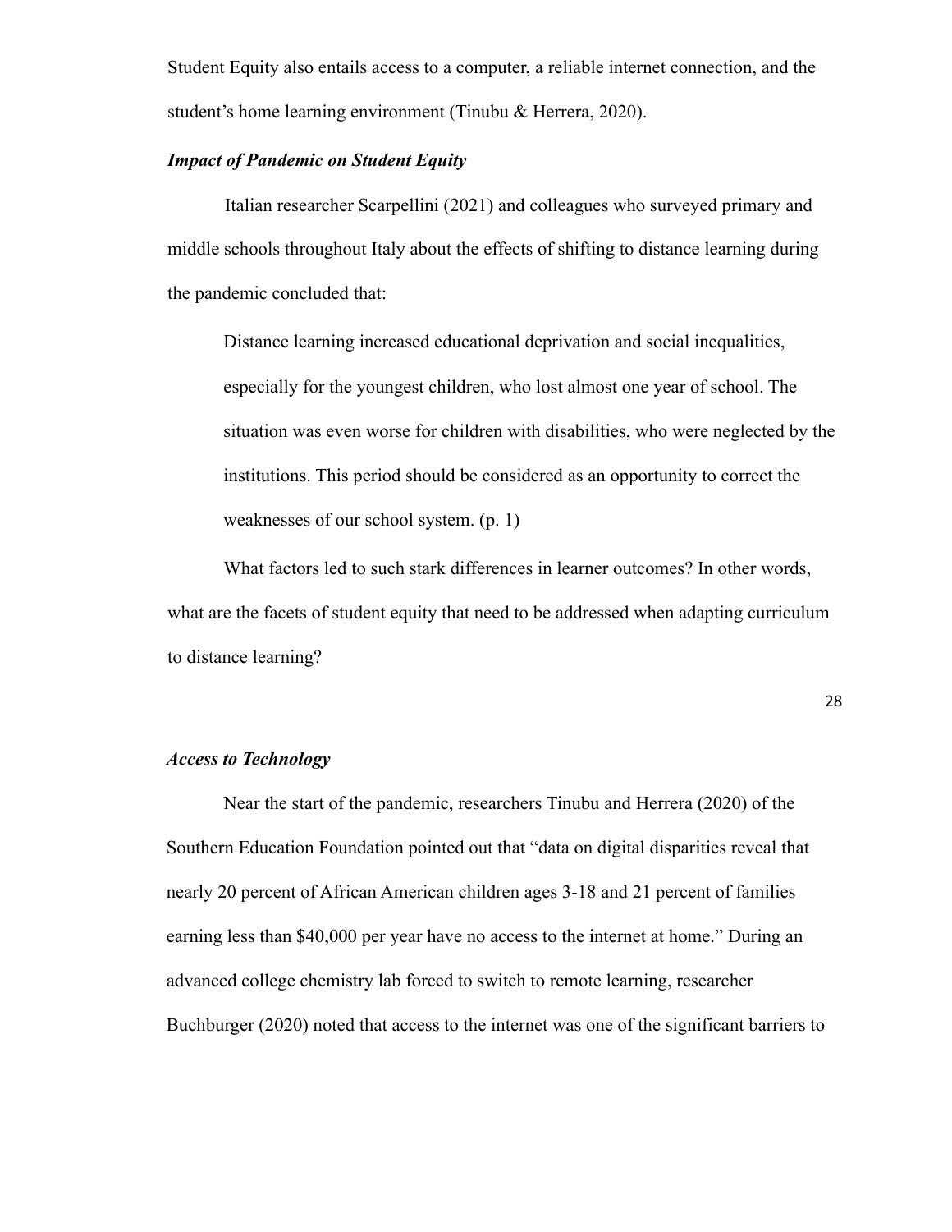Student Equity also entails access to a computer, a reliable internet connection, and the student's home learning environment (Tinubu & Herrera, 2020).

### *Impact of Pandemic on Student Equity*

Italian researcher Scarpellini (2021) and colleagues who surveyed primary and middle schools throughout Italy about the effects of shifting to distance learning during the pandemic concluded that:

> Distance learning increased educational deprivation and social inequalities, especially for the youngest children, who lost almost one year of school. The situation was even worse for children with disabilities, who were neglected by the institutions. This period should be considered as an opportunity to correct the weaknesses of our school system. (p. 1)

What factors led to such stark differences in learner outcomes? In other words, what are the facets of student equity that need to be addressed when adapting curriculum to distance learning?

### *Access to Technology*

Near the start of the pandemic, researchers Tinubu and Herrera (2020) of the Southern Education Foundation pointed out that "data on digital disparities reveal that nearly 20 percent of African American children ages 3-18 and 21 percent of families earning less than $40,000 per year have no access to the internet at home." During an advanced college chemistry lab forced to switch to remote learning, researcher Buchburger (2020) noted that access to the internet was one of the significant barriers to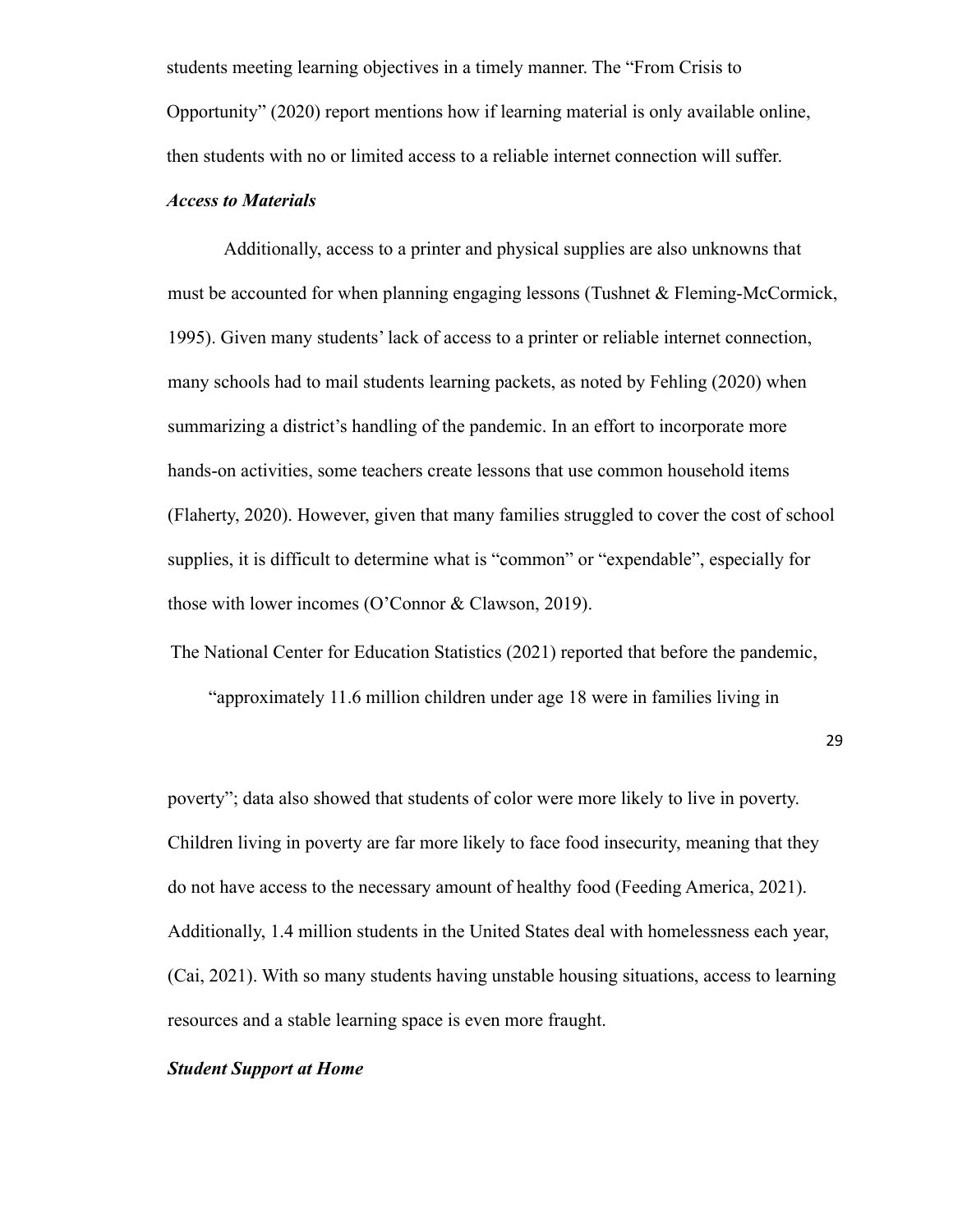students meeting learning objectives in a timely manner. The “From Crisis to Opportunity” (2020) report mentions how if learning material is only available online, then students with no or limited access to a reliable internet connection will suffer.

### *Access to Materials*

Additionally, access to a printer and physical supplies are also unknowns that must be accounted for when planning engaging lessons (Tushnet & Fleming-McCormick, 1995). Given many students’ lack of access to a printer or reliable internet connection, many schools had to mail students learning packets, as noted by Fehling (2020) when summarizing a district’s handling of the pandemic. In an effort to incorporate more hands-on activities, some teachers create lessons that use common household items (Flaherty, 2020). However, given that many families struggled to cover the cost of school supplies, it is difficult to determine what is “common” or “expendable”, especially for those with lower incomes (O’Connor & Clawson, 2019).

The National Center for Education Statistics (2021) reported that before the pandemic, “approximately 11.6 million children under age 18 were in families living in poverty”; data also showed that students of color were more likely to live in poverty. Children living in poverty are far more likely to face food insecurity, meaning that they do not have access to the necessary amount of healthy food (Feeding America, 2021). Additionally, 1.4 million students in the United States deal with homelessness each year, (Cai, 2021). With so many students having unstable housing situations, access to learning resources and a stable learning space is even more fraught.

### *Student Support at Home*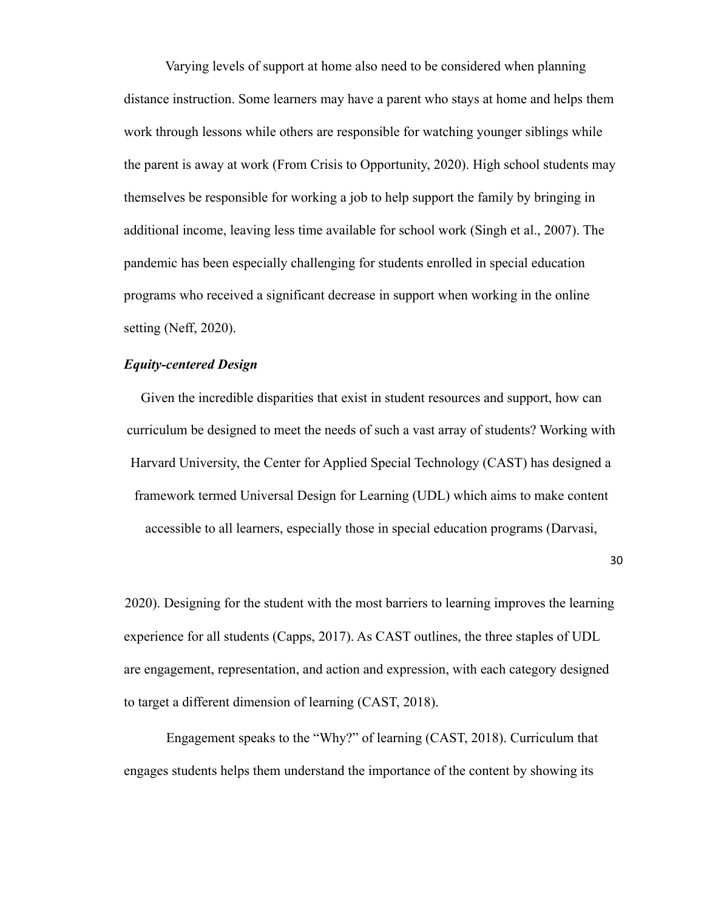Varying levels of support at home also need to be considered when planning distance instruction. Some learners may have a parent who stays at home and helps them work through lessons while others are responsible for watching younger siblings while the parent is away at work (From Crisis to Opportunity, 2020). High school students may themselves be responsible for working a job to help support the family by bringing in additional income, leaving less time available for school work (Singh et al., 2007). The pandemic has been especially challenging for students enrolled in special education programs who received a significant decrease in support when working in the online setting (Neff, 2020).

### *Equity-centered Design*

Given the incredible disparities that exist in student resources and support, how can curriculum be designed to meet the needs of such a vast array of students? Working with Harvard University, the Center for Applied Special Technology (CAST) has designed a framework termed Universal Design for Learning (UDL) which aims to make content accessible to all learners, especially those in special education programs (Darvasi, 2020). Designing for the student with the most barriers to learning improves the learning experience for all students (Capps, 2017). As CAST outlines, the three staples of UDL are engagement, representation, and action and expression, with each category designed to target a different dimension of learning (CAST, 2018).

Engagement speaks to the "Why?" of learning (CAST, 2018). Curriculum that engages students helps them understand the importance of the content by showing its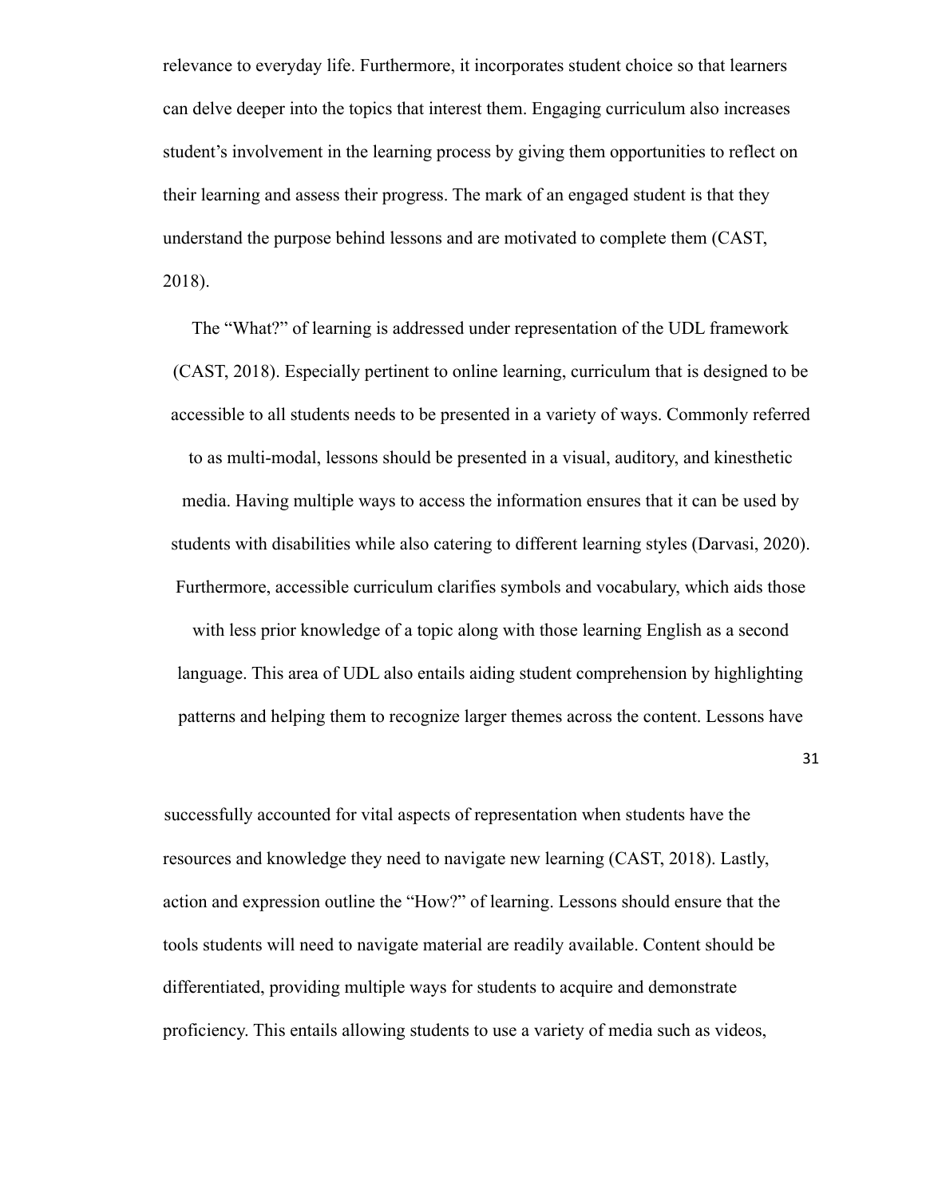relevance to everyday life. Furthermore, it incorporates student choice so that learners can delve deeper into the topics that interest them. Engaging curriculum also increases student's involvement in the learning process by giving them opportunities to reflect on their learning and assess their progress. The mark of an engaged student is that they understand the purpose behind lessons and are motivated to complete them (CAST, 2018).

The "What?" of learning is addressed under representation of the UDL framework (CAST, 2018). Especially pertinent to online learning, curriculum that is designed to be accessible to all students needs to be presented in a variety of ways. Commonly referred to as multi-modal, lessons should be presented in a visual, auditory, and kinesthetic media. Having multiple ways to access the information ensures that it can be used by students with disabilities while also catering to different learning styles (Darvasi, 2020). Furthermore, accessible curriculum clarifies symbols and vocabulary, which aids those with less prior knowledge of a topic along with those learning English as a second language. This area of UDL also entails aiding student comprehension by highlighting patterns and helping them to recognize larger themes across the content. Lessons have successfully accounted for vital aspects of representation when students have the resources and knowledge they need to navigate new learning (CAST, 2018). Lastly, action and expression outline the "How?" of learning. Lessons should ensure that the tools students will need to navigate material are readily available. Content should be differentiated, providing multiple ways for students to acquire and demonstrate proficiency. This entails allowing students to use a variety of media such as videos,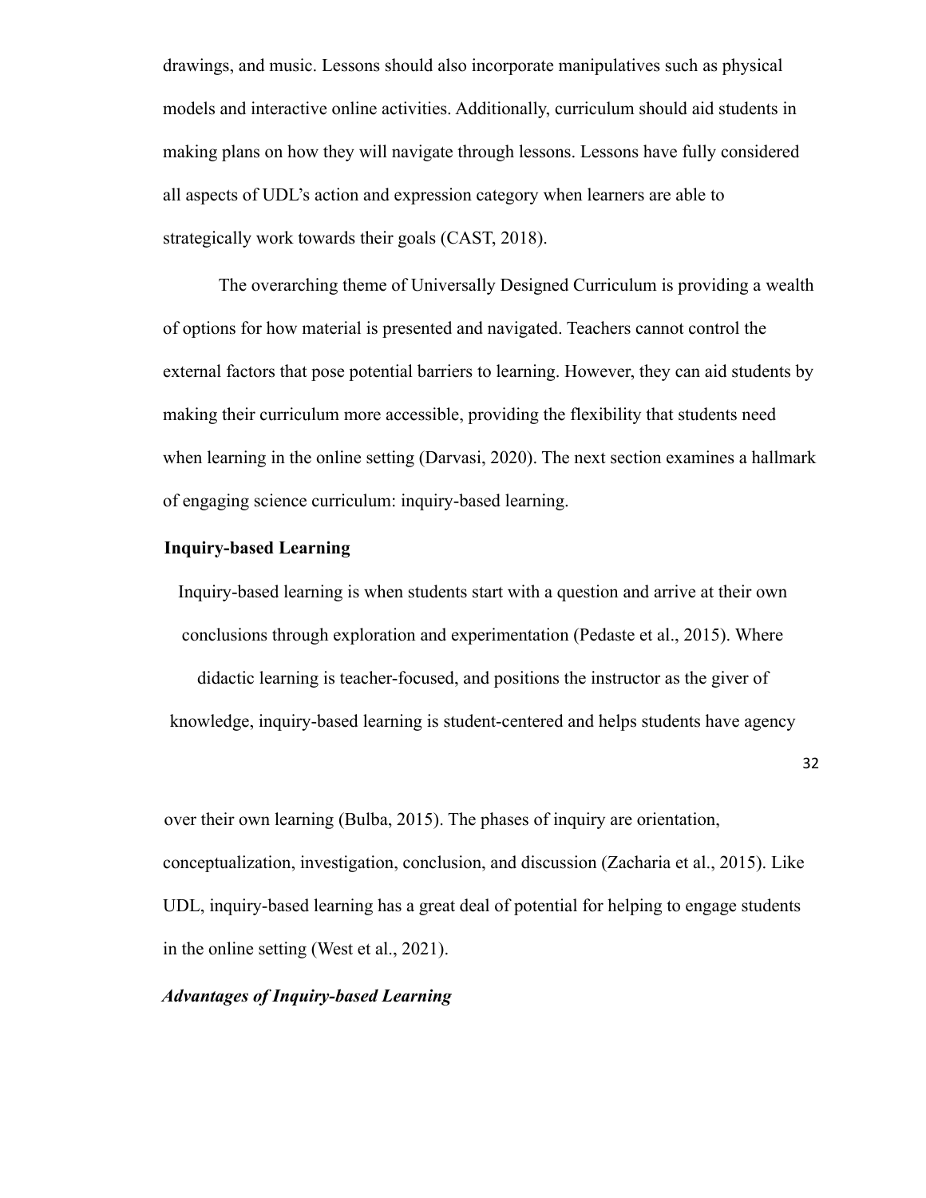drawings, and music. Lessons should also incorporate manipulatives such as physical models and interactive online activities. Additionally, curriculum should aid students in making plans on how they will navigate through lessons. Lessons have fully considered all aspects of UDL's action and expression category when learners are able to strategically work towards their goals (CAST, 2018).

The overarching theme of Universally Designed Curriculum is providing a wealth of options for how material is presented and navigated. Teachers cannot control the external factors that pose potential barriers to learning. However, they can aid students by making their curriculum more accessible, providing the flexibility that students need when learning in the online setting (Darvasi, 2020). The next section examines a hallmark of engaging science curriculum: inquiry-based learning.

## Inquiry-based Learning

Inquiry-based learning is when students start with a question and arrive at their own conclusions through exploration and experimentation (Pedaste et al., 2015). Where didactic learning is teacher-focused, and positions the instructor as the giver of knowledge, inquiry-based learning is student-centered and helps students have agency over their own learning (Bulba, 2015). The phases of inquiry are orientation, conceptualization, investigation, conclusion, and discussion (Zacharia et al., 2015). Like UDL, inquiry-based learning has a great deal of potential for helping to engage students in the online setting (West et al., 2021).

### *Advantages of Inquiry-based Learning*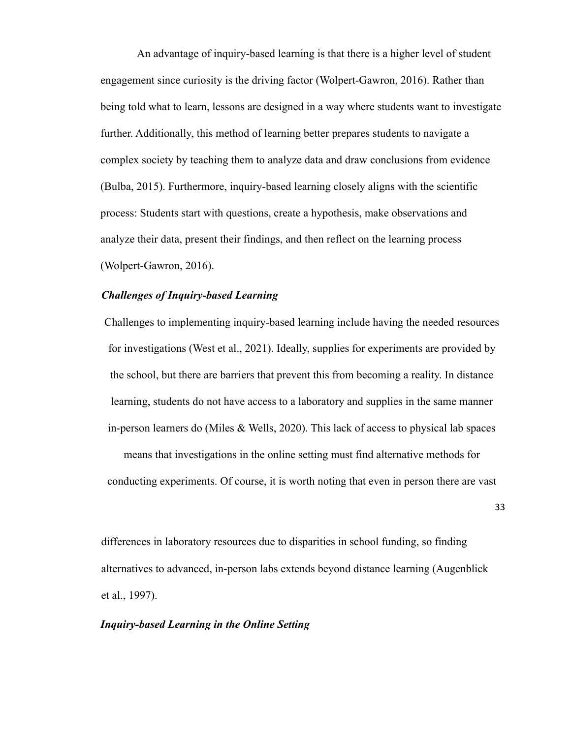An advantage of inquiry-based learning is that there is a higher level of student engagement since curiosity is the driving factor (Wolpert-Gawron, 2016). Rather than being told what to learn, lessons are designed in a way where students want to investigate further. Additionally, this method of learning better prepares students to navigate a complex society by teaching them to analyze data and draw conclusions from evidence (Bulba, 2015). Furthermore, inquiry-based learning closely aligns with the scientific process: Students start with questions, create a hypothesis, make observations and analyze their data, present their findings, and then reflect on the learning process (Wolpert-Gawron, 2016).

### *Challenges of Inquiry-based Learning*

Challenges to implementing inquiry-based learning include having the needed resources for investigations (West et al., 2021). Ideally, supplies for experiments are provided by the school, but there are barriers that prevent this from becoming a reality. In distance learning, students do not have access to a laboratory and supplies in the same manner in-person learners do (Miles & Wells, 2020). This lack of access to physical lab spaces means that investigations in the online setting must find alternative methods for conducting experiments. Of course, it is worth noting that even in person there are vast differences in laboratory resources due to disparities in school funding, so finding alternatives to advanced, in-person labs extends beyond distance learning (Augenblick et al., 1997).

### *Inquiry-based Learning in the Online Setting*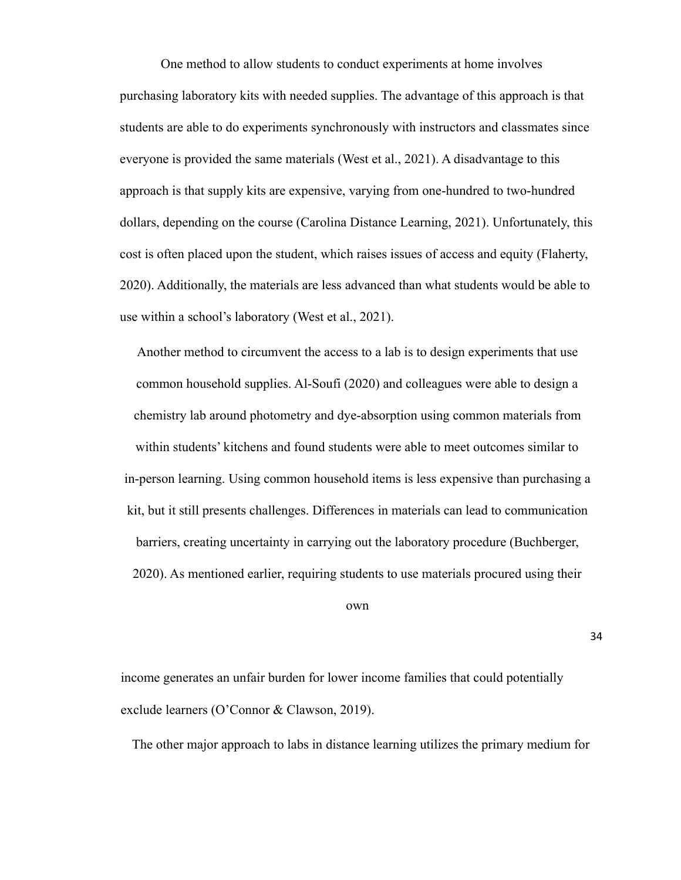One method to allow students to conduct experiments at home involves purchasing laboratory kits with needed supplies. The advantage of this approach is that students are able to do experiments synchronously with instructors and classmates since everyone is provided the same materials (West et al., 2021). A disadvantage to this approach is that supply kits are expensive, varying from one-hundred to two-hundred dollars, depending on the course (Carolina Distance Learning, 2021). Unfortunately, this cost is often placed upon the student, which raises issues of access and equity (Flaherty, 2020). Additionally, the materials are less advanced than what students would be able to use within a school's laboratory (West et al., 2021).

Another method to circumvent the access to a lab is to design experiments that use common household supplies. Al-Soufi (2020) and colleagues were able to design a chemistry lab around photometry and dye-absorption using common materials from within students' kitchens and found students were able to meet outcomes similar to in-person learning. Using common household items is less expensive than purchasing a kit, but it still presents challenges. Differences in materials can lead to communication barriers, creating uncertainty in carrying out the laboratory procedure (Buchberger, 2020). As mentioned earlier, requiring students to use materials procured using their own income generates an unfair burden for lower income families that could potentially exclude learners (O'Connor & Clawson, 2019).

The other major approach to labs in distance learning utilizes the primary medium for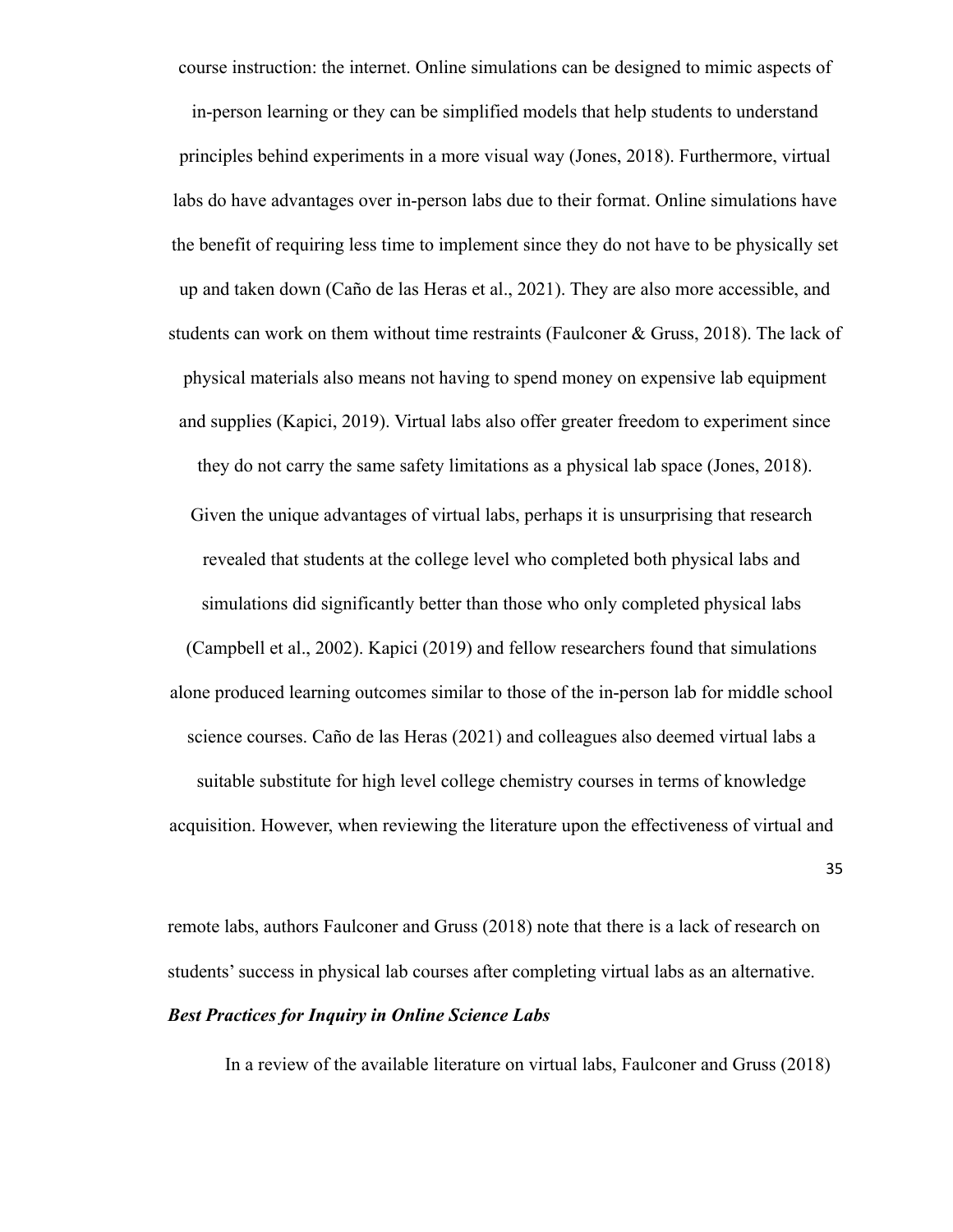course instruction: the internet. Online simulations can be designed to mimic aspects of in-person learning or they can be simplified models that help students to understand principles behind experiments in a more visual way (Jones, 2018). Furthermore, virtual labs do have advantages over in-person labs due to their format. Online simulations have the benefit of requiring less time to implement since they do not have to be physically set up and taken down (Caño de las Heras et al., 2021). They are also more accessible, and students can work on them without time restraints (Faulconer & Gruss, 2018). The lack of physical materials also means not having to spend money on expensive lab equipment and supplies (Kapici, 2019). Virtual labs also offer greater freedom to experiment since they do not carry the same safety limitations as a physical lab space (Jones, 2018).

Given the unique advantages of virtual labs, perhaps it is unsurprising that research revealed that students at the college level who completed both physical labs and simulations did significantly better than those who only completed physical labs (Campbell et al., 2002). Kapici (2019) and fellow researchers found that simulations alone produced learning outcomes similar to those of the in-person lab for middle school science courses. Caño de las Heras (2021) and colleagues also deemed virtual labs a suitable substitute for high level college chemistry courses in terms of knowledge acquisition. However, when reviewing the literature upon the effectiveness of virtual and remote labs, authors Faulconer and Gruss (2018) note that there is a lack of research on students' success in physical lab courses after completing virtual labs as an alternative.

***Best Practices for Inquiry in Online Science Labs***

In a review of the available literature on virtual labs, Faulconer and Gruss (2018)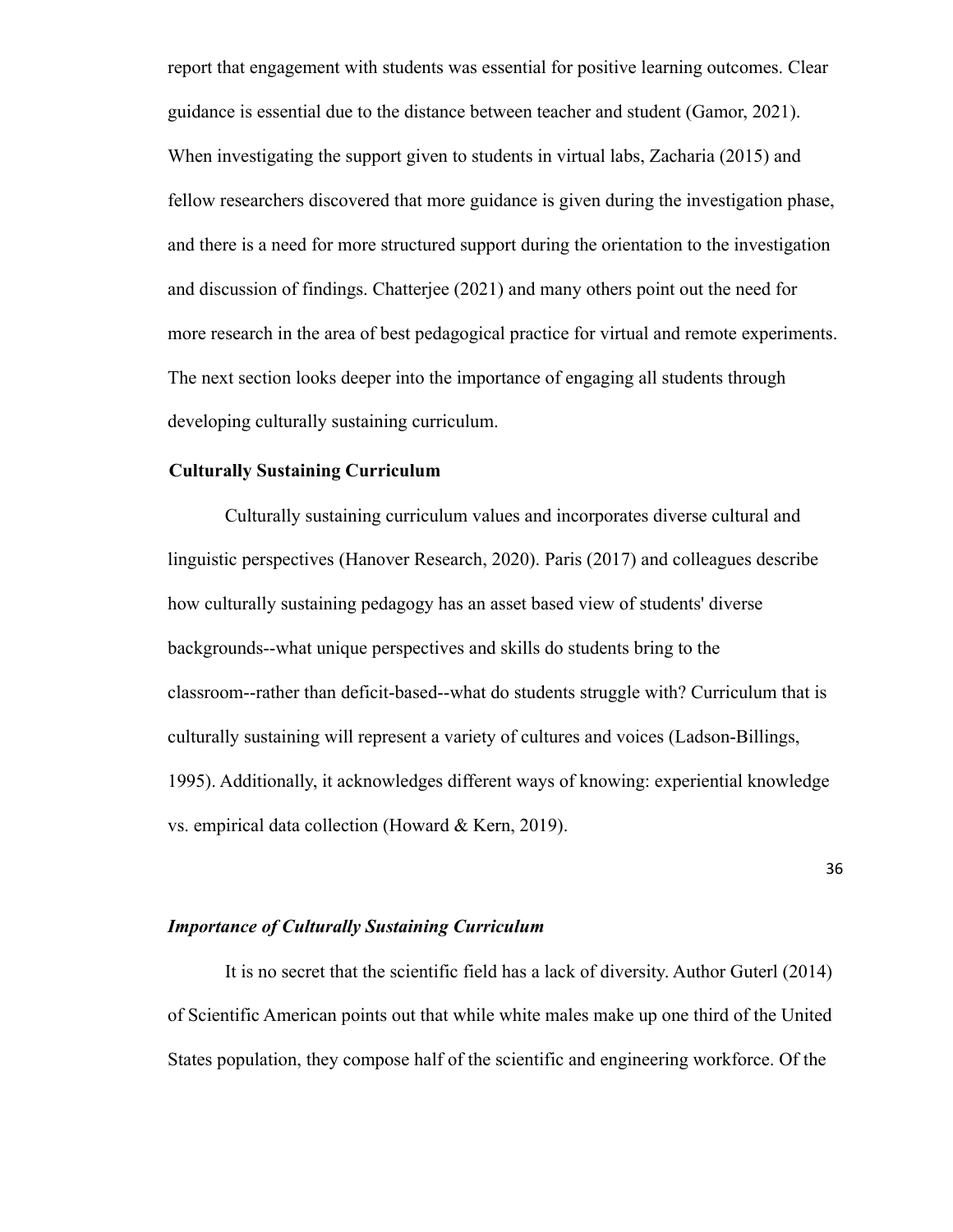report that engagement with students was essential for positive learning outcomes. Clear guidance is essential due to the distance between teacher and student (Gamor, 2021). When investigating the support given to students in virtual labs, Zacharia (2015) and fellow researchers discovered that more guidance is given during the investigation phase, and there is a need for more structured support during the orientation to the investigation and discussion of findings. Chatterjee (2021) and many others point out the need for more research in the area of best pedagogical practice for virtual and remote experiments. The next section looks deeper into the importance of engaging all students through developing culturally sustaining curriculum.

## Culturally Sustaining Curriculum

Culturally sustaining curriculum values and incorporates diverse cultural and linguistic perspectives (Hanover Research, 2020). Paris (2017) and colleagues describe how culturally sustaining pedagogy has an asset based view of students' diverse backgrounds--what unique perspectives and skills do students bring to the classroom--rather than deficit-based--what do students struggle with? Curriculum that is culturally sustaining will represent a variety of cultures and voices (Ladson-Billings, 1995). Additionally, it acknowledges different ways of knowing: experiential knowledge vs. empirical data collection (Howard & Kern, 2019).

### *Importance of Culturally Sustaining Curriculum*

It is no secret that the scientific field has a lack of diversity. Author Guterl (2014) of Scientific American points out that while white males make up one third of the United States population, they compose half of the scientific and engineering workforce. Of the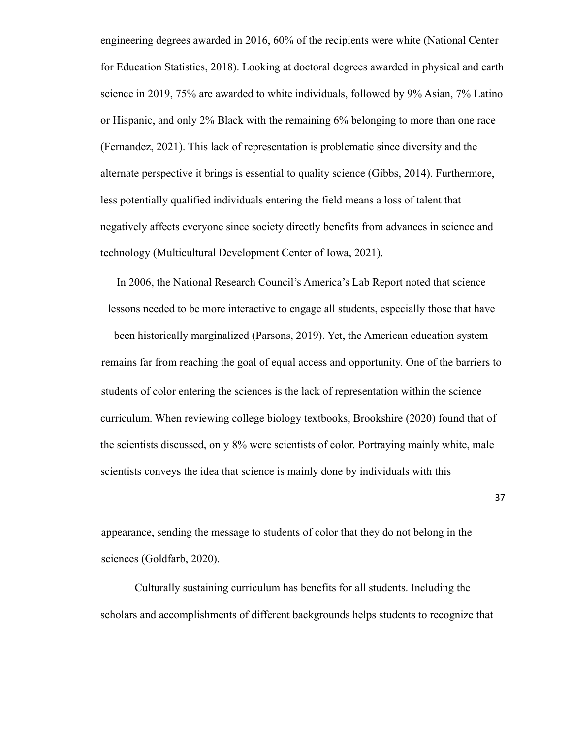engineering degrees awarded in 2016, 60% of the recipients were white (National Center for Education Statistics, 2018). Looking at doctoral degrees awarded in physical and earth science in 2019, 75% are awarded to white individuals, followed by 9% Asian, 7% Latino or Hispanic, and only 2% Black with the remaining 6% belonging to more than one race (Fernandez, 2021). This lack of representation is problematic since diversity and the alternate perspective it brings is essential to quality science (Gibbs, 2014). Furthermore, less potentially qualified individuals entering the field means a loss of talent that negatively affects everyone since society directly benefits from advances in science and technology (Multicultural Development Center of Iowa, 2021).

In 2006, the National Research Council's America's Lab Report noted that science lessons needed to be more interactive to engage all students, especially those that have been historically marginalized (Parsons, 2019). Yet, the American education system remains far from reaching the goal of equal access and opportunity. One of the barriers to students of color entering the sciences is the lack of representation within the science curriculum. When reviewing college biology textbooks, Brookshire (2020) found that of the scientists discussed, only 8% were scientists of color. Portraying mainly white, male scientists conveys the idea that science is mainly done by individuals with this appearance, sending the message to students of color that they do not belong in the sciences (Goldfarb, 2020).

Culturally sustaining curriculum has benefits for all students. Including the scholars and accomplishments of different backgrounds helps students to recognize that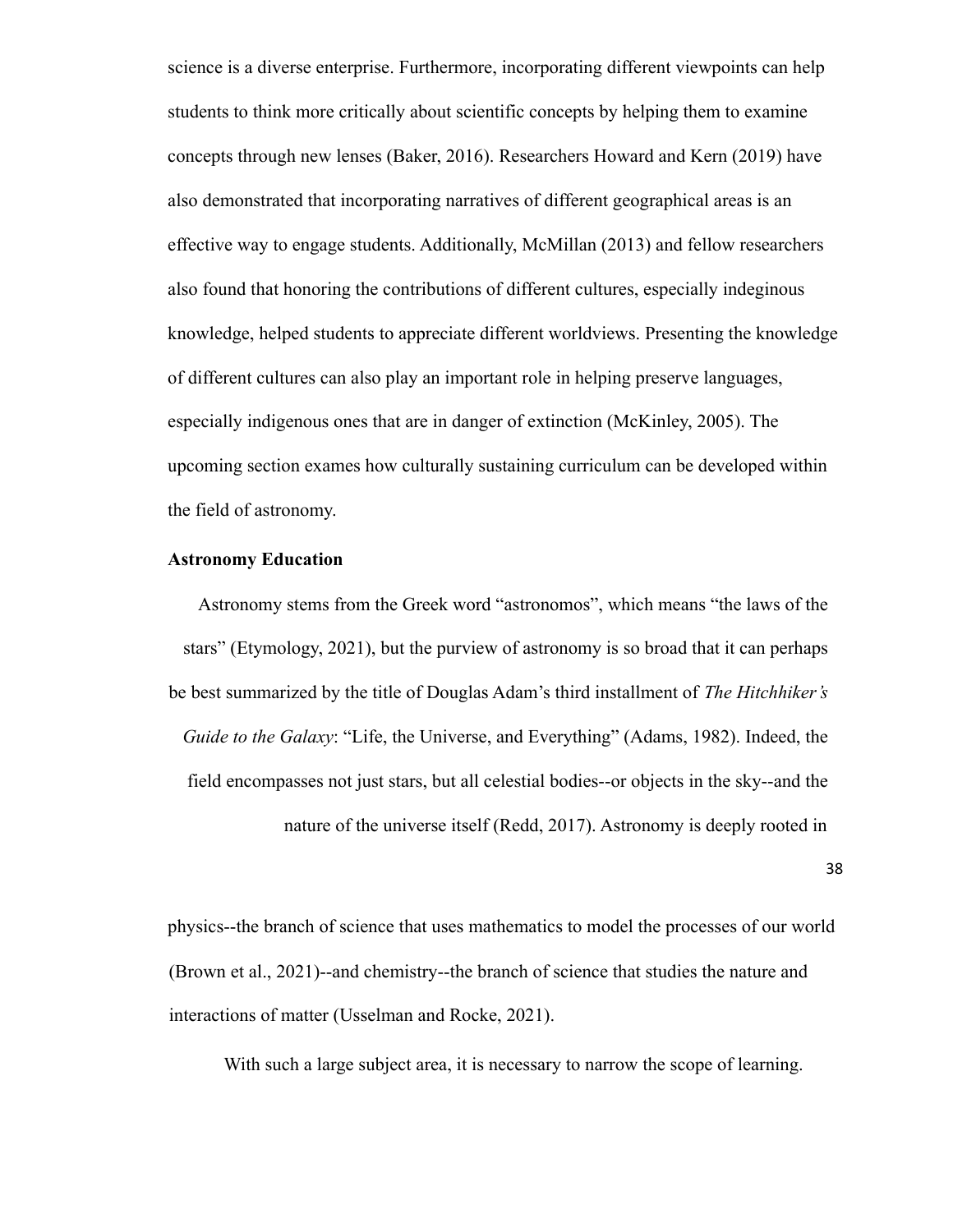science is a diverse enterprise. Furthermore, incorporating different viewpoints can help students to think more critically about scientific concepts by helping them to examine concepts through new lenses (Baker, 2016). Researchers Howard and Kern (2019) have also demonstrated that incorporating narratives of different geographical areas is an effective way to engage students. Additionally, McMillan (2013) and fellow researchers also found that honoring the contributions of different cultures, especially indeginous knowledge, helped students to appreciate different worldviews. Presenting the knowledge of different cultures can also play an important role in helping preserve languages, especially indigenous ones that are in danger of extinction (McKinley, 2005). The upcoming section exames how culturally sustaining curriculum can be developed within the field of astronomy.

**Astronomy Education**

Astronomy stems from the Greek word "astronomos", which means "the laws of the stars" (Etymology, 2021), but the purview of astronomy is so broad that it can perhaps be best summarized by the title of Douglas Adam's third installment of *The Hitchhiker's Guide to the Galaxy*: "Life, the Universe, and Everything" (Adams, 1982). Indeed, the field encompasses not just stars, but all celestial bodies--or objects in the sky--and the nature of the universe itself (Redd, 2017). Astronomy is deeply rooted in physics--the branch of science that uses mathematics to model the processes of our world (Brown et al., 2021)--and chemistry--the branch of science that studies the nature and interactions of matter (Usselman and Rocke, 2021).

With such a large subject area, it is necessary to narrow the scope of learning.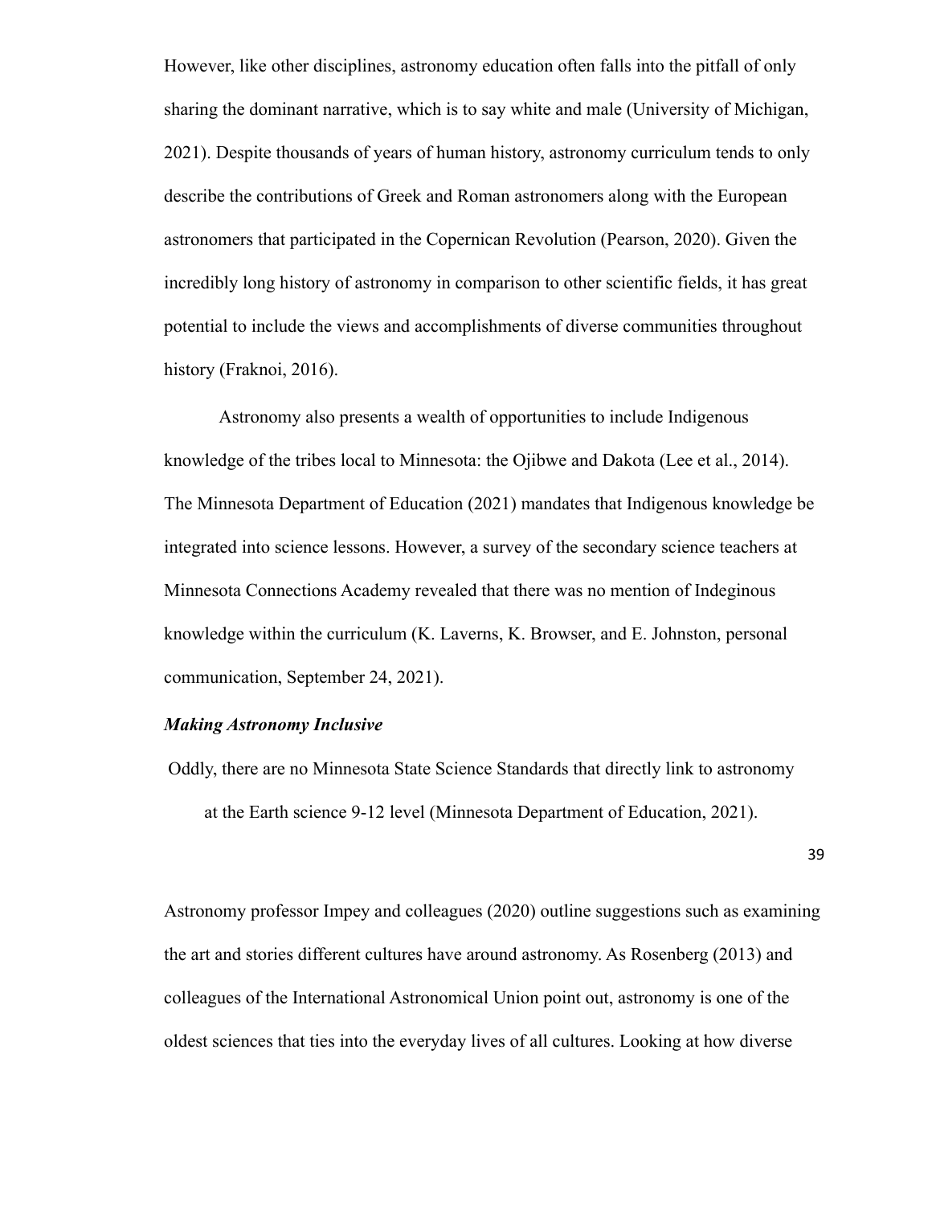However, like other disciplines, astronomy education often falls into the pitfall of only sharing the dominant narrative, which is to say white and male (University of Michigan, 2021). Despite thousands of years of human history, astronomy curriculum tends to only describe the contributions of Greek and Roman astronomers along with the European astronomers that participated in the Copernican Revolution (Pearson, 2020). Given the incredibly long history of astronomy in comparison to other scientific fields, it has great potential to include the views and accomplishments of diverse communities throughout history (Fraknoi, 2016).

Astronomy also presents a wealth of opportunities to include Indigenous knowledge of the tribes local to Minnesota: the Ojibwe and Dakota (Lee et al., 2014). The Minnesota Department of Education (2021) mandates that Indigenous knowledge be integrated into science lessons. However, a survey of the secondary science teachers at Minnesota Connections Academy revealed that there was no mention of Indeginous knowledge within the curriculum (K. Laverns, K. Browser, and E. Johnston, personal communication, September 24, 2021).

### *Making Astronomy Inclusive*

Oddly, there are no Minnesota State Science Standards that directly link to astronomy at the Earth science 9-12 level (Minnesota Department of Education, 2021).

Astronomy professor Impey and colleagues (2020) outline suggestions such as examining the art and stories different cultures have around astronomy. As Rosenberg (2013) and colleagues of the International Astronomical Union point out, astronomy is one of the oldest sciences that ties into the everyday lives of all cultures. Looking at how diverse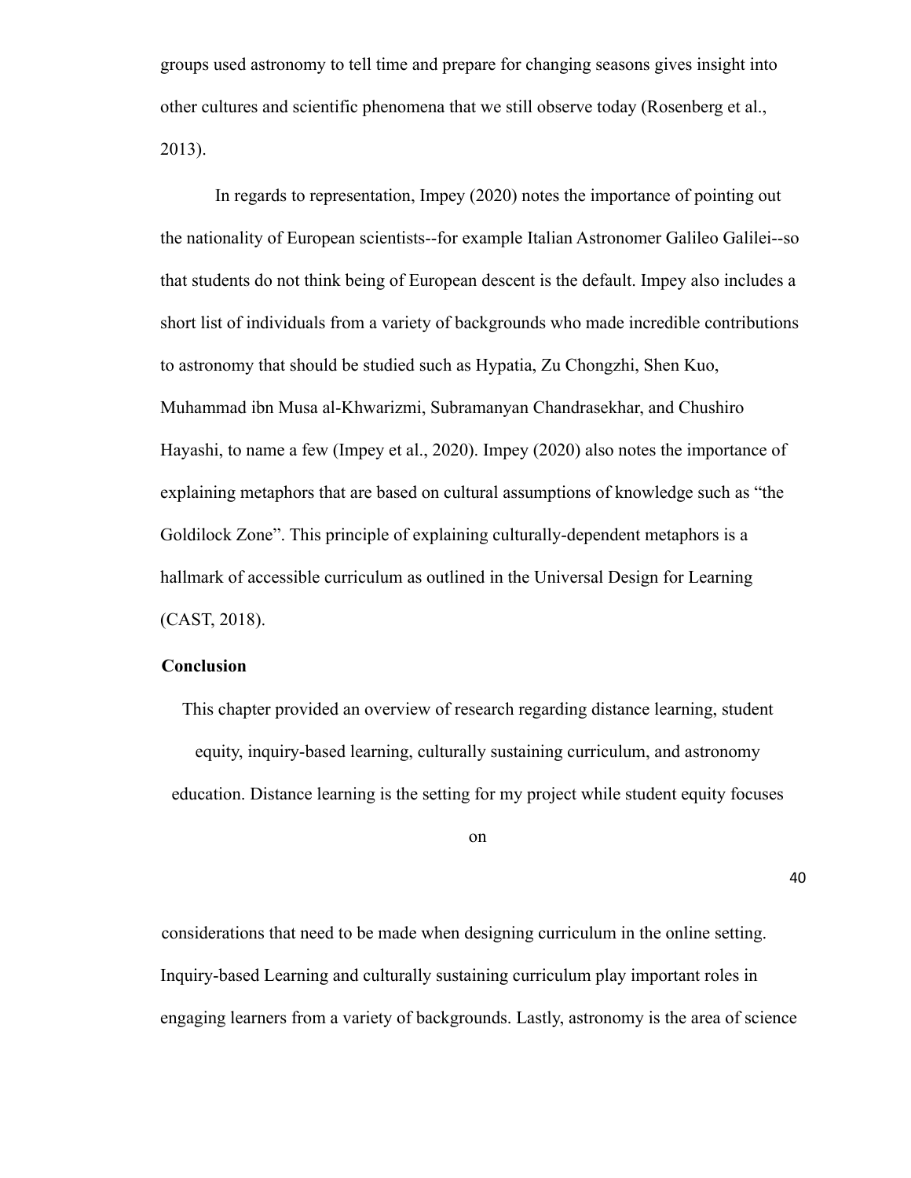groups used astronomy to tell time and prepare for changing seasons gives insight into other cultures and scientific phenomena that we still observe today (Rosenberg et al., 2013).

In regards to representation, Impey (2020) notes the importance of pointing out the nationality of European scientists--for example Italian Astronomer Galileo Galilei--so that students do not think being of European descent is the default. Impey also includes a short list of individuals from a variety of backgrounds who made incredible contributions to astronomy that should be studied such as Hypatia, Zu Chongzhi, Shen Kuo, Muhammad ibn Musa al-Khwarizmi, Subramanyan Chandrasekhar, and Chushiro Hayashi, to name a few (Impey et al., 2020). Impey (2020) also notes the importance of explaining metaphors that are based on cultural assumptions of knowledge such as "the Goldilock Zone". This principle of explaining culturally-dependent metaphors is a hallmark of accessible curriculum as outlined in the Universal Design for Learning (CAST, 2018).

## Conclusion

This chapter provided an overview of research regarding distance learning, student equity, inquiry-based learning, culturally sustaining curriculum, and astronomy education. Distance learning is the setting for my project while student equity focuses on considerations that need to be made when designing curriculum in the online setting. Inquiry-based Learning and culturally sustaining curriculum play important roles in engaging learners from a variety of backgrounds. Lastly, astronomy is the area of science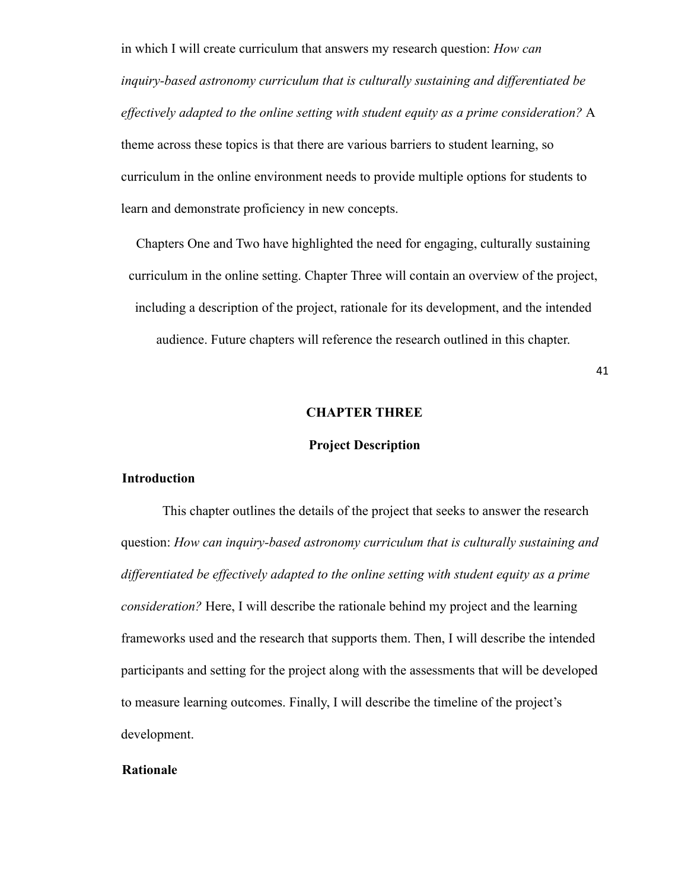in which I will create curriculum that answers my research question: *How can inquiry-based astronomy curriculum that is culturally sustaining and differentiated be effectively adapted to the online setting with student equity as a prime consideration?* A theme across these topics is that there are various barriers to student learning, so curriculum in the online environment needs to provide multiple options for students to learn and demonstrate proficiency in new concepts.

Chapters One and Two have highlighted the need for engaging, culturally sustaining curriculum in the online setting. Chapter Three will contain an overview of the project, including a description of the project, rationale for its development, and the intended audience. Future chapters will reference the research outlined in this chapter.

# CHAPTER THREE

## Project Description

### Introduction

This chapter outlines the details of the project that seeks to answer the research question: *How can inquiry-based astronomy curriculum that is culturally sustaining and differentiated be effectively adapted to the online setting with student equity as a prime consideration?* Here, I will describe the rationale behind my project and the learning frameworks used and the research that supports them. Then, I will describe the intended participants and setting for the project along with the assessments that will be developed to measure learning outcomes. Finally, I will describe the timeline of the project's development.

### Rationale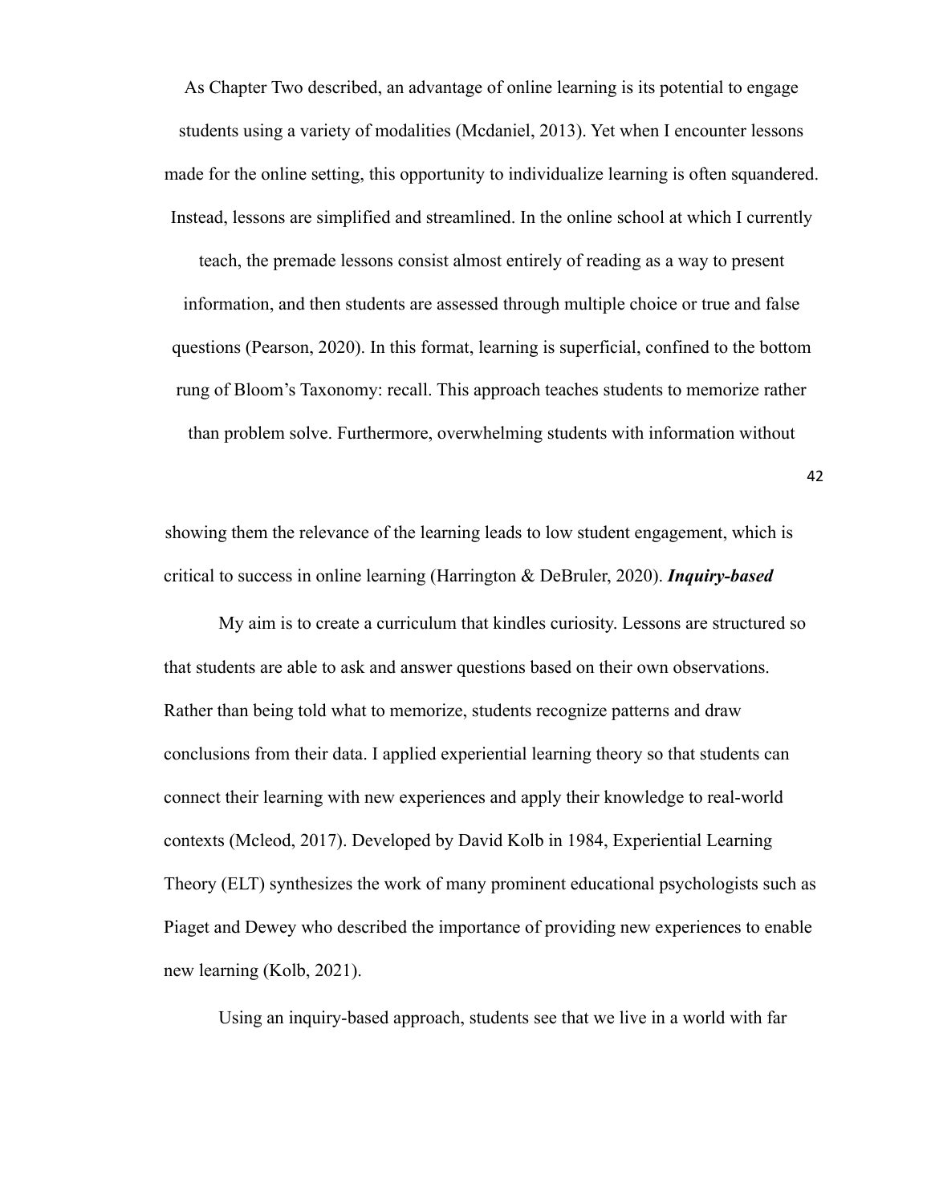As Chapter Two described, an advantage of online learning is its potential to engage students using a variety of modalities (Mcdaniel, 2013). Yet when I encounter lessons made for the online setting, this opportunity to individualize learning is often squandered. Instead, lessons are simplified and streamlined. In the online school at which I currently teach, the premade lessons consist almost entirely of reading as a way to present information, and then students are assessed through multiple choice or true and false questions (Pearson, 2020). In this format, learning is superficial, confined to the bottom rung of Bloom's Taxonomy: recall. This approach teaches students to memorize rather than problem solve. Furthermore, overwhelming students with information without showing them the relevance of the learning leads to low student engagement, which is critical to success in online learning (Harrington & DeBruler, 2020).

### ***Inquiry-based***

My aim is to create a curriculum that kindles curiosity. Lessons are structured so that students are able to ask and answer questions based on their own observations. Rather than being told what to memorize, students recognize patterns and draw conclusions from their data. I applied experiential learning theory so that students can connect their learning with new experiences and apply their knowledge to real-world contexts (Mcleod, 2017). Developed by David Kolb in 1984, Experiential Learning Theory (ELT) synthesizes the work of many prominent educational psychologists such as Piaget and Dewey who described the importance of providing new experiences to enable new learning (Kolb, 2021).

Using an inquiry-based approach, students see that we live in a world with far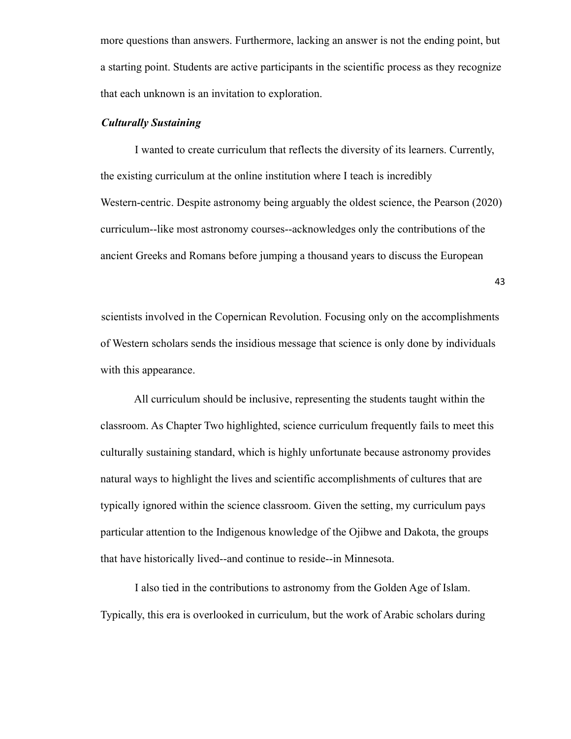more questions than answers. Furthermore, lacking an answer is not the ending point, but a starting point. Students are active participants in the scientific process as they recognize that each unknown is an invitation to exploration.

### *Culturally Sustaining*

I wanted to create curriculum that reflects the diversity of its learners. Currently, the existing curriculum at the online institution where I teach is incredibly Western-centric. Despite astronomy being arguably the oldest science, the Pearson (2020) curriculum--like most astronomy courses--acknowledges only the contributions of the ancient Greeks and Romans before jumping a thousand years to discuss the European scientists involved in the Copernican Revolution. Focusing only on the accomplishments of Western scholars sends the insidious message that science is only done by individuals with this appearance.

All curriculum should be inclusive, representing the students taught within the classroom. As Chapter Two highlighted, science curriculum frequently fails to meet this culturally sustaining standard, which is highly unfortunate because astronomy provides natural ways to highlight the lives and scientific accomplishments of cultures that are typically ignored within the science classroom. Given the setting, my curriculum pays particular attention to the Indigenous knowledge of the Ojibwe and Dakota, the groups that have historically lived--and continue to reside--in Minnesota.

I also tied in the contributions to astronomy from the Golden Age of Islam. Typically, this era is overlooked in curriculum, but the work of Arabic scholars during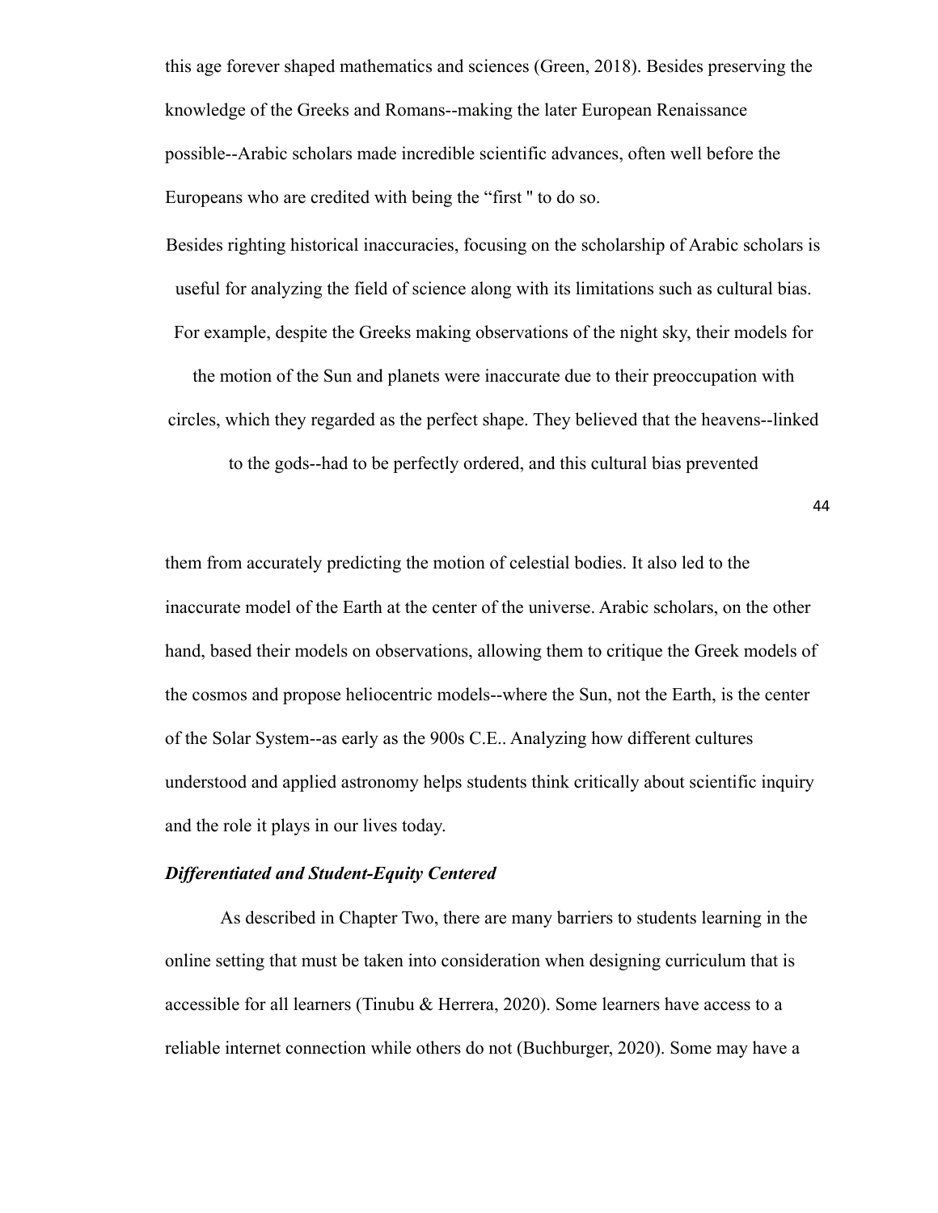this age forever shaped mathematics and sciences (Green, 2018). Besides preserving the knowledge of the Greeks and Romans--making the later European Renaissance possible--Arabic scholars made incredible scientific advances, often well before the Europeans who are credited with being the "first " to do so.

Besides righting historical inaccuracies, focusing on the scholarship of Arabic scholars is useful for analyzing the field of science along with its limitations such as cultural bias. For example, despite the Greeks making observations of the night sky, their models for the motion of the Sun and planets were inaccurate due to their preoccupation with circles, which they regarded as the perfect shape. They believed that the heavens--linked to the gods--had to be perfectly ordered, and this cultural bias prevented them from accurately predicting the motion of celestial bodies. It also led to the inaccurate model of the Earth at the center of the universe. Arabic scholars, on the other hand, based their models on observations, allowing them to critique the Greek models of the cosmos and propose heliocentric models--where the Sun, not the Earth, is the center of the Solar System--as early as the 900s C.E.. Analyzing how different cultures understood and applied astronomy helps students think critically about scientific inquiry and the role it plays in our lives today.

### *Differentiated and Student-Equity Centered*

As described in Chapter Two, there are many barriers to students learning in the online setting that must be taken into consideration when designing curriculum that is accessible for all learners (Tinubu & Herrera, 2020). Some learners have access to a reliable internet connection while others do not (Buchburger, 2020). Some may have a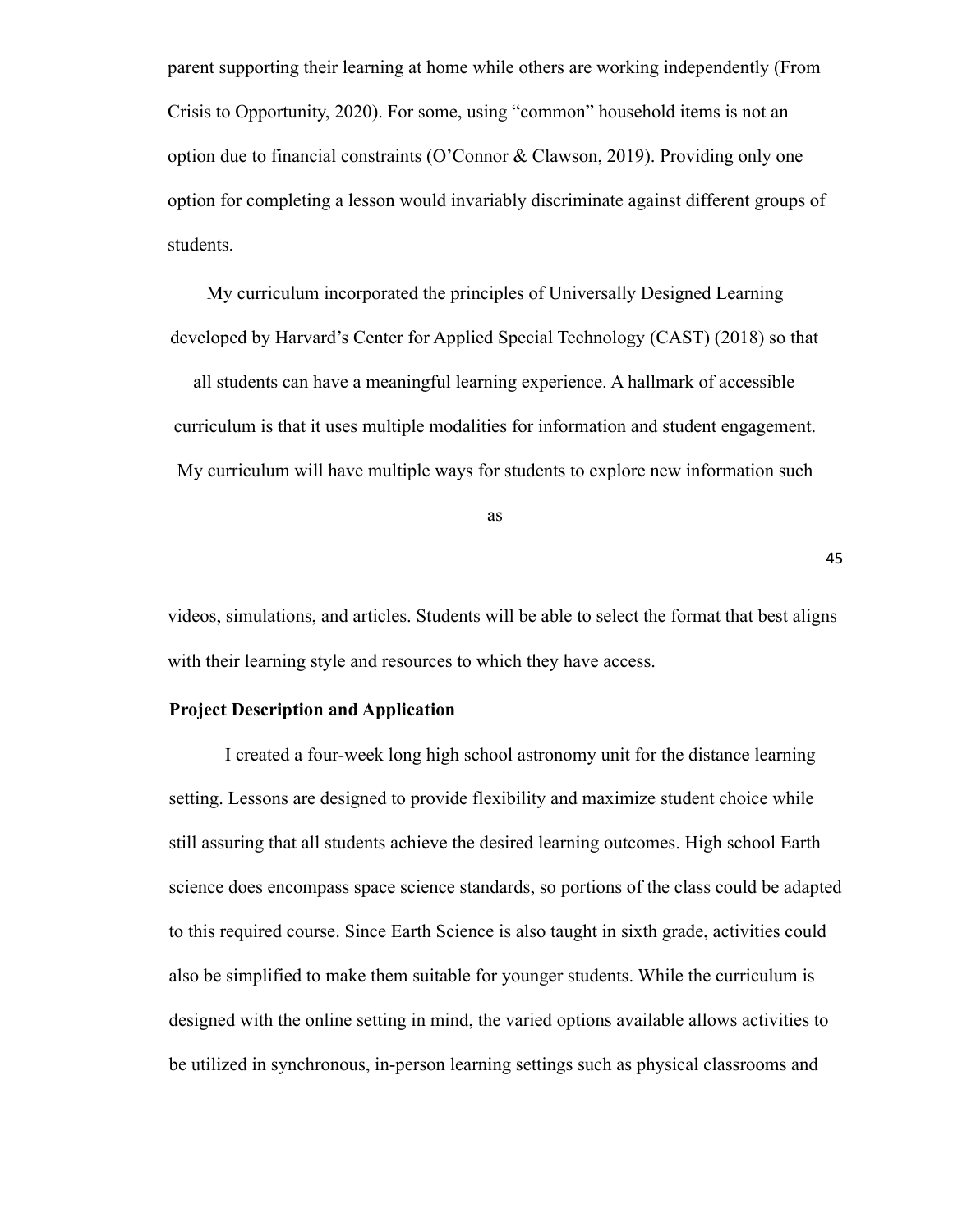parent supporting their learning at home while others are working independently (From Crisis to Opportunity, 2020). For some, using "common" household items is not an option due to financial constraints (O'Connor & Clawson, 2019). Providing only one option for completing a lesson would invariably discriminate against different groups of students.

My curriculum incorporated the principles of Universally Designed Learning developed by Harvard's Center for Applied Special Technology (CAST) (2018) so that all students can have a meaningful learning experience. A hallmark of accessible curriculum is that it uses multiple modalities for information and student engagement. My curriculum will have multiple ways for students to explore new information such as videos, simulations, and articles. Students will be able to select the format that best aligns with their learning style and resources to which they have access.

**Project Description and Application**

I created a four-week long high school astronomy unit for the distance learning setting. Lessons are designed to provide flexibility and maximize student choice while still assuring that all students achieve the desired learning outcomes. High school Earth science does encompass space science standards, so portions of the class could be adapted to this required course. Since Earth Science is also taught in sixth grade, activities could also be simplified to make them suitable for younger students. While the curriculum is designed with the online setting in mind, the varied options available allows activities to be utilized in synchronous, in-person learning settings such as physical classrooms and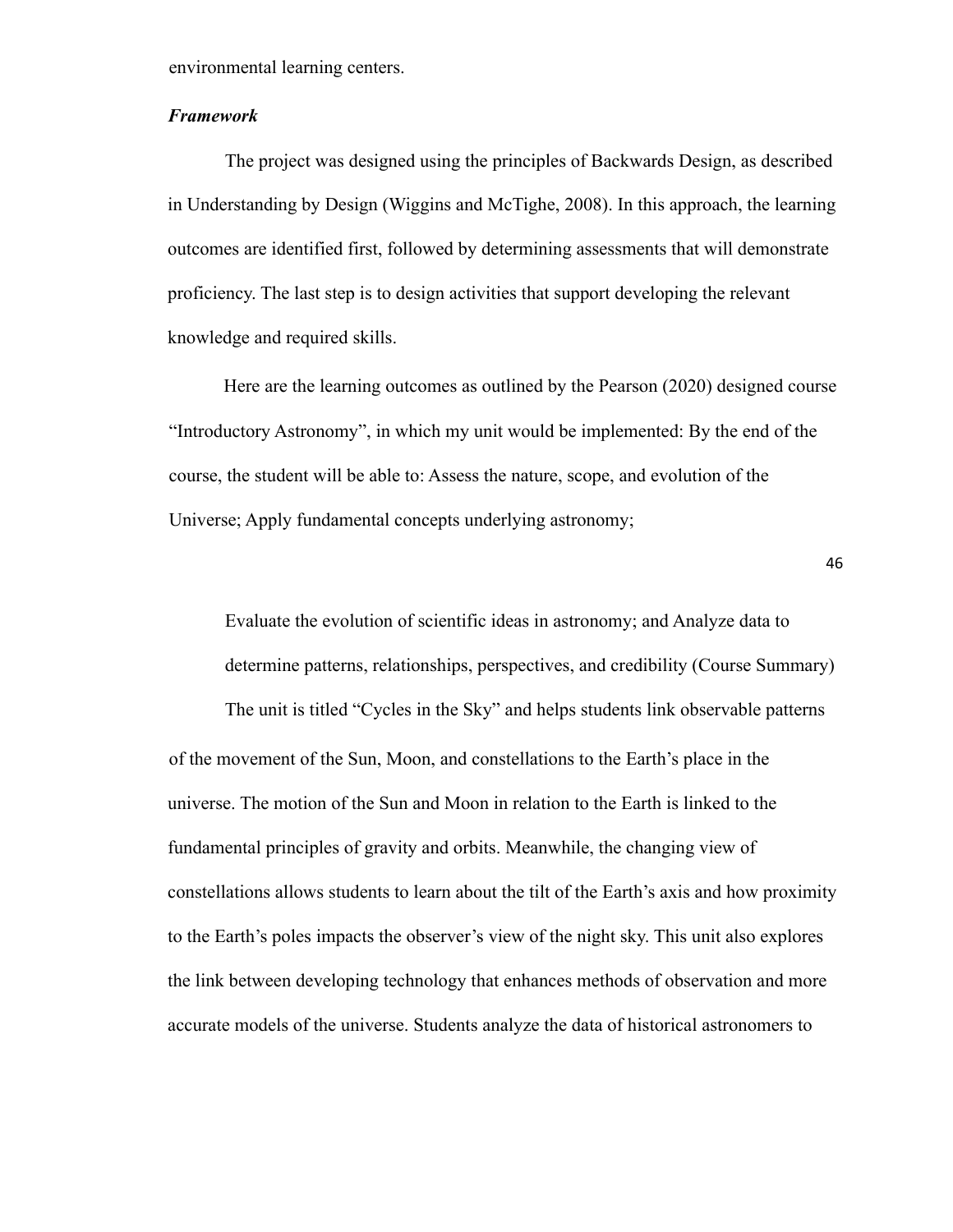environmental learning centers.

***Framework***

The project was designed using the principles of Backwards Design, as described in Understanding by Design (Wiggins and McTighe, 2008). In this approach, the learning outcomes are identified first, followed by determining assessments that will demonstrate proficiency. The last step is to design activities that support developing the relevant knowledge and required skills.

Here are the learning outcomes as outlined by the Pearson (2020) designed course "Introductory Astronomy", in which my unit would be implemented: By the end of the course, the student will be able to: Assess the nature, scope, and evolution of the Universe; Apply fundamental concepts underlying astronomy;

> Evaluate the evolution of scientific ideas in astronomy; and Analyze data to determine patterns, relationships, perspectives, and credibility (Course Summary)

The unit is titled "Cycles in the Sky" and helps students link observable patterns of the movement of the Sun, Moon, and constellations to the Earth's place in the universe. The motion of the Sun and Moon in relation to the Earth is linked to the fundamental principles of gravity and orbits. Meanwhile, the changing view of constellations allows students to learn about the tilt of the Earth's axis and how proximity to the Earth's poles impacts the observer's view of the night sky. This unit also explores the link between developing technology that enhances methods of observation and more accurate models of the universe. Students analyze the data of historical astronomers to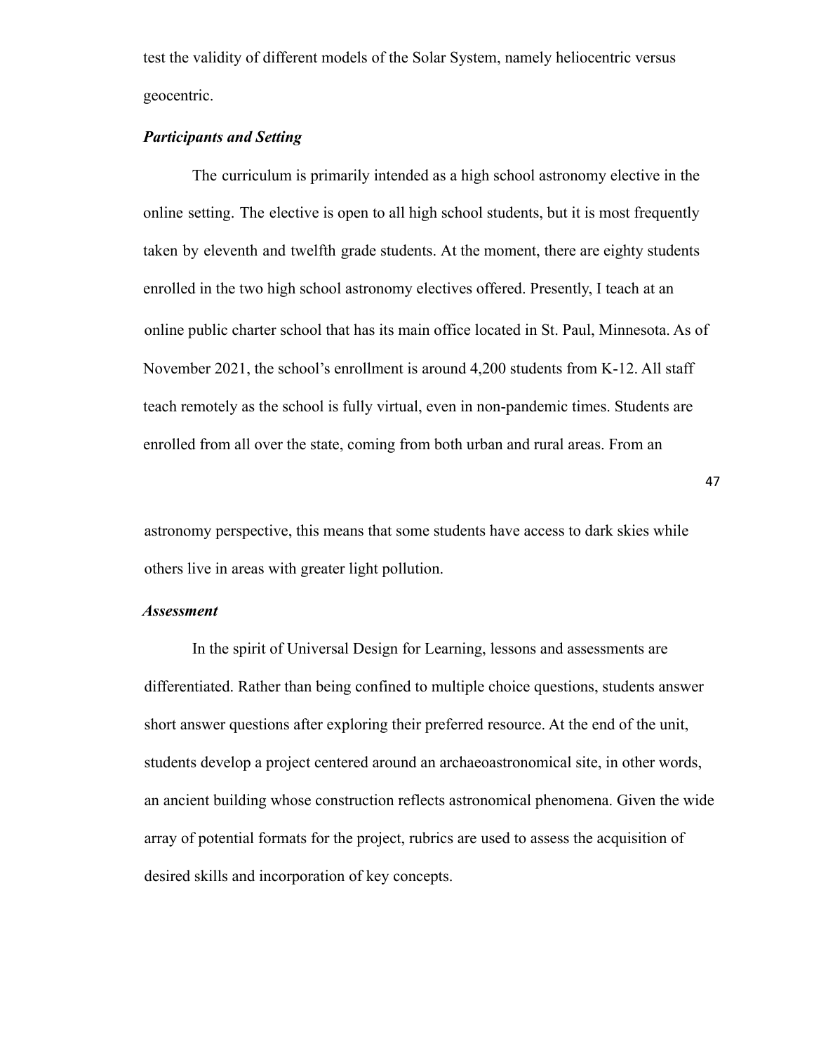test the validity of different models of the Solar System, namely heliocentric versus geocentric.

***Participants and Setting***

The curriculum is primarily intended as a high school astronomy elective in the online setting. The elective is open to all high school students, but it is most frequently taken by eleventh and twelfth grade students. At the moment, there are eighty students enrolled in the two high school astronomy electives offered. Presently, I teach at an online public charter school that has its main office located in St. Paul, Minnesota. As of November 2021, the school's enrollment is around 4,200 students from K-12. All staff teach remotely as the school is fully virtual, even in non-pandemic times. Students are enrolled from all over the state, coming from both urban and rural areas. From an astronomy perspective, this means that some students have access to dark skies while others live in areas with greater light pollution.

***Assessment***

In the spirit of Universal Design for Learning, lessons and assessments are differentiated. Rather than being confined to multiple choice questions, students answer short answer questions after exploring their preferred resource. At the end of the unit, students develop a project centered around an archaeoastronomical site, in other words, an ancient building whose construction reflects astronomical phenomena. Given the wide array of potential formats for the project, rubrics are used to assess the acquisition of desired skills and incorporation of key concepts.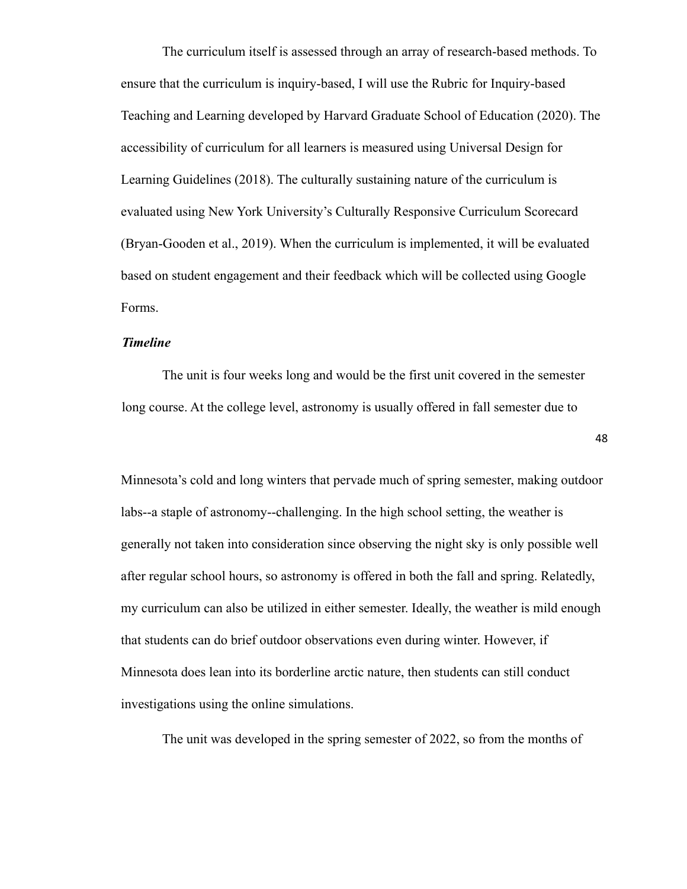The curriculum itself is assessed through an array of research-based methods. To ensure that the curriculum is inquiry-based, I will use the Rubric for Inquiry-based Teaching and Learning developed by Harvard Graduate School of Education (2020). The accessibility of curriculum for all learners is measured using Universal Design for Learning Guidelines (2018). The culturally sustaining nature of the curriculum is evaluated using New York University's Culturally Responsive Curriculum Scorecard (Bryan-Gooden et al., 2019). When the curriculum is implemented, it will be evaluated based on student engagement and their feedback which will be collected using Google Forms.

***Timeline***

The unit is four weeks long and would be the first unit covered in the semester long course. At the college level, astronomy is usually offered in fall semester due to Minnesota's cold and long winters that pervade much of spring semester, making outdoor labs--a staple of astronomy--challenging. In the high school setting, the weather is generally not taken into consideration since observing the night sky is only possible well after regular school hours, so astronomy is offered in both the fall and spring. Relatedly, my curriculum can also be utilized in either semester. Ideally, the weather is mild enough that students can do brief outdoor observations even during winter. However, if Minnesota does lean into its borderline arctic nature, then students can still conduct investigations using the online simulations.

The unit was developed in the spring semester of 2022, so from the months of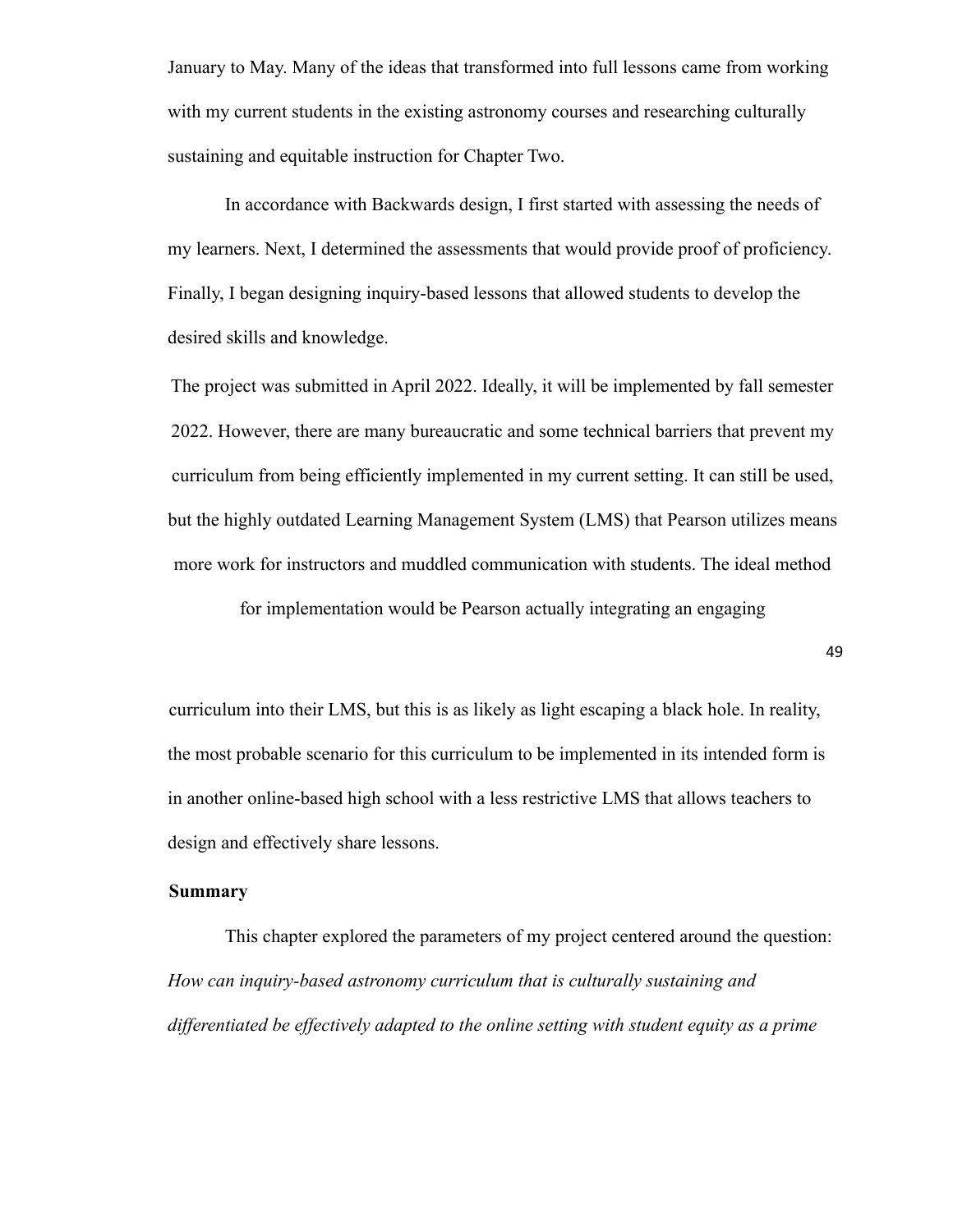January to May. Many of the ideas that transformed into full lessons came from working with my current students in the existing astronomy courses and researching culturally sustaining and equitable instruction for Chapter Two.

In accordance with Backwards design, I first started with assessing the needs of my learners. Next, I determined the assessments that would provide proof of proficiency. Finally, I began designing inquiry-based lessons that allowed students to develop the desired skills and knowledge.

The project was submitted in April 2022. Ideally, it will be implemented by fall semester 2022. However, there are many bureaucratic and some technical barriers that prevent my curriculum from being efficiently implemented in my current setting. It can still be used, but the highly outdated Learning Management System (LMS) that Pearson utilizes means more work for instructors and muddled communication with students. The ideal method for implementation would be Pearson actually integrating an engaging curriculum into their LMS, but this is as likely as light escaping a black hole. In reality, the most probable scenario for this curriculum to be implemented in its intended form is in another online-based high school with a less restrictive LMS that allows teachers to design and effectively share lessons.

**Summary**

This chapter explored the parameters of my project centered around the question: *How can inquiry-based astronomy curriculum that is culturally sustaining and differentiated be effectively adapted to the online setting with student equity as a prime*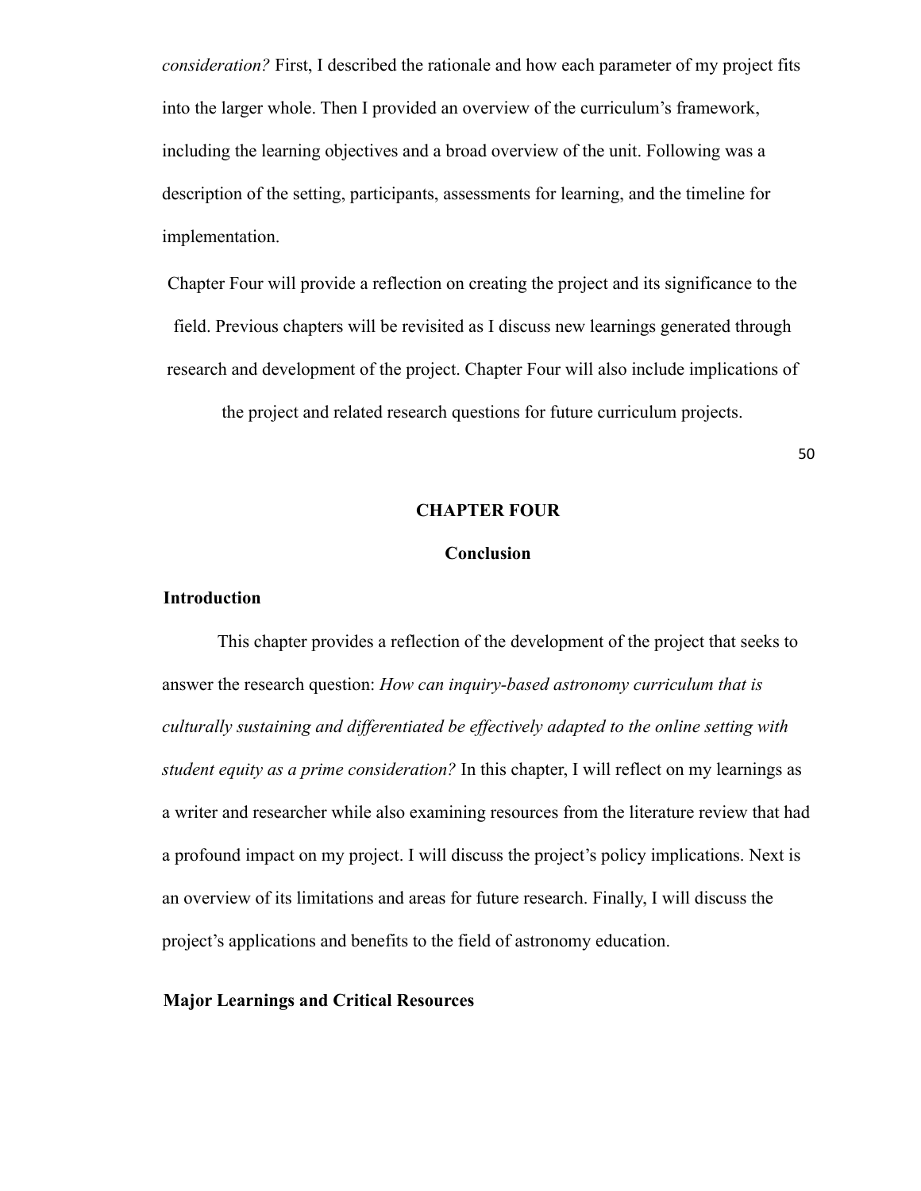*consideration?* First, I described the rationale and how each parameter of my project fits into the larger whole. Then I provided an overview of the curriculum's framework, including the learning objectives and a broad overview of the unit. Following was a description of the setting, participants, assessments for learning, and the timeline for implementation.

Chapter Four will provide a reflection on creating the project and its significance to the field. Previous chapters will be revisited as I discuss new learnings generated through research and development of the project. Chapter Four will also include implications of the project and related research questions for future curriculum projects.

# CHAPTER FOUR

## Conclusion

### Introduction

This chapter provides a reflection of the development of the project that seeks to answer the research question: *How can inquiry-based astronomy curriculum that is culturally sustaining and differentiated be effectively adapted to the online setting with student equity as a prime consideration?* In this chapter, I will reflect on my learnings as a writer and researcher while also examining resources from the literature review that had a profound impact on my project. I will discuss the project's policy implications. Next is an overview of its limitations and areas for future research. Finally, I will discuss the project's applications and benefits to the field of astronomy education.

### Major Learnings and Critical Resources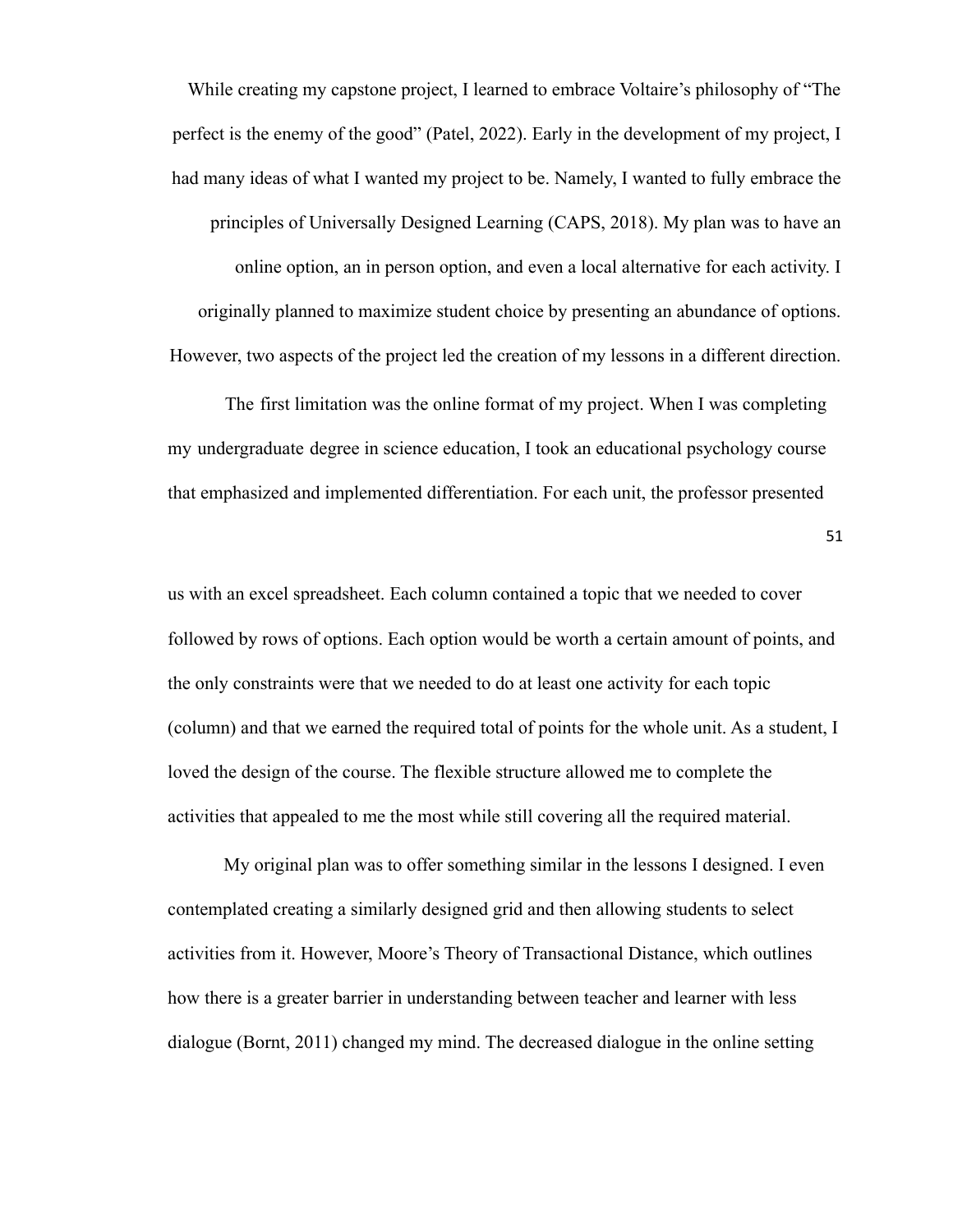While creating my capstone project, I learned to embrace Voltaire's philosophy of "The perfect is the enemy of the good" (Patel, 2022). Early in the development of my project, I had many ideas of what I wanted my project to be. Namely, I wanted to fully embrace the principles of Universally Designed Learning (CAPS, 2018). My plan was to have an online option, an in person option, and even a local alternative for each activity. I originally planned to maximize student choice by presenting an abundance of options. However, two aspects of the project led the creation of my lessons in a different direction.

The first limitation was the online format of my project. When I was completing my undergraduate degree in science education, I took an educational psychology course that emphasized and implemented differentiation. For each unit, the professor presented us with an excel spreadsheet. Each column contained a topic that we needed to cover followed by rows of options. Each option would be worth a certain amount of points, and the only constraints were that we needed to do at least one activity for each topic (column) and that we earned the required total of points for the whole unit. As a student, I loved the design of the course. The flexible structure allowed me to complete the activities that appealed to me the most while still covering all the required material.

My original plan was to offer something similar in the lessons I designed. I even contemplated creating a similarly designed grid and then allowing students to select activities from it. However, Moore's Theory of Transactional Distance, which outlines how there is a greater barrier in understanding between teacher and learner with less dialogue (Bornt, 2011) changed my mind. The decreased dialogue in the online setting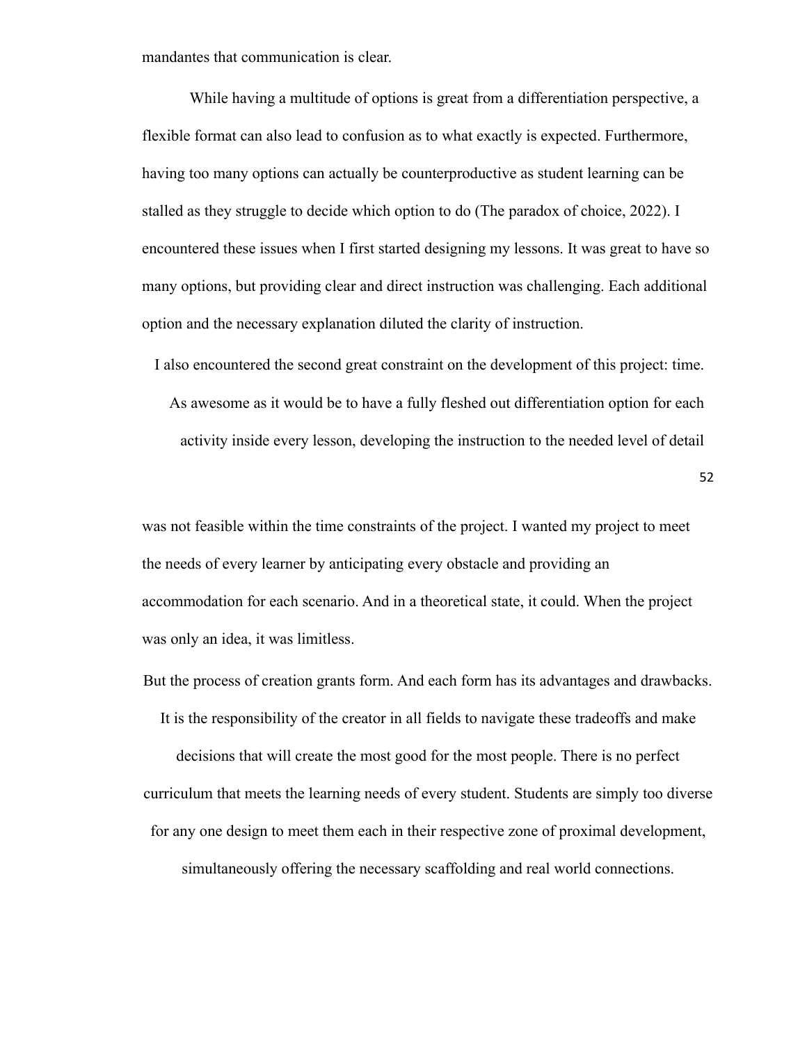mandantes that communication is clear.

While having a multitude of options is great from a differentiation perspective, a flexible format can also lead to confusion as to what exactly is expected. Furthermore, having too many options can actually be counterproductive as student learning can be stalled as they struggle to decide which option to do (The paradox of choice, 2022). I encountered these issues when I first started designing my lessons. It was great to have so many options, but providing clear and direct instruction was challenging. Each additional option and the necessary explanation diluted the clarity of instruction.

I also encountered the second great constraint on the development of this project: time. As awesome as it would be to have a fully fleshed out differentiation option for each activity inside every lesson, developing the instruction to the needed level of detail was not feasible within the time constraints of the project. I wanted my project to meet the needs of every learner by anticipating every obstacle and providing an accommodation for each scenario. And in a theoretical state, it could. When the project was only an idea, it was limitless.

But the process of creation grants form. And each form has its advantages and drawbacks. It is the responsibility of the creator in all fields to navigate these tradeoffs and make decisions that will create the most good for the most people. There is no perfect curriculum that meets the learning needs of every student. Students are simply too diverse for any one design to meet them each in their respective zone of proximal development, simultaneously offering the necessary scaffolding and real world connections.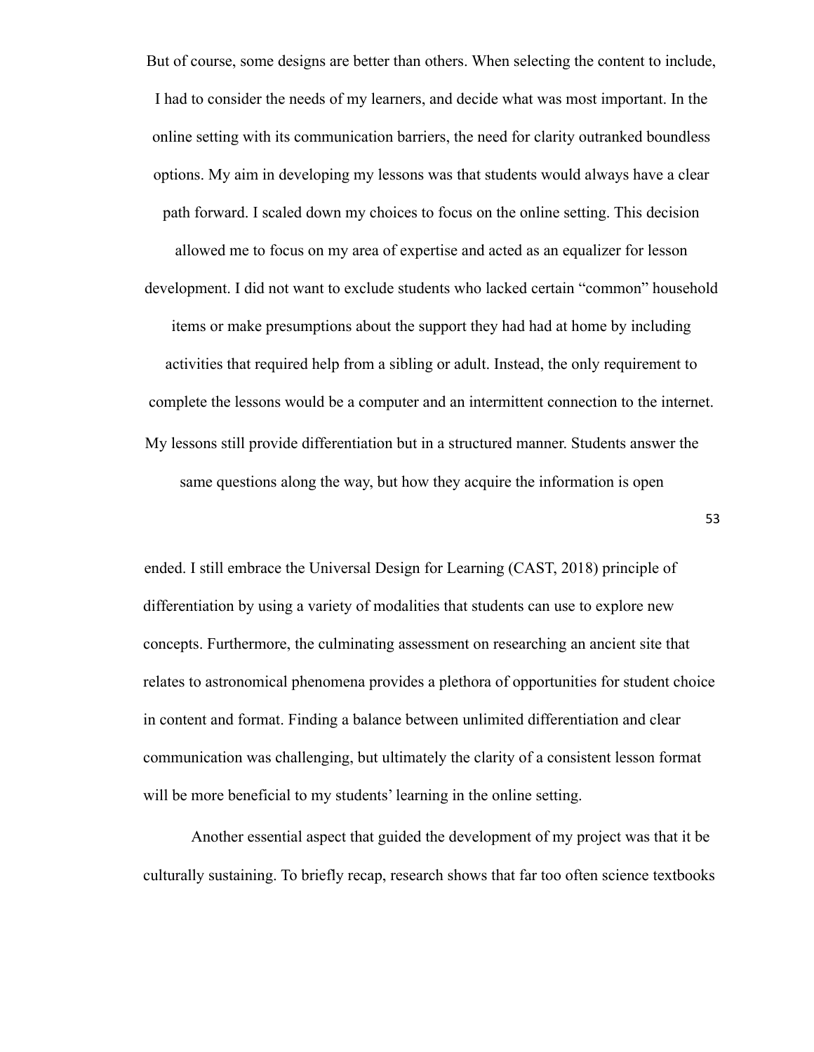But of course, some designs are better than others. When selecting the content to include, I had to consider the needs of my learners, and decide what was most important. In the online setting with its communication barriers, the need for clarity outranked boundless options. My aim in developing my lessons was that students would always have a clear path forward. I scaled down my choices to focus on the online setting. This decision allowed me to focus on my area of expertise and acted as an equalizer for lesson development. I did not want to exclude students who lacked certain "common" household items or make presumptions about the support they had had at home by including activities that required help from a sibling or adult. Instead, the only requirement to complete the lessons would be a computer and an intermittent connection to the internet. My lessons still provide differentiation but in a structured manner. Students answer the same questions along the way, but how they acquire the information is open ended. I still embrace the Universal Design for Learning (CAST, 2018) principle of differentiation by using a variety of modalities that students can use to explore new concepts. Furthermore, the culminating assessment on researching an ancient site that relates to astronomical phenomena provides a plethora of opportunities for student choice in content and format. Finding a balance between unlimited differentiation and clear communication was challenging, but ultimately the clarity of a consistent lesson format will be more beneficial to my students' learning in the online setting.

Another essential aspect that guided the development of my project was that it be culturally sustaining. To briefly recap, research shows that far too often science textbooks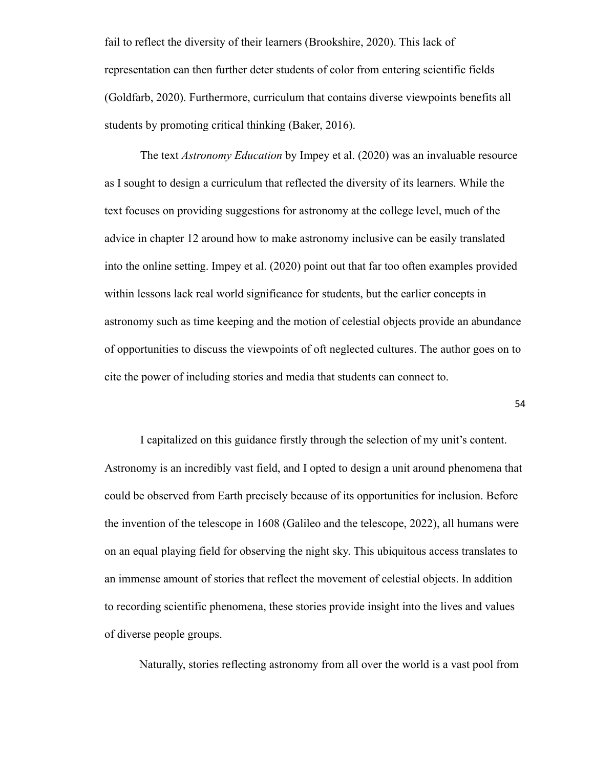fail to reflect the diversity of their learners (Brookshire, 2020). This lack of representation can then further deter students of color from entering scientific fields (Goldfarb, 2020). Furthermore, curriculum that contains diverse viewpoints benefits all students by promoting critical thinking (Baker, 2016).

The text *Astronomy Education* by Impey et al. (2020) was an invaluable resource as I sought to design a curriculum that reflected the diversity of its learners. While the text focuses on providing suggestions for astronomy at the college level, much of the advice in chapter 12 around how to make astronomy inclusive can be easily translated into the online setting. Impey et al. (2020) point out that far too often examples provided within lessons lack real world significance for students, but the earlier concepts in astronomy such as time keeping and the motion of celestial objects provide an abundance of opportunities to discuss the viewpoints of oft neglected cultures. The author goes on to cite the power of including stories and media that students can connect to.

I capitalized on this guidance firstly through the selection of my unit's content. Astronomy is an incredibly vast field, and I opted to design a unit around phenomena that could be observed from Earth precisely because of its opportunities for inclusion. Before the invention of the telescope in 1608 (Galileo and the telescope, 2022), all humans were on an equal playing field for observing the night sky. This ubiquitous access translates to an immense amount of stories that reflect the movement of celestial objects. In addition to recording scientific phenomena, these stories provide insight into the lives and values of diverse people groups.

Naturally, stories reflecting astronomy from all over the world is a vast pool from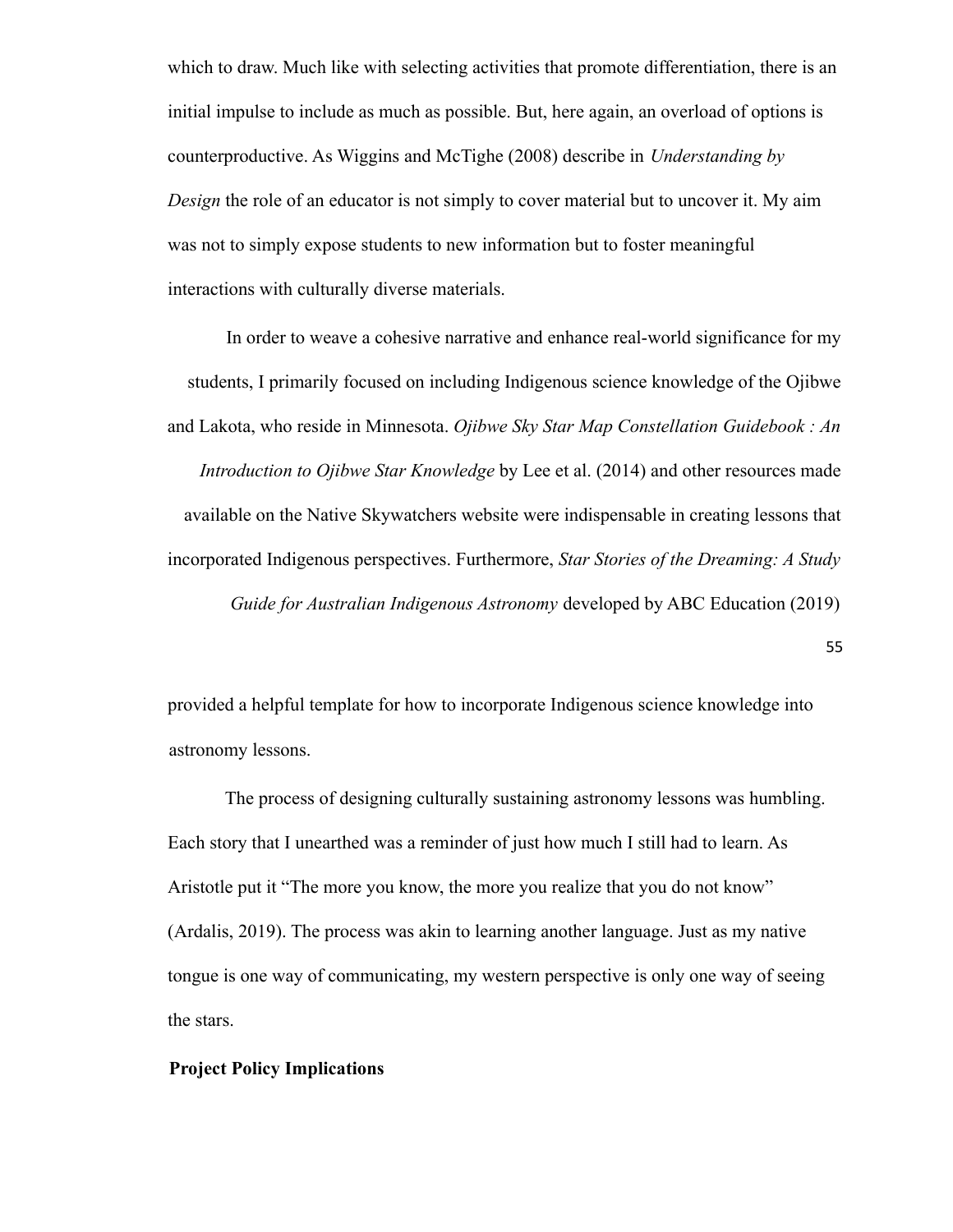which to draw. Much like with selecting activities that promote differentiation, there is an initial impulse to include as much as possible. But, here again, an overload of options is counterproductive. As Wiggins and McTighe (2008) describe in *Understanding by Design* the role of an educator is not simply to cover material but to uncover it. My aim was not to simply expose students to new information but to foster meaningful interactions with culturally diverse materials.

In order to weave a cohesive narrative and enhance real-world significance for my students, I primarily focused on including Indigenous science knowledge of the Ojibwe and Lakota, who reside in Minnesota. *Ojibwe Sky Star Map Constellation Guidebook : An Introduction to Ojibwe Star Knowledge* by Lee et al. (2014) and other resources made available on the Native Skywatchers website were indispensable in creating lessons that incorporated Indigenous perspectives. Furthermore, *Star Stories of the Dreaming: A Study Guide for Australian Indigenous Astronomy* developed by ABC Education (2019) provided a helpful template for how to incorporate Indigenous science knowledge into astronomy lessons.

The process of designing culturally sustaining astronomy lessons was humbling. Each story that I unearthed was a reminder of just how much I still had to learn. As Aristotle put it "The more you know, the more you realize that you do not know" (Ardalis, 2019). The process was akin to learning another language. Just as my native tongue is one way of communicating, my western perspective is only one way of seeing the stars.

**Project Policy Implications**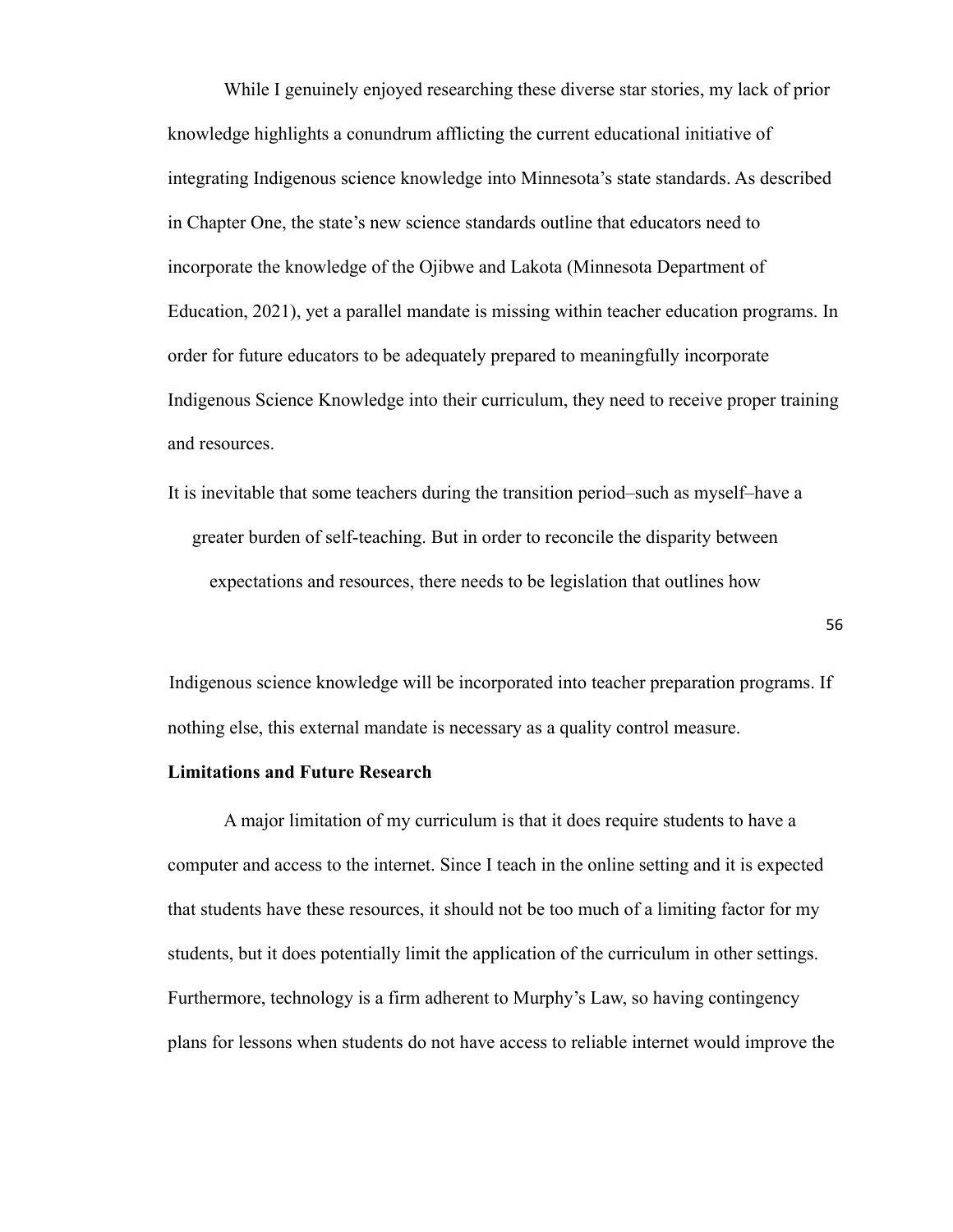While I genuinely enjoyed researching these diverse star stories, my lack of prior knowledge highlights a conundrum afflicting the current educational initiative of integrating Indigenous science knowledge into Minnesota's state standards. As described in Chapter One, the state's new science standards outline that educators need to incorporate the knowledge of the Ojibwe and Lakota (Minnesota Department of Education, 2021), yet a parallel mandate is missing within teacher education programs. In order for future educators to be adequately prepared to meaningfully incorporate Indigenous Science Knowledge into their curriculum, they need to receive proper training and resources.

It is inevitable that some teachers during the transition period–such as myself–have a greater burden of self-teaching. But in order to reconcile the disparity between expectations and resources, there needs to be legislation that outlines how Indigenous science knowledge will be incorporated into teacher preparation programs. If nothing else, this external mandate is necessary as a quality control measure.

**Limitations and Future Research**

A major limitation of my curriculum is that it does require students to have a computer and access to the internet. Since I teach in the online setting and it is expected that students have these resources, it should not be too much of a limiting factor for my students, but it does potentially limit the application of the curriculum in other settings. Furthermore, technology is a firm adherent to Murphy's Law, so having contingency plans for lessons when students do not have access to reliable internet would improve the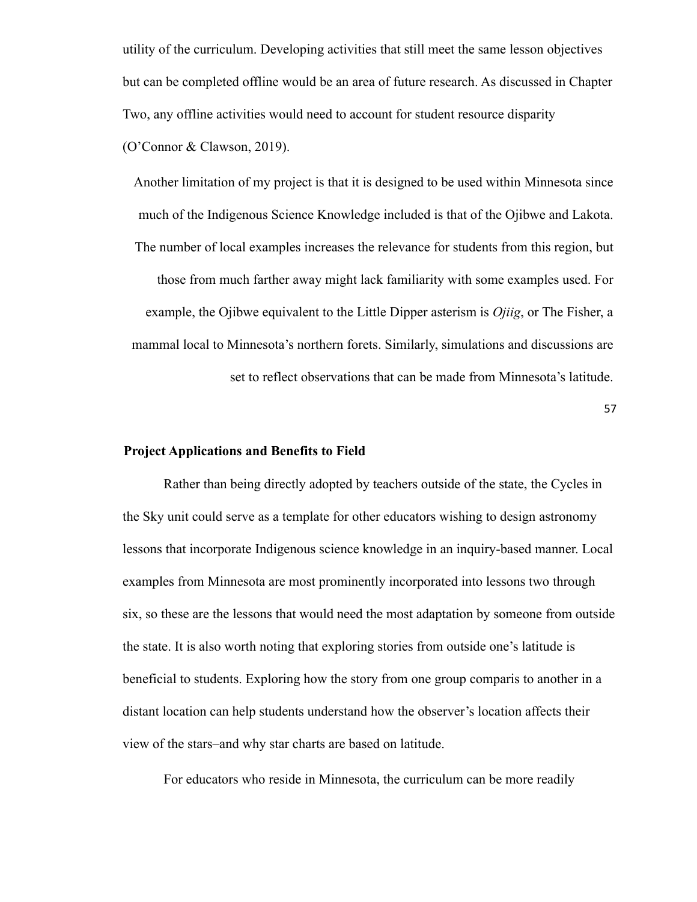utility of the curriculum. Developing activities that still meet the same lesson objectives but can be completed offline would be an area of future research. As discussed in Chapter Two, any offline activities would need to account for student resource disparity (O'Connor & Clawson, 2019).

Another limitation of my project is that it is designed to be used within Minnesota since much of the Indigenous Science Knowledge included is that of the Ojibwe and Lakota. The number of local examples increases the relevance for students from this region, but those from much farther away might lack familiarity with some examples used. For example, the Ojibwe equivalent to the Little Dipper asterism is *Ojiig*, or The Fisher, a mammal local to Minnesota's northern forets. Similarly, simulations and discussions are set to reflect observations that can be made from Minnesota's latitude.

**Project Applications and Benefits to Field**

Rather than being directly adopted by teachers outside of the state, the Cycles in the Sky unit could serve as a template for other educators wishing to design astronomy lessons that incorporate Indigenous science knowledge in an inquiry-based manner. Local examples from Minnesota are most prominently incorporated into lessons two through six, so these are the lessons that would need the most adaptation by someone from outside the state. It is also worth noting that exploring stories from outside one's latitude is beneficial to students. Exploring how the story from one group comparis to another in a distant location can help students understand how the observer's location affects their view of the stars–and why star charts are based on latitude.

For educators who reside in Minnesota, the curriculum can be more readily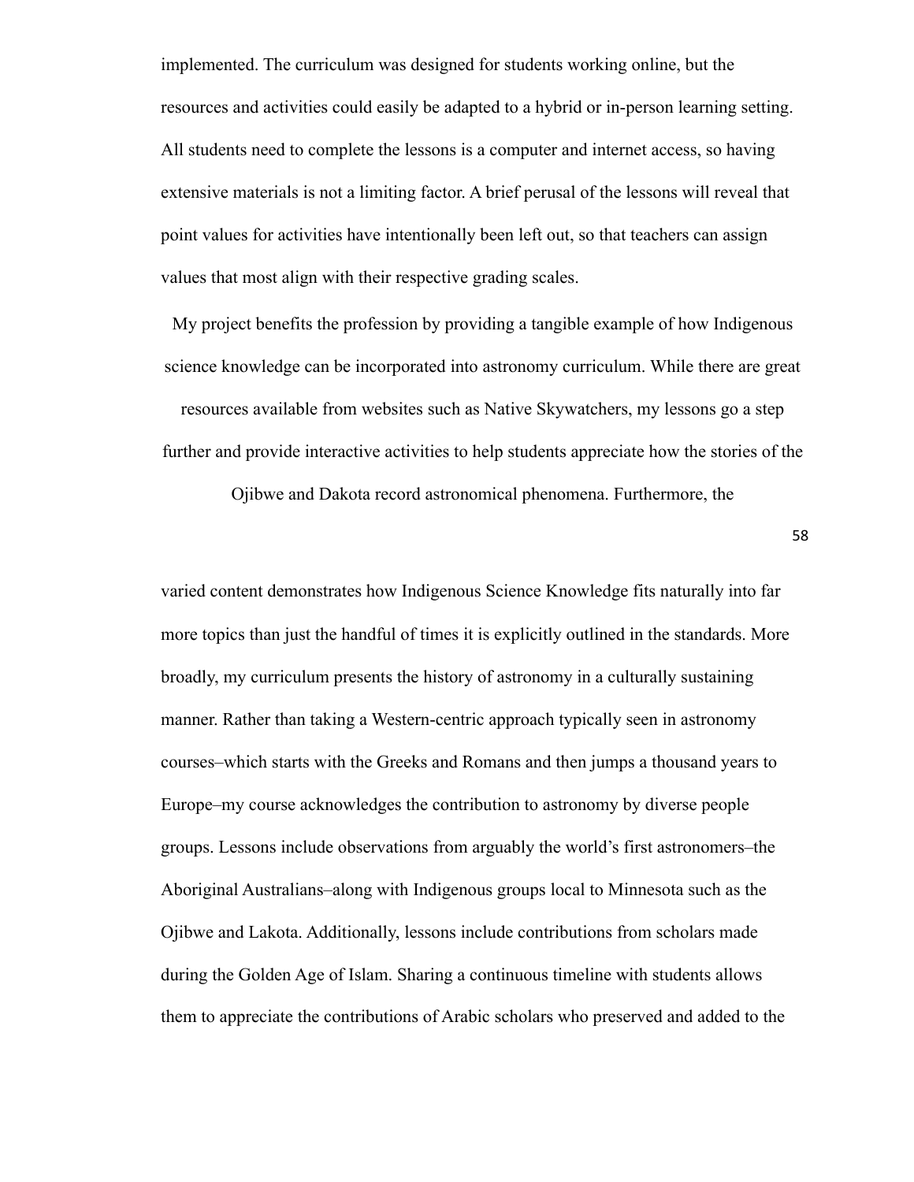implemented. The curriculum was designed for students working online, but the resources and activities could easily be adapted to a hybrid or in-person learning setting. All students need to complete the lessons is a computer and internet access, so having extensive materials is not a limiting factor. A brief perusal of the lessons will reveal that point values for activities have intentionally been left out, so that teachers can assign values that most align with their respective grading scales.

My project benefits the profession by providing a tangible example of how Indigenous science knowledge can be incorporated into astronomy curriculum. While there are great resources available from websites such as Native Skywatchers, my lessons go a step further and provide interactive activities to help students appreciate how the stories of the Ojibwe and Dakota record astronomical phenomena. Furthermore, the varied content demonstrates how Indigenous Science Knowledge fits naturally into far more topics than just the handful of times it is explicitly outlined in the standards. More broadly, my curriculum presents the history of astronomy in a culturally sustaining manner. Rather than taking a Western-centric approach typically seen in astronomy courses–which starts with the Greeks and Romans and then jumps a thousand years to Europe–my course acknowledges the contribution to astronomy by diverse people groups. Lessons include observations from arguably the world's first astronomers–the Aboriginal Australians–along with Indigenous groups local to Minnesota such as the Ojibwe and Lakota. Additionally, lessons include contributions from scholars made during the Golden Age of Islam. Sharing a continuous timeline with students allows them to appreciate the contributions of Arabic scholars who preserved and added to the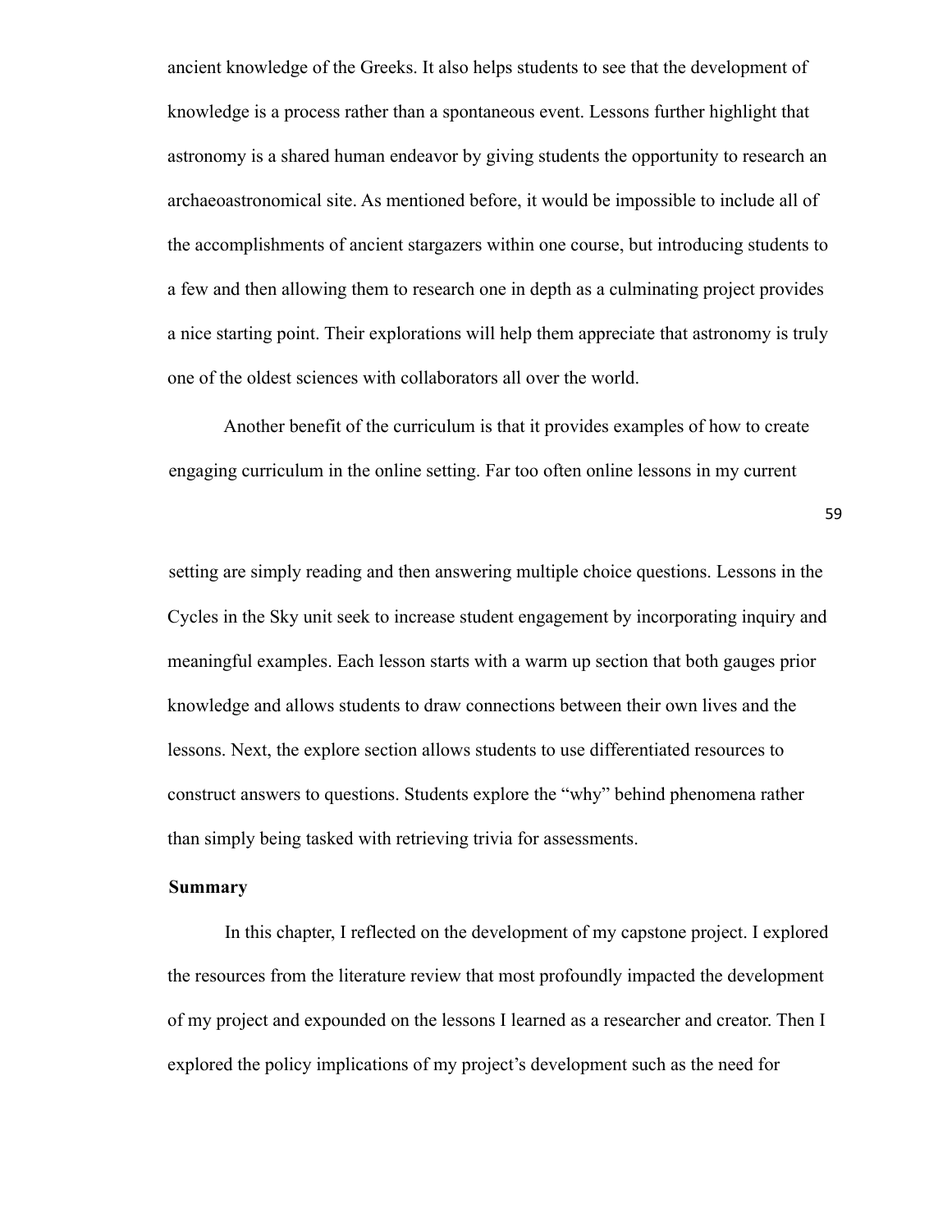ancient knowledge of the Greeks. It also helps students to see that the development of knowledge is a process rather than a spontaneous event. Lessons further highlight that astronomy is a shared human endeavor by giving students the opportunity to research an archaeoastronomical site. As mentioned before, it would be impossible to include all of the accomplishments of ancient stargazers within one course, but introducing students to a few and then allowing them to research one in depth as a culminating project provides a nice starting point. Their explorations will help them appreciate that astronomy is truly one of the oldest sciences with collaborators all over the world.

Another benefit of the curriculum is that it provides examples of how to create engaging curriculum in the online setting. Far too often online lessons in my current setting are simply reading and then answering multiple choice questions. Lessons in the Cycles in the Sky unit seek to increase student engagement by incorporating inquiry and meaningful examples. Each lesson starts with a warm up section that both gauges prior knowledge and allows students to draw connections between their own lives and the lessons. Next, the explore section allows students to use differentiated resources to construct answers to questions. Students explore the "why" behind phenomena rather than simply being tasked with retrieving trivia for assessments.

**Summary**

In this chapter, I reflected on the development of my capstone project. I explored the resources from the literature review that most profoundly impacted the development of my project and expounded on the lessons I learned as a researcher and creator. Then I explored the policy implications of my project's development such as the need for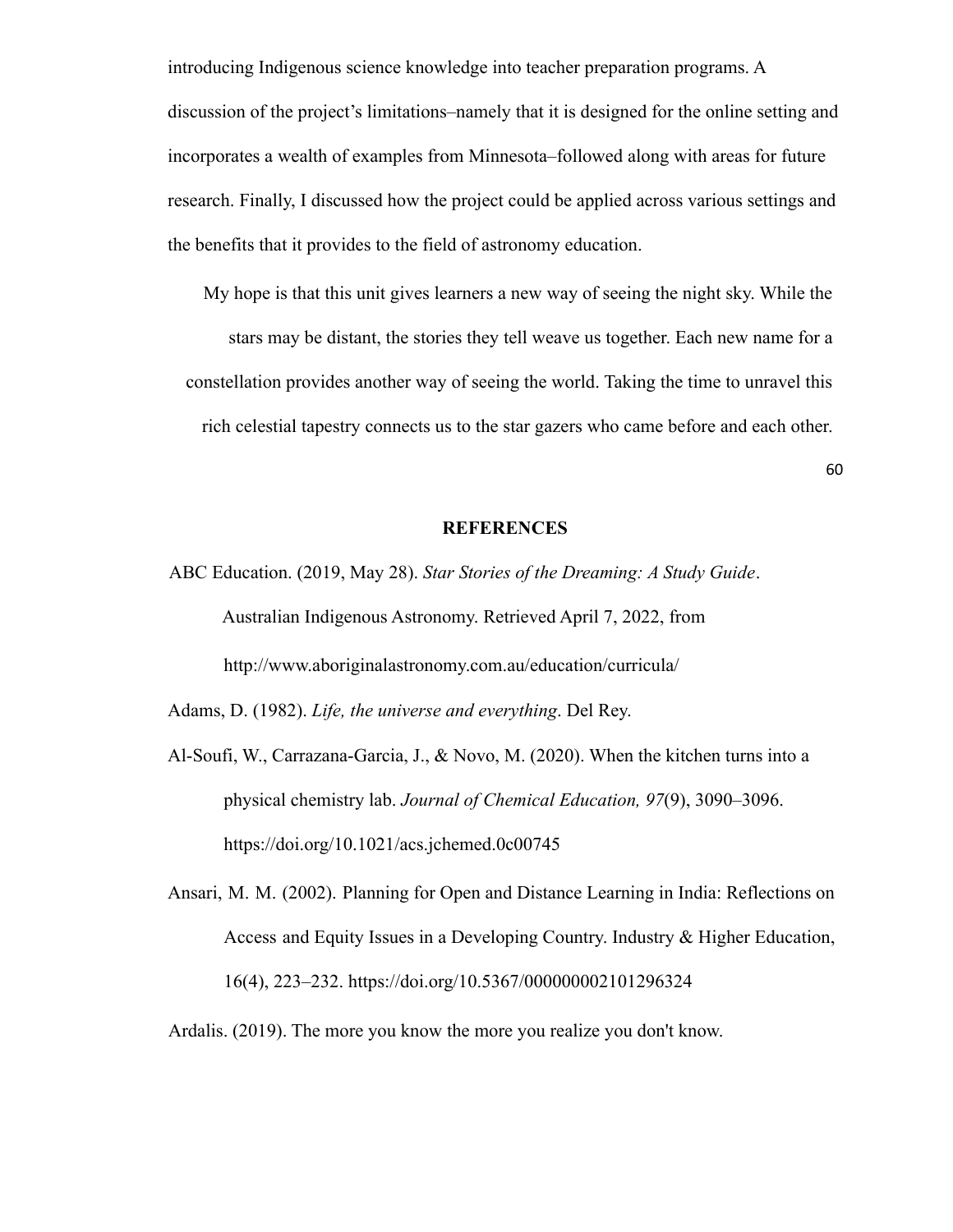introducing Indigenous science knowledge into teacher preparation programs. A discussion of the project's limitations–namely that it is designed for the online setting and incorporates a wealth of examples from Minnesota–followed along with areas for future research. Finally, I discussed how the project could be applied across various settings and the benefits that it provides to the field of astronomy education.

My hope is that this unit gives learners a new way of seeing the night sky. While the stars may be distant, the stories they tell weave us together. Each new name for a constellation provides another way of seeing the world. Taking the time to unravel this rich celestial tapestry connects us to the star gazers who came before and each other.

## REFERENCES

ABC Education. (2019, May 28). *Star Stories of the Dreaming: A Study Guide*. Australian Indigenous Astronomy. Retrieved April 7, 2022, from http://www.aboriginalastronomy.com.au/education/curricula/

Adams, D. (1982). *Life, the universe and everything*. Del Rey.

Al-Soufi, W., Carrazana-Garcia, J., & Novo, M. (2020). When the kitchen turns into a physical chemistry lab. *Journal of Chemical Education, 97*(9), 3090–3096. https://doi.org/10.1021/acs.jchemed.0c00745

Ansari, M. M. (2002). Planning for Open and Distance Learning in India: Reflections on Access and Equity Issues in a Developing Country. Industry & Higher Education, 16(4), 223–232. https://doi.org/10.5367/000000002101296324

Ardalis. (2019). The more you know the more you realize you don't know.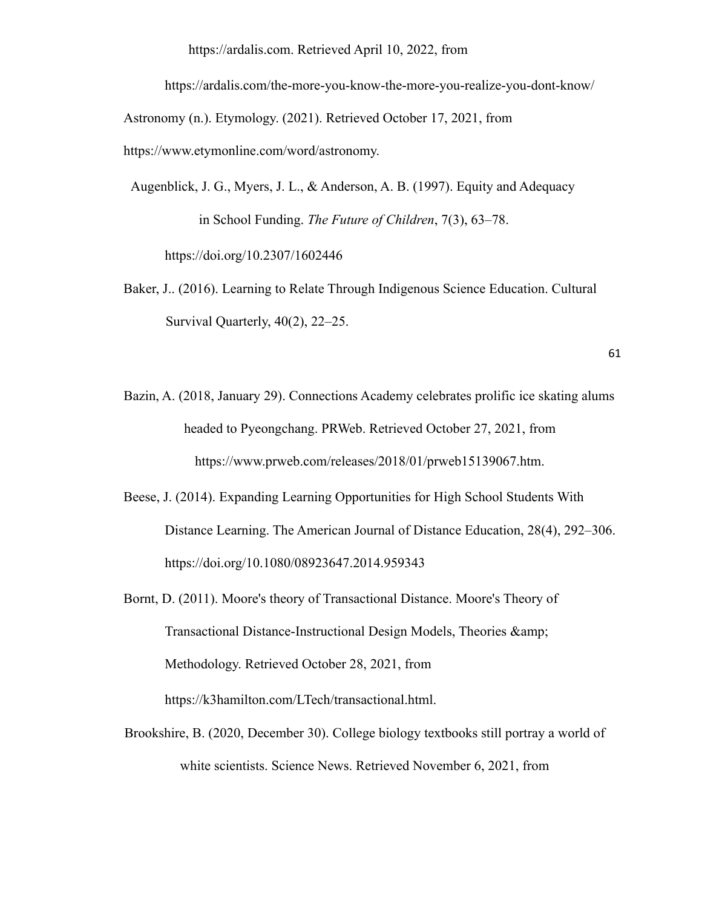https://ardalis.com. Retrieved April 10, 2022, from https://ardalis.com/the-more-you-know-the-more-you-realize-you-dont-know/

Astronomy (n.). Etymology. (2021). Retrieved October 17, 2021, from https://www.etymonline.com/word/astronomy.

Augenblick, J. G., Myers, J. L., & Anderson, A. B. (1997). Equity and Adequacy in School Funding. *The Future of Children*, 7(3), 63–78. https://doi.org/10.2307/1602446

Baker, J.. (2016). Learning to Relate Through Indigenous Science Education. Cultural Survival Quarterly, 40(2), 22–25.

Bazin, A. (2018, January 29). Connections Academy celebrates prolific ice skating alums headed to Pyeongchang. PRWeb. Retrieved October 27, 2021, from https://www.prweb.com/releases/2018/01/prweb15139067.htm.

Beese, J. (2014). Expanding Learning Opportunities for High School Students With Distance Learning. The American Journal of Distance Education, 28(4), 292–306. https://doi.org/10.1080/08923647.2014.959343

Bornt, D. (2011). Moore's theory of Transactional Distance. Moore's Theory of Transactional Distance-Instructional Design Models, Theories &amp; Methodology. Retrieved October 28, 2021, from https://k3hamilton.com/LTech/transactional.html.

Brookshire, B. (2020, December 30). College biology textbooks still portray a world of white scientists. Science News. Retrieved November 6, 2021, from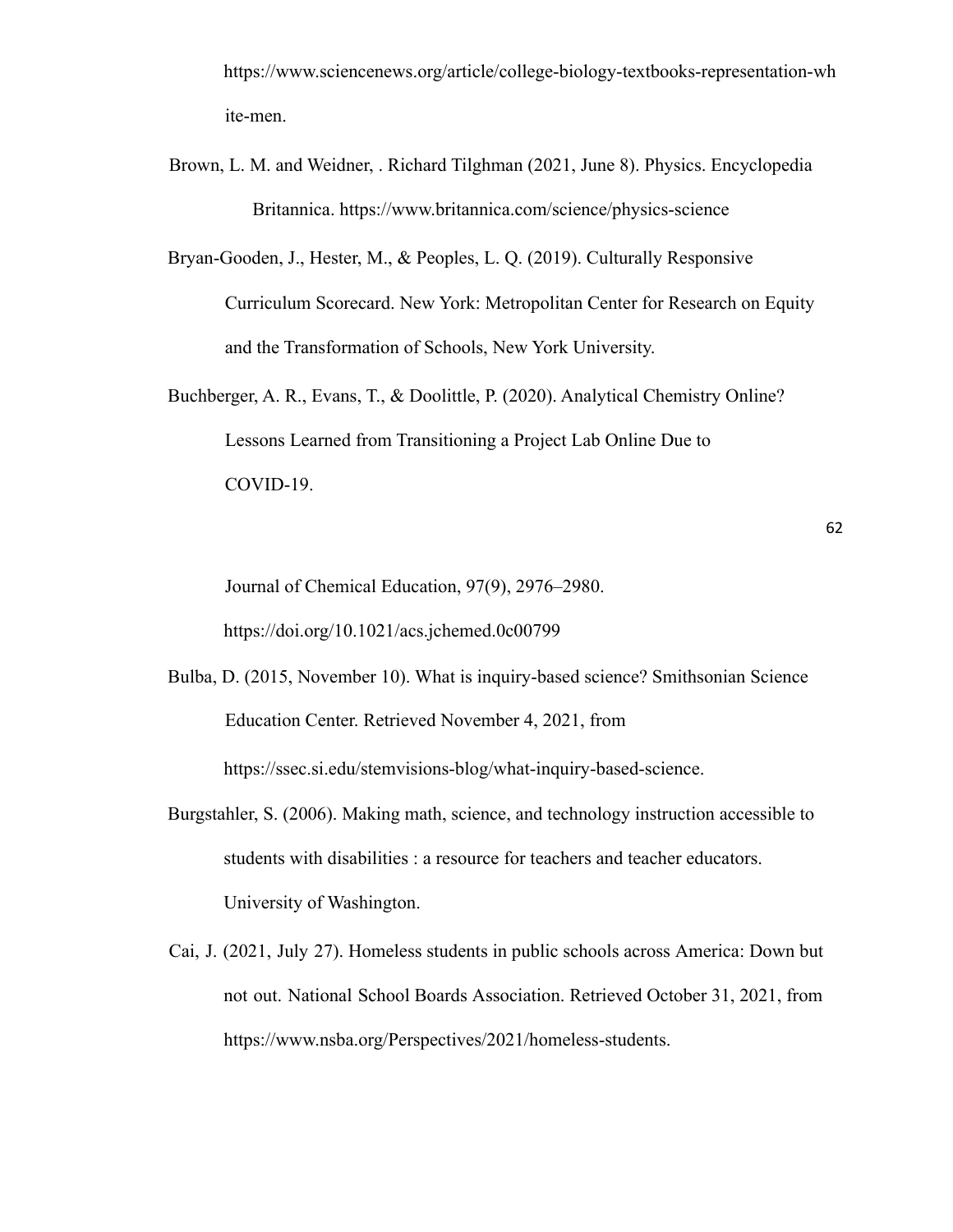https://www.sciencenews.org/article/college-biology-textbooks-representation-white-men.

Brown, L. M. and Weidner, . Richard Tilghman (2021, June 8). Physics. Encyclopedia Britannica. https://www.britannica.com/science/physics-science

Bryan-Gooden, J., Hester, M., & Peoples, L. Q. (2019). Culturally Responsive Curriculum Scorecard. New York: Metropolitan Center for Research on Equity and the Transformation of Schools, New York University.

Buchberger, A. R., Evans, T., & Doolittle, P. (2020). Analytical Chemistry Online? Lessons Learned from Transitioning a Project Lab Online Due to COVID-19. Journal of Chemical Education, 97(9), 2976–2980. https://doi.org/10.1021/acs.jchemed.0c00799

Bulba, D. (2015, November 10). What is inquiry-based science? Smithsonian Science Education Center. Retrieved November 4, 2021, from https://ssec.si.edu/stemvisions-blog/what-inquiry-based-science.

Burgstahler, S. (2006). Making math, science, and technology instruction accessible to students with disabilities : a resource for teachers and teacher educators. University of Washington.

Cai, J. (2021, July 27). Homeless students in public schools across America: Down but not out. National School Boards Association. Retrieved October 31, 2021, from https://www.nsba.org/Perspectives/2021/homeless-students.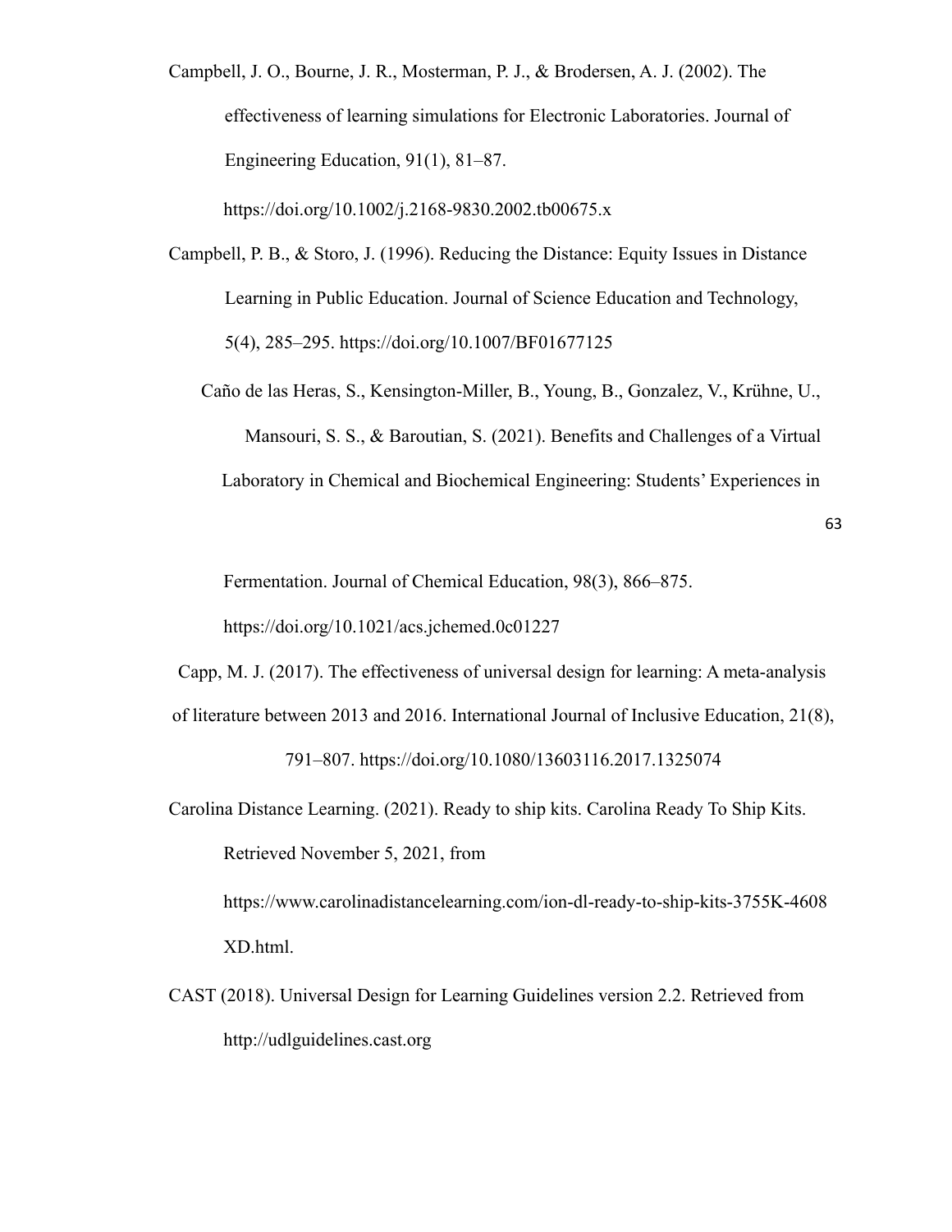Campbell, J. O., Bourne, J. R., Mosterman, P. J., & Brodersen, A. J. (2002). The effectiveness of learning simulations for Electronic Laboratories. Journal of Engineering Education, 91(1), 81–87. https://doi.org/10.1002/j.2168-9830.2002.tb00675.x

Campbell, P. B., & Storo, J. (1996). Reducing the Distance: Equity Issues in Distance Learning in Public Education. Journal of Science Education and Technology, 5(4), 285–295. https://doi.org/10.1007/BF01677125

Caño de las Heras, S., Kensington-Miller, B., Young, B., Gonzalez, V., Krühne, U., Mansouri, S. S., & Baroutian, S. (2021). Benefits and Challenges of a Virtual Laboratory in Chemical and Biochemical Engineering: Students' Experiences in Fermentation. Journal of Chemical Education, 98(3), 866–875. https://doi.org/10.1021/acs.jchemed.0c01227

Capp, M. J. (2017). The effectiveness of universal design for learning: A meta-analysis of literature between 2013 and 2016. International Journal of Inclusive Education, 21(8), 791–807. https://doi.org/10.1080/13603116.2017.1325074

Carolina Distance Learning. (2021). Ready to ship kits. Carolina Ready To Ship Kits. Retrieved November 5, 2021, from https://www.carolinadistancelearning.com/ion-dl-ready-to-ship-kits-3755K-4608XD.html.

CAST (2018). Universal Design for Learning Guidelines version 2.2. Retrieved from http://udlguidelines.cast.org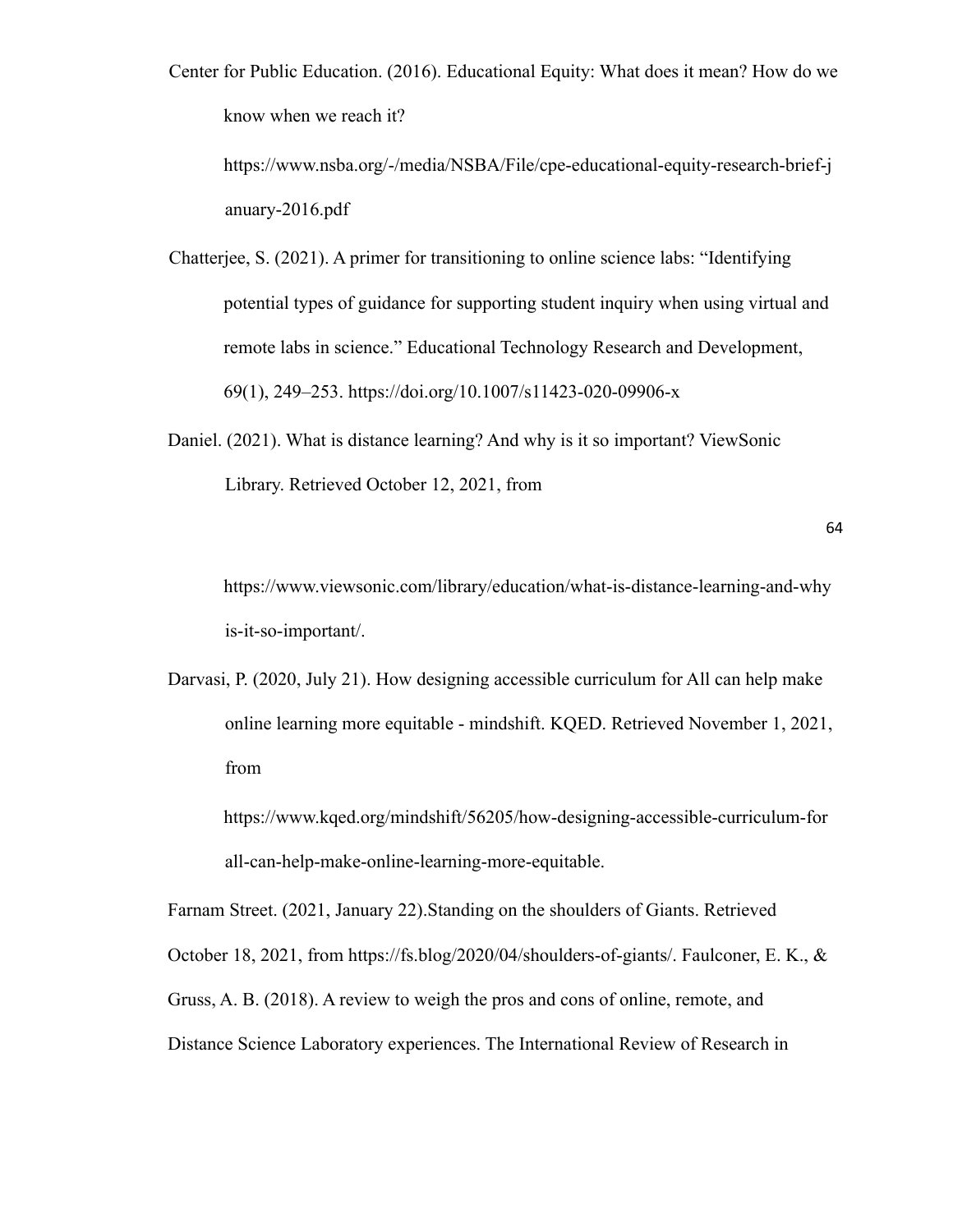Center for Public Education. (2016). Educational Equity: What does it mean? How do we know when we reach it? https://www.nsba.org/-/media/NSBA/File/cpe-educational-equity-research-brief-january-2016.pdf

Chatterjee, S. (2021). A primer for transitioning to online science labs: "Identifying potential types of guidance for supporting student inquiry when using virtual and remote labs in science." Educational Technology Research and Development, 69(1), 249–253. https://doi.org/10.1007/s11423-020-09906-x

Daniel. (2021). What is distance learning? And why is it so important? ViewSonic Library. Retrieved October 12, 2021, from https://www.viewsonic.com/library/education/what-is-distance-learning-and-why is-it-so-important/.

Darvasi, P. (2020, July 21). How designing accessible curriculum for All can help make online learning more equitable - mindshift. KQED. Retrieved November 1, 2021, from https://www.kqed.org/mindshift/56205/how-designing-accessible-curriculum-for all-can-help-make-online-learning-more-equitable.

Farnam Street. (2021, January 22).Standing on the shoulders of Giants. Retrieved October 18, 2021, from https://fs.blog/2020/04/shoulders-of-giants/. Faulconer, E. K., & Gruss, A. B. (2018). A review to weigh the pros and cons of online, remote, and Distance Science Laboratory experiences. The International Review of Research in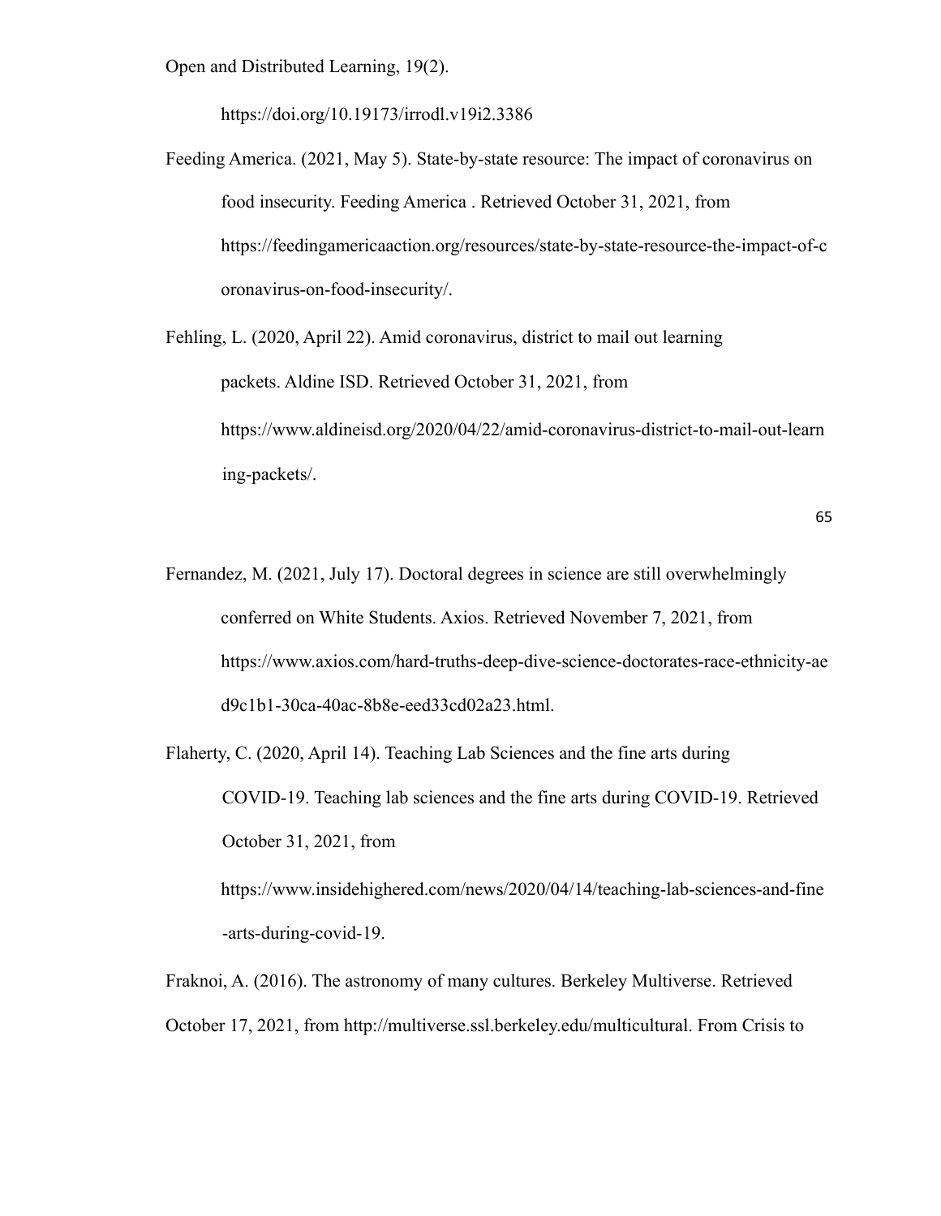Open and Distributed Learning, 19(2).

https://doi.org/10.19173/irrodl.v19i2.3386

Feeding America. (2021, May 5). State-by-state resource: The impact of coronavirus on food insecurity. Feeding America . Retrieved October 31, 2021, from https://feedingamericaaction.org/resources/state-by-state-resource-the-impact-of-coronavirus-on-food-insecurity/.

Fehling, L. (2020, April 22). Amid coronavirus, district to mail out learning packets. Aldine ISD. Retrieved October 31, 2021, from https://www.aldineisd.org/2020/04/22/amid-coronavirus-district-to-mail-out-learning-packets/.

Fernandez, M. (2021, July 17). Doctoral degrees in science are still overwhelmingly conferred on White Students. Axios. Retrieved November 7, 2021, from https://www.axios.com/hard-truths-deep-dive-science-doctorates-race-ethnicity-aed9c1b1-30ca-40ac-8b8e-eed33cd02a23.html.

Flaherty, C. (2020, April 14). Teaching Lab Sciences and the fine arts during COVID-19. Teaching lab sciences and the fine arts during COVID-19. Retrieved October 31, 2021, from

https://www.insidehighered.com/news/2020/04/14/teaching-lab-sciences-and-fine-arts-during-covid-19.

Fraknoi, A. (2016). The astronomy of many cultures. Berkeley Multiverse. Retrieved October 17, 2021, from http://multiverse.ssl.berkeley.edu/multicultural. From Crisis to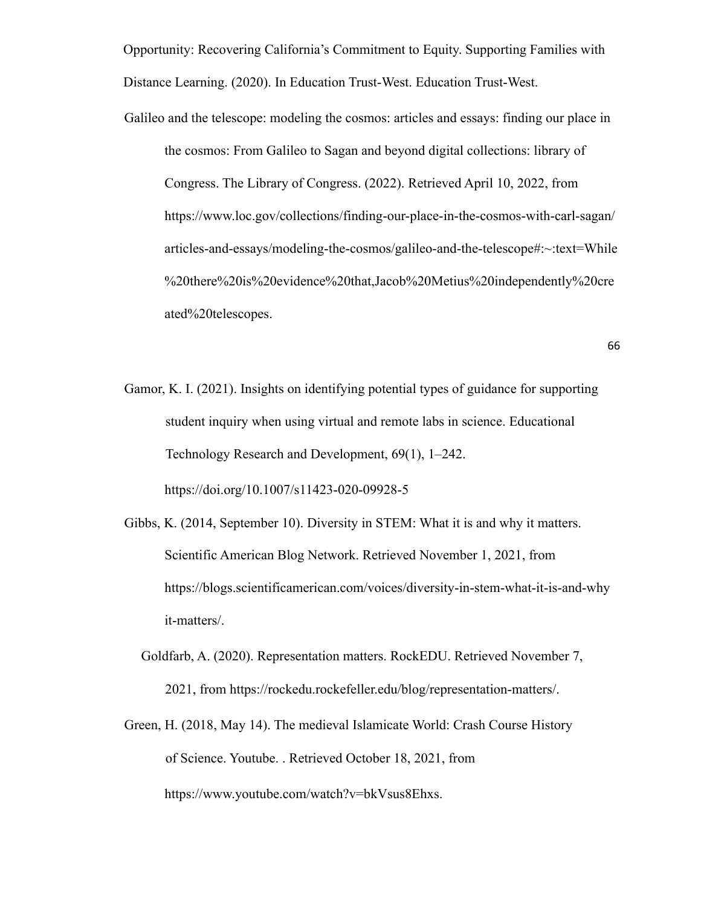Opportunity: Recovering California's Commitment to Equity. Supporting Families with Distance Learning. (2020). In Education Trust-West. Education Trust-West.

Galileo and the telescope: modeling the cosmos: articles and essays: finding our place in the cosmos: From Galileo to Sagan and beyond digital collections: library of Congress. The Library of Congress. (2022). Retrieved April 10, 2022, from https://www.loc.gov/collections/finding-our-place-in-the-cosmos-with-carl-sagan/articles-and-essays/modeling-the-cosmos/galileo-and-the-telescope#:~:text=While%20there%20is%20evidence%20that,Jacob%20Metius%20independently%20created%20telescopes.

Gamor, K. I. (2021). Insights on identifying potential types of guidance for supporting student inquiry when using virtual and remote labs in science. Educational Technology Research and Development, 69(1), 1–242. https://doi.org/10.1007/s11423-020-09928-5

Gibbs, K. (2014, September 10). Diversity in STEM: What it is and why it matters. Scientific American Blog Network. Retrieved November 1, 2021, from https://blogs.scientificamerican.com/voices/diversity-in-stem-what-it-is-and-why it-matters/.

Goldfarb, A. (2020). Representation matters. RockEDU. Retrieved November 7, 2021, from https://rockedu.rockefeller.edu/blog/representation-matters/.

Green, H. (2018, May 14). The medieval Islamicate World: Crash Course History of Science. Youtube. . Retrieved October 18, 2021, from https://www.youtube.com/watch?v=bkVsus8Ehxs.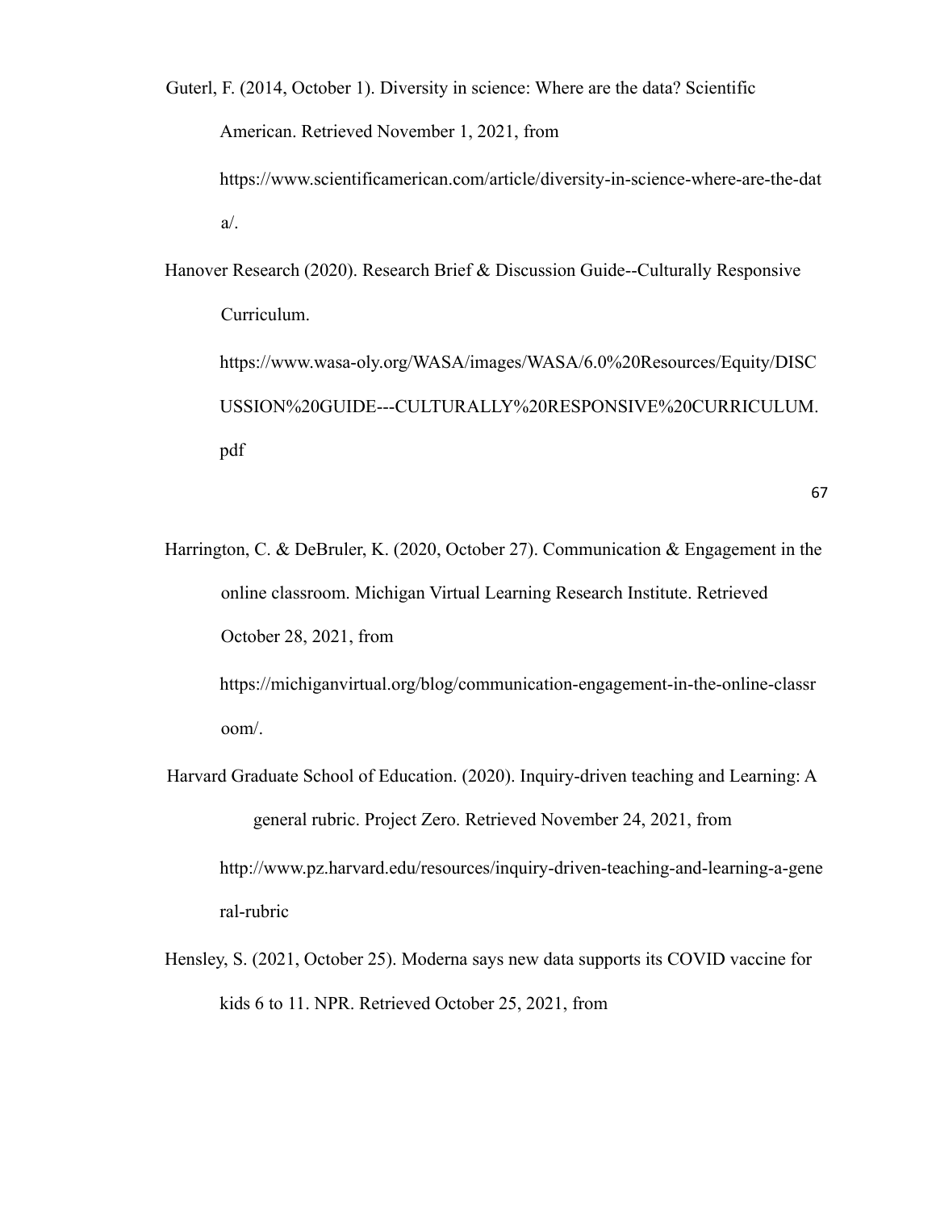Guterl, F. (2014, October 1). Diversity in science: Where are the data? Scientific American. Retrieved November 1, 2021, from https://www.scientificamerican.com/article/diversity-in-science-where-are-the-data/.

Hanover Research (2020). Research Brief & Discussion Guide--Culturally Responsive Curriculum. https://www.wasa-oly.org/WASA/images/WASA/6.0%20Resources/Equity/DISCUSSION%20GUIDE---CULTURALLY%20RESPONSIVE%20CURRICULUM.pdf

Harrington, C. & DeBruler, K. (2020, October 27). Communication & Engagement in the online classroom. Michigan Virtual Learning Research Institute. Retrieved October 28, 2021, from https://michiganvirtual.org/blog/communication-engagement-in-the-online-classroom/.

Harvard Graduate School of Education. (2020). Inquiry-driven teaching and Learning: A general rubric. Project Zero. Retrieved November 24, 2021, from http://www.pz.harvard.edu/resources/inquiry-driven-teaching-and-learning-a-general-rubric

Hensley, S. (2021, October 25). Moderna says new data supports its COVID vaccine for kids 6 to 11. NPR. Retrieved October 25, 2021, from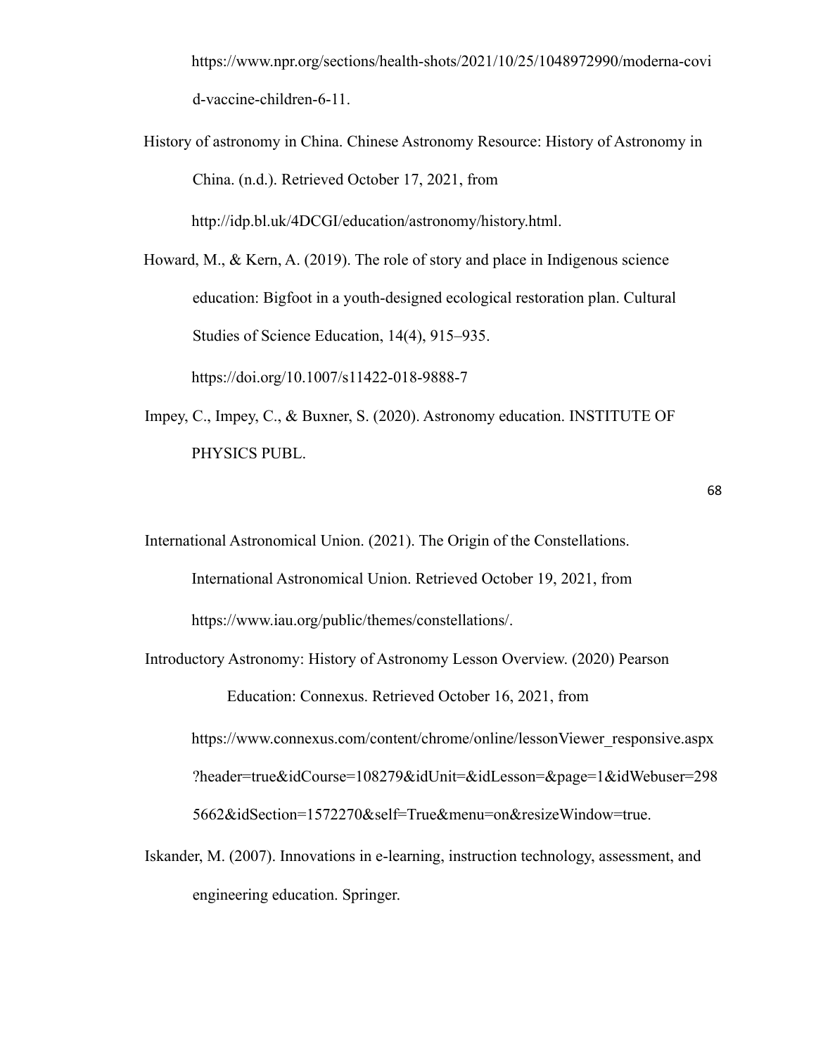https://www.npr.org/sections/health-shots/2021/10/25/1048972990/moderna-covid-vaccine-children-6-11.

History of astronomy in China. Chinese Astronomy Resource: History of Astronomy in China. (n.d.). Retrieved October 17, 2021, from http://idp.bl.uk/4DCGI/education/astronomy/history.html.

Howard, M., & Kern, A. (2019). The role of story and place in Indigenous science education: Bigfoot in a youth-designed ecological restoration plan. Cultural Studies of Science Education, 14(4), 915–935. https://doi.org/10.1007/s11422-018-9888-7

Impey, C., Impey, C., & Buxner, S. (2020). Astronomy education. INSTITUTE OF PHYSICS PUBL.

International Astronomical Union. (2021). The Origin of the Constellations. International Astronomical Union. Retrieved October 19, 2021, from https://www.iau.org/public/themes/constellations/.

Introductory Astronomy: History of Astronomy Lesson Overview. (2020) Pearson Education: Connexus. Retrieved October 16, 2021, from https://www.connexus.com/content/chrome/online/lessonViewer_responsive.aspx?header=true&idCourse=108279&idUnit=&idLesson=&page=1&idWebuser=2985662&idSection=1572270&self=True&menu=on&resizeWindow=true.

Iskander, M. (2007). Innovations in e-learning, instruction technology, assessment, and engineering education. Springer.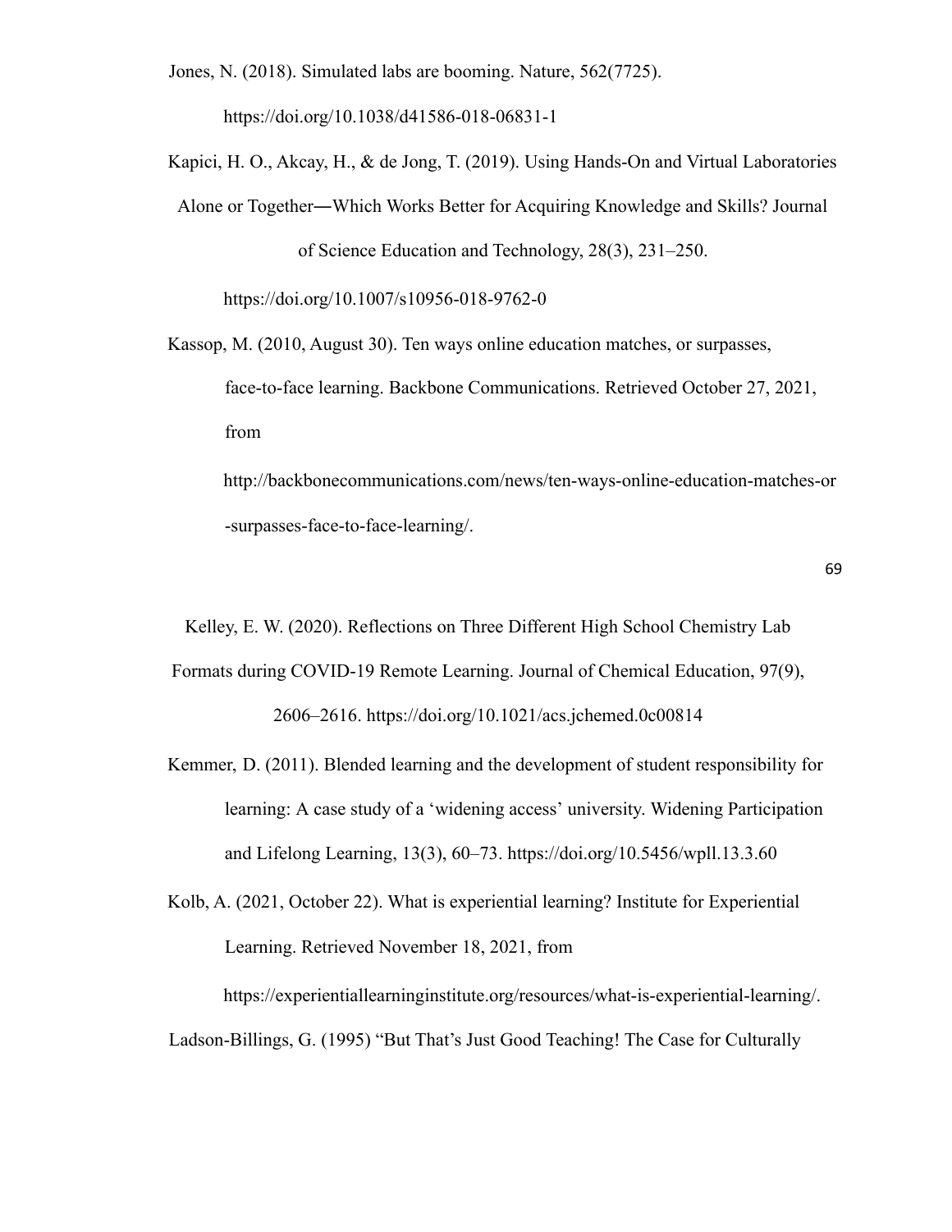Jones, N. (2018). Simulated labs are booming. Nature, 562(7725). https://doi.org/10.1038/d41586-018-06831-1

Kapici, H. O., Akcay, H., & de Jong, T. (2019). Using Hands-On and Virtual Laboratories Alone or Together―Which Works Better for Acquiring Knowledge and Skills? Journal of Science Education and Technology, 28(3), 231–250. https://doi.org/10.1007/s10956-018-9762-0

Kassop, M. (2010, August 30). Ten ways online education matches, or surpasses, face-to-face learning. Backbone Communications. Retrieved October 27, 2021, from http://backbonecommunications.com/news/ten-ways-online-education-matches-or-surpasses-face-to-face-learning/.

Kelley, E. W. (2020). Reflections on Three Different High School Chemistry Lab Formats during COVID-19 Remote Learning. Journal of Chemical Education, 97(9), 2606–2616. https://doi.org/10.1021/acs.jchemed.0c00814

Kemmer, D. (2011). Blended learning and the development of student responsibility for learning: A case study of a 'widening access' university. Widening Participation and Lifelong Learning, 13(3), 60–73. https://doi.org/10.5456/wpll.13.3.60

Kolb, A. (2021, October 22). What is experiential learning? Institute for Experiential Learning. Retrieved November 18, 2021, from https://experientiallearninginstitute.org/resources/what-is-experiential-learning/.

Ladson-Billings, G. (1995) "But That's Just Good Teaching! The Case for Culturally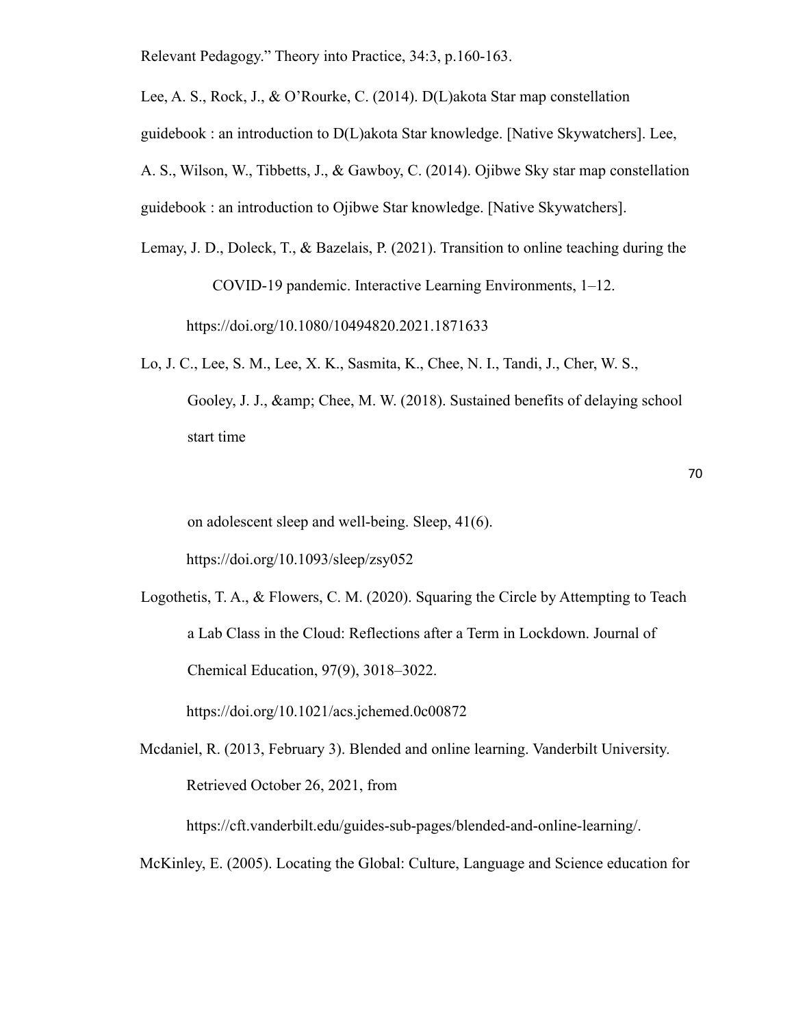Relevant Pedagogy." Theory into Practice, 34:3, p.160-163.

Lee, A. S., Rock, J., & O'Rourke, C. (2014). D(L)akota Star map constellation guidebook : an introduction to D(L)akota Star knowledge. [Native Skywatchers]. Lee, A. S., Wilson, W., Tibbetts, J., & Gawboy, C. (2014). Ojibwe Sky star map constellation guidebook : an introduction to Ojibwe Star knowledge. [Native Skywatchers].

Lemay, J. D., Doleck, T., & Bazelais, P. (2021). Transition to online teaching during the COVID-19 pandemic. Interactive Learning Environments, 1–12. https://doi.org/10.1080/10494820.2021.1871633

Lo, J. C., Lee, S. M., Lee, X. K., Sasmita, K., Chee, N. I., Tandi, J., Cher, W. S., Gooley, J. J., &amp; Chee, M. W. (2018). Sustained benefits of delaying school start time on adolescent sleep and well-being. Sleep, 41(6). https://doi.org/10.1093/sleep/zsy052

Logothetis, T. A., & Flowers, C. M. (2020). Squaring the Circle by Attempting to Teach a Lab Class in the Cloud: Reflections after a Term in Lockdown. Journal of Chemical Education, 97(9), 3018–3022. https://doi.org/10.1021/acs.jchemed.0c00872

Mcdaniel, R. (2013, February 3). Blended and online learning. Vanderbilt University. Retrieved October 26, 2021, from https://cft.vanderbilt.edu/guides-sub-pages/blended-and-online-learning/.

McKinley, E. (2005). Locating the Global: Culture, Language and Science education for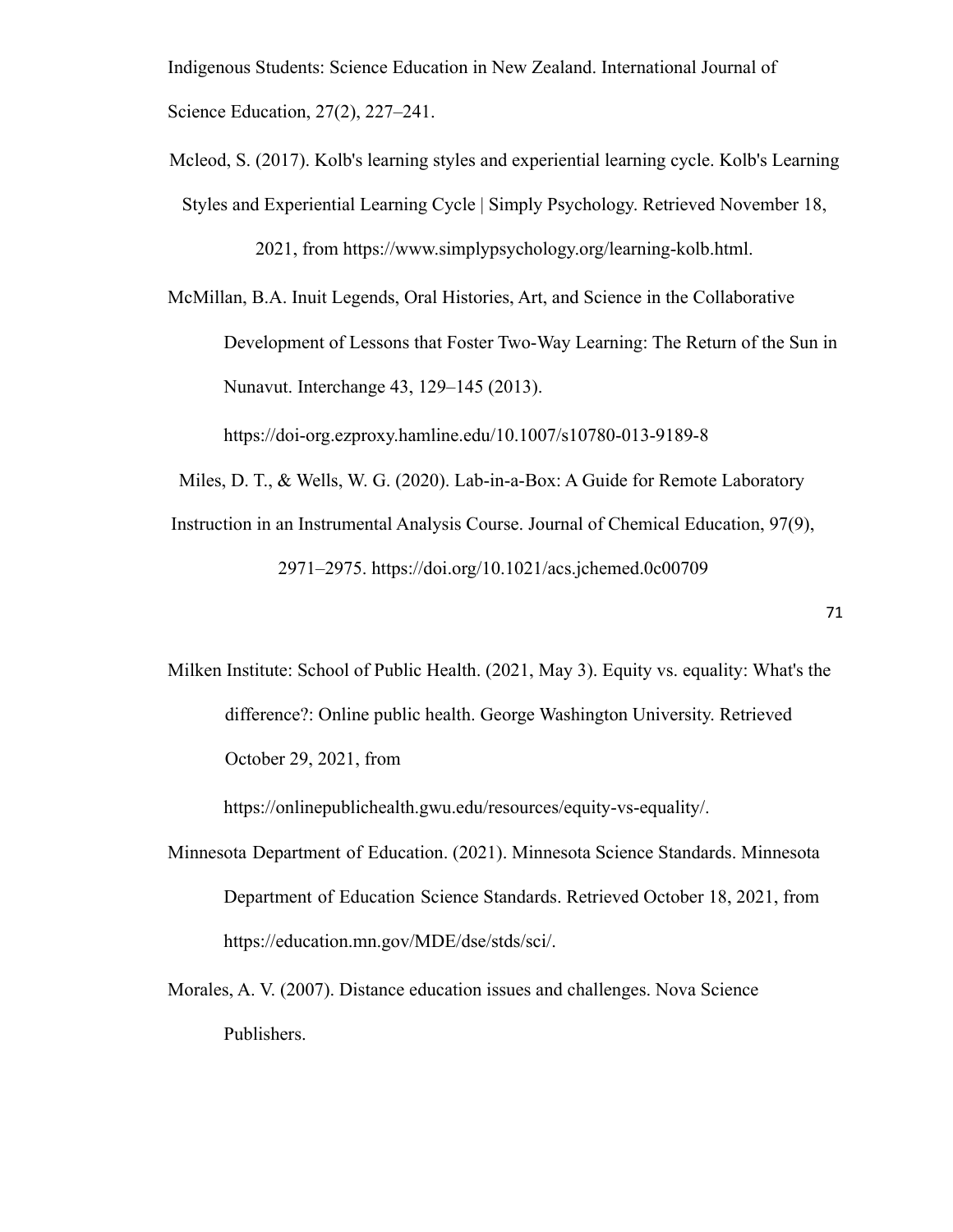Indigenous Students: Science Education in New Zealand. International Journal of Science Education, 27(2), 227–241.

Mcleod, S. (2017). Kolb's learning styles and experiential learning cycle. Kolb's Learning Styles and Experiential Learning Cycle | Simply Psychology. Retrieved November 18, 2021, from https://www.simplypsychology.org/learning-kolb.html.

McMillan, B.A. Inuit Legends, Oral Histories, Art, and Science in the Collaborative Development of Lessons that Foster Two-Way Learning: The Return of the Sun in Nunavut. Interchange 43, 129–145 (2013). https://doi-org.ezproxy.hamline.edu/10.1007/s10780-013-9189-8

Miles, D. T., & Wells, W. G. (2020). Lab-in-a-Box: A Guide for Remote Laboratory Instruction in an Instrumental Analysis Course. Journal of Chemical Education, 97(9), 2971–2975. https://doi.org/10.1021/acs.jchemed.0c00709

Milken Institute: School of Public Health. (2021, May 3). Equity vs. equality: What's the difference?: Online public health. George Washington University. Retrieved October 29, 2021, from https://onlinepublichealth.gwu.edu/resources/equity-vs-equality/.

Minnesota Department of Education. (2021). Minnesota Science Standards. Minnesota Department of Education Science Standards. Retrieved October 18, 2021, from https://education.mn.gov/MDE/dse/stds/sci/.

Morales, A. V. (2007). Distance education issues and challenges. Nova Science Publishers.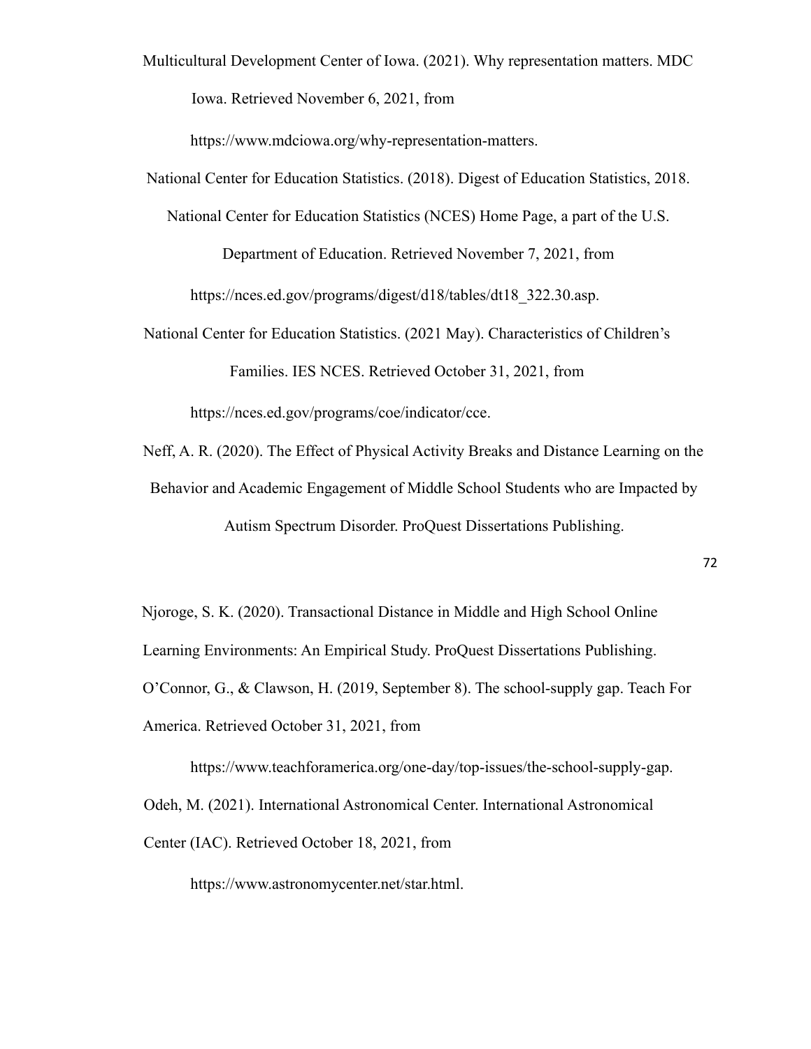Multicultural Development Center of Iowa. (2021). Why representation matters. MDC Iowa. Retrieved November 6, 2021, from https://www.mdciowa.org/why-representation-matters.

National Center for Education Statistics. (2018). Digest of Education Statistics, 2018. National Center for Education Statistics (NCES) Home Page, a part of the U.S. Department of Education. Retrieved November 7, 2021, from https://nces.ed.gov/programs/digest/d18/tables/dt18_322.30.asp.

National Center for Education Statistics. (2021 May). Characteristics of Children's Families. IES NCES. Retrieved October 31, 2021, from https://nces.ed.gov/programs/coe/indicator/cce.

Neff, A. R. (2020). The Effect of Physical Activity Breaks and Distance Learning on the Behavior and Academic Engagement of Middle School Students who are Impacted by Autism Spectrum Disorder. ProQuest Dissertations Publishing.

Njoroge, S. K. (2020). Transactional Distance in Middle and High School Online Learning Environments: An Empirical Study. ProQuest Dissertations Publishing.

O'Connor, G., & Clawson, H. (2019, September 8). The school-supply gap. Teach For America. Retrieved October 31, 2021, from https://www.teachforamerica.org/one-day/top-issues/the-school-supply-gap.

Odeh, M. (2021). International Astronomical Center. International Astronomical Center (IAC). Retrieved October 18, 2021, from https://www.astronomycenter.net/star.html.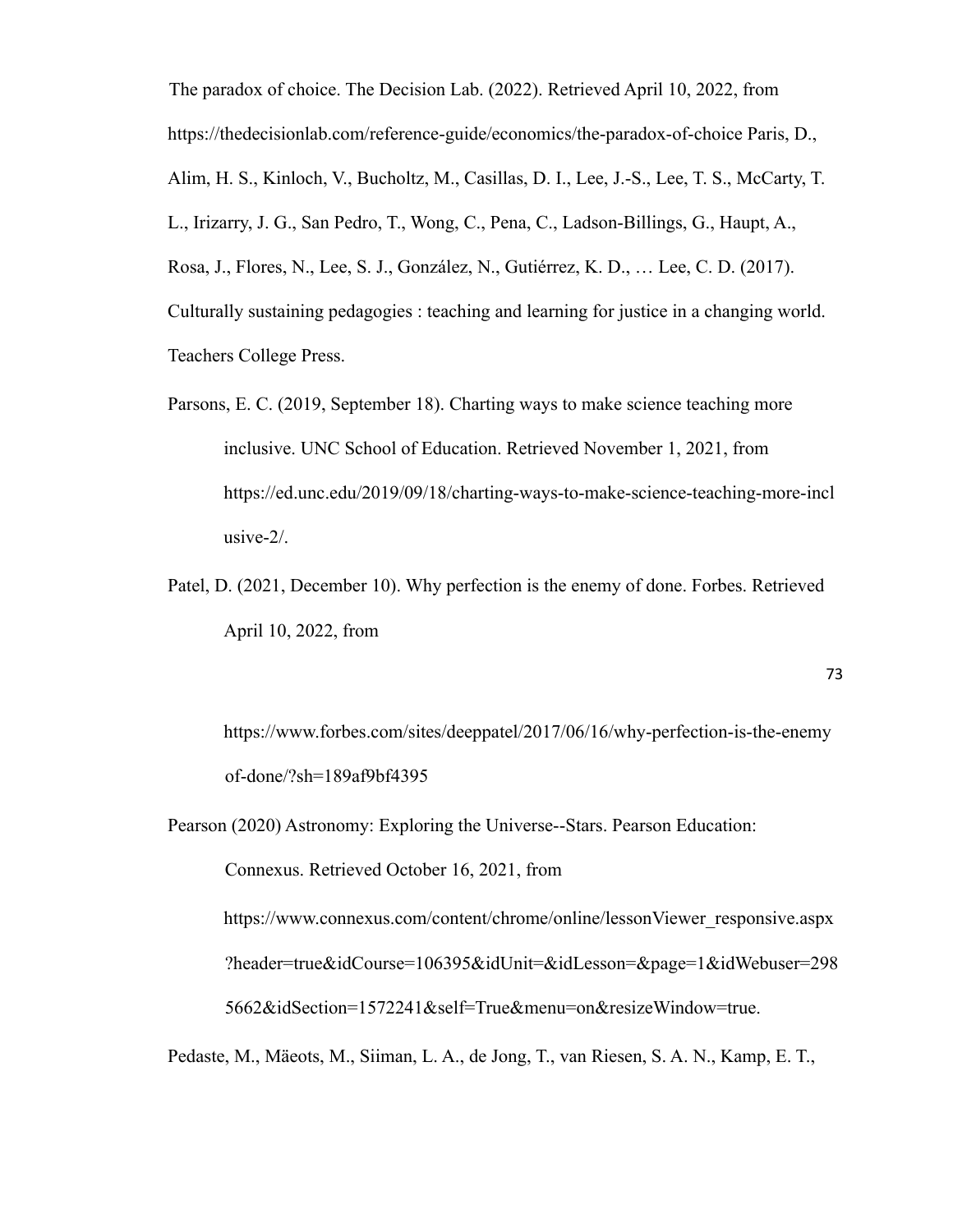The paradox of choice. The Decision Lab. (2022). Retrieved April 10, 2022, from https://thedecisionlab.com/reference-guide/economics/the-paradox-of-choice Paris, D., Alim, H. S., Kinloch, V., Bucholtz, M., Casillas, D. I., Lee, J.-S., Lee, T. S., McCarty, T. L., Irizarry, J. G., San Pedro, T., Wong, C., Pena, C., Ladson-Billings, G., Haupt, A., Rosa, J., Flores, N., Lee, S. J., González, N., Gutiérrez, K. D., … Lee, C. D. (2017). Culturally sustaining pedagogies : teaching and learning for justice in a changing world. Teachers College Press.

Parsons, E. C. (2019, September 18). Charting ways to make science teaching more inclusive. UNC School of Education. Retrieved November 1, 2021, from https://ed.unc.edu/2019/09/18/charting-ways-to-make-science-teaching-more-inclusive-2/.

Patel, D. (2021, December 10). Why perfection is the enemy of done. Forbes. Retrieved April 10, 2022, from https://www.forbes.com/sites/deeppatel/2017/06/16/why-perfection-is-the-enemy of-done/?sh=189af9bf4395

Pearson (2020) Astronomy: Exploring the Universe--Stars. Pearson Education: Connexus. Retrieved October 16, 2021, from https://www.connexus.com/content/chrome/online/lessonViewer_responsive.aspx?header=true&idCourse=106395&idUnit=&idLesson=&page=1&idWebuser=2985662&idSection=1572241&self=True&menu=on&resizeWindow=true.

Pedaste, M., Mäeots, M., Siiman, L. A., de Jong, T., van Riesen, S. A. N., Kamp, E. T.,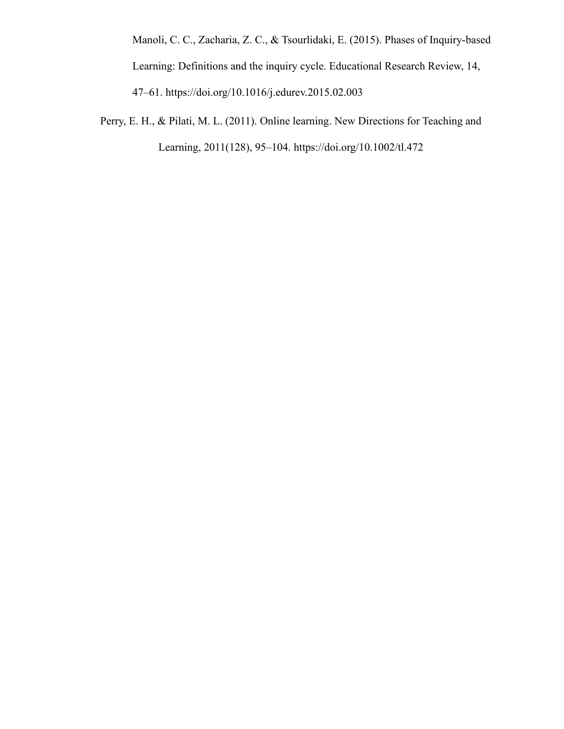Manoli, C. C., Zacharia, Z. C., & Tsourlidaki, E. (2015). Phases of Inquiry-based Learning: Definitions and the inquiry cycle. Educational Research Review, 14, 47–61. https://doi.org/10.1016/j.edurev.2015.02.003

Perry, E. H., & Pilati, M. L. (2011). Online learning. New Directions for Teaching and Learning, 2011(128), 95–104. https://doi.org/10.1002/tl.472